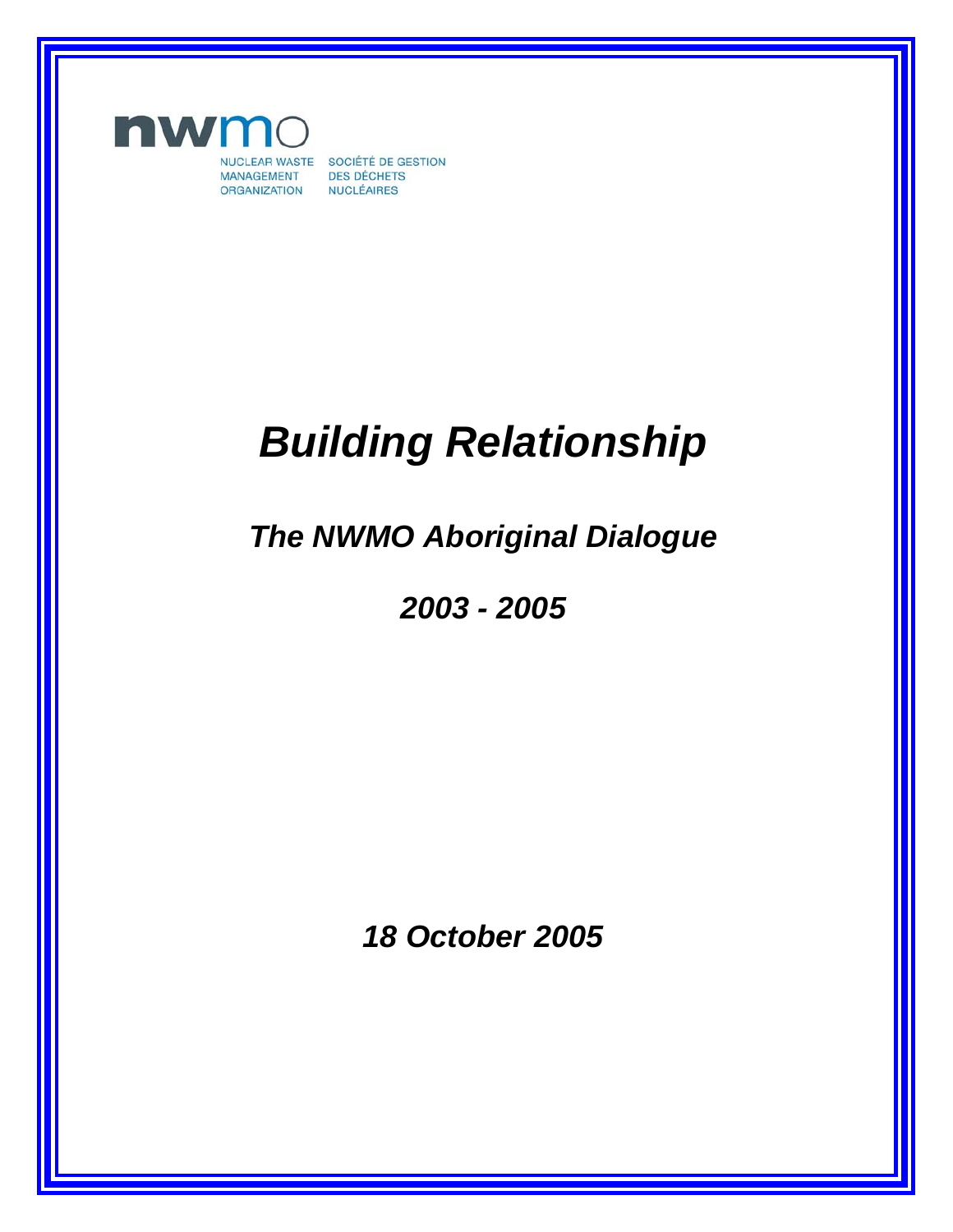nwmo

NUCLEAR WASTE MANAGEMENT ORGANIZATION

SOCIÉTÉ DE GESTION DES DÉCHETS NUCLÉAIRES

# *Building Relationship*

## *The NWMO Aboriginal Dialogue*

## *2003 - 2005*

***18 October 2005***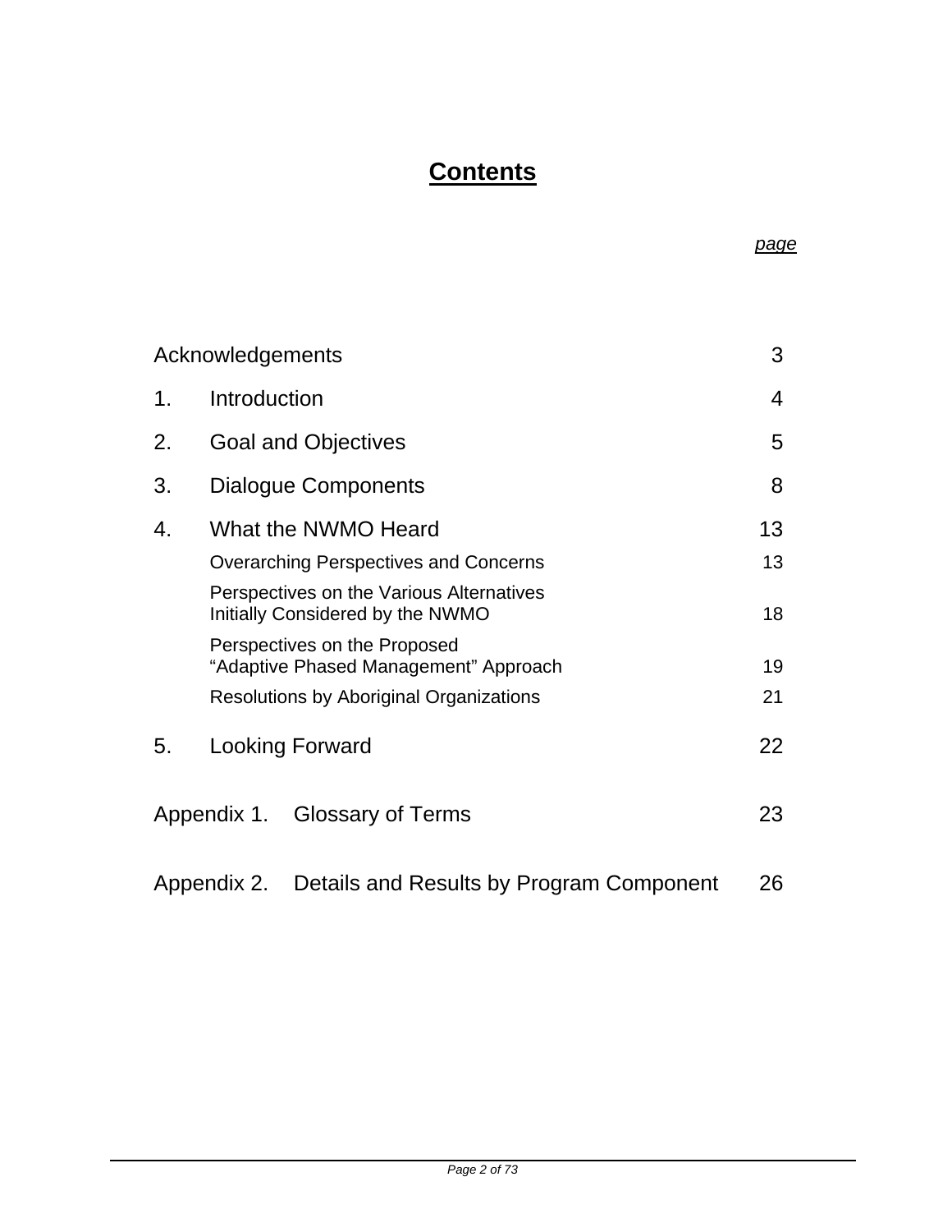# Contents

| | page |
|---|---|
| Acknowledgements | 3 |
| 1. Introduction | 4 |
| 2. Goal and Objectives | 5 |
| 3. Dialogue Components | 8 |
| 4. What the NWMO Heard | 13 |
| Overarching Perspectives and Concerns | 13 |
| Perspectives on the Various Alternatives Initially Considered by the NWMO | 18 |
| Perspectives on the Proposed "Adaptive Phased Management" Approach | 19 |
| Resolutions by Aboriginal Organizations | 21 |
| 5. Looking Forward | 22 |
| Appendix 1. Glossary of Terms | 23 |
| Appendix 2. Details and Results by Program Component | 26 |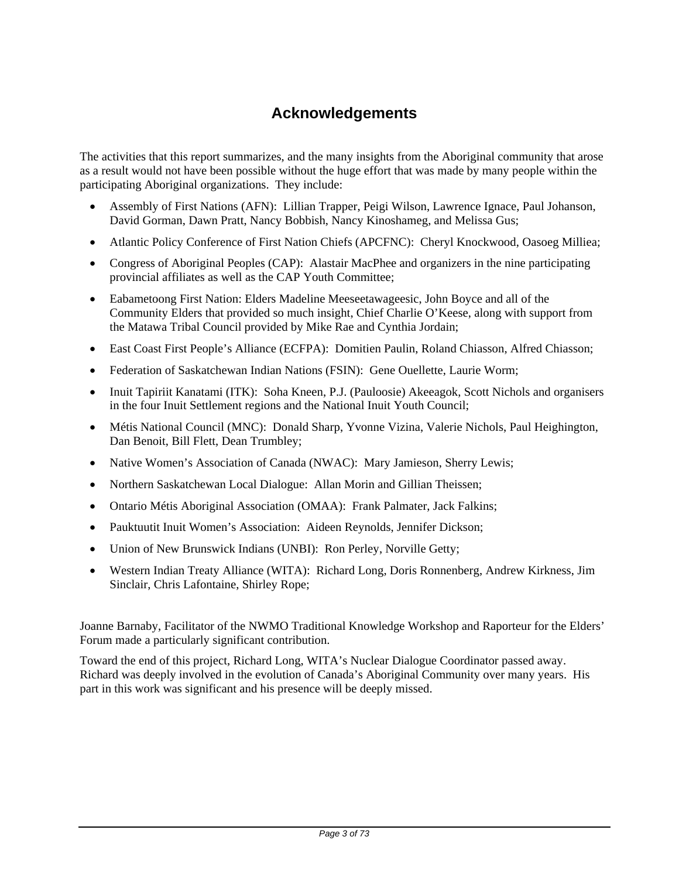# Acknowledgements

The activities that this report summarizes, and the many insights from the Aboriginal community that arose as a result would not have been possible without the huge effort that was made by many people within the participating Aboriginal organizations. They include:

- Assembly of First Nations (AFN): Lillian Trapper, Peigi Wilson, Lawrence Ignace, Paul Johanson, David Gorman, Dawn Pratt, Nancy Bobbish, Nancy Kinoshameg, and Melissa Gus;
- Atlantic Policy Conference of First Nation Chiefs (APCFNC): Cheryl Knockwood, Oasoeg Milliea;
- Congress of Aboriginal Peoples (CAP): Alastair MacPhee and organizers in the nine participating provincial affiliates as well as the CAP Youth Committee;
- Eabametoong First Nation: Elders Madeline Meeseetawageesic, John Boyce and all of the Community Elders that provided so much insight, Chief Charlie O'Keese, along with support from the Matawa Tribal Council provided by Mike Rae and Cynthia Jordain;
- East Coast First People's Alliance (ECFPA): Domitien Paulin, Roland Chiasson, Alfred Chiasson;
- Federation of Saskatchewan Indian Nations (FSIN): Gene Ouellette, Laurie Worm;
- Inuit Tapiriit Kanatami (ITK): Soha Kneen, P.J. (Pauloosie) Akeeagok, Scott Nichols and organisers in the four Inuit Settlement regions and the National Inuit Youth Council;
- Métis National Council (MNC): Donald Sharp, Yvonne Vizina, Valerie Nichols, Paul Heighington, Dan Benoit, Bill Flett, Dean Trumbley;
- Native Women's Association of Canada (NWAC): Mary Jamieson, Sherry Lewis;
- Northern Saskatchewan Local Dialogue: Allan Morin and Gillian Theissen;
- Ontario Métis Aboriginal Association (OMAA): Frank Palmater, Jack Falkins;
- Pauktuutit Inuit Women's Association: Aideen Reynolds, Jennifer Dickson;
- Union of New Brunswick Indians (UNBI): Ron Perley, Norville Getty;
- Western Indian Treaty Alliance (WITA): Richard Long, Doris Ronnenberg, Andrew Kirkness, Jim Sinclair, Chris Lafontaine, Shirley Rope;

Joanne Barnaby, Facilitator of the NWMO Traditional Knowledge Workshop and Raporteur for the Elders' Forum made a particularly significant contribution.

Toward the end of this project, Richard Long, WITA's Nuclear Dialogue Coordinator passed away. Richard was deeply involved in the evolution of Canada's Aboriginal Community over many years. His part in this work was significant and his presence will be deeply missed.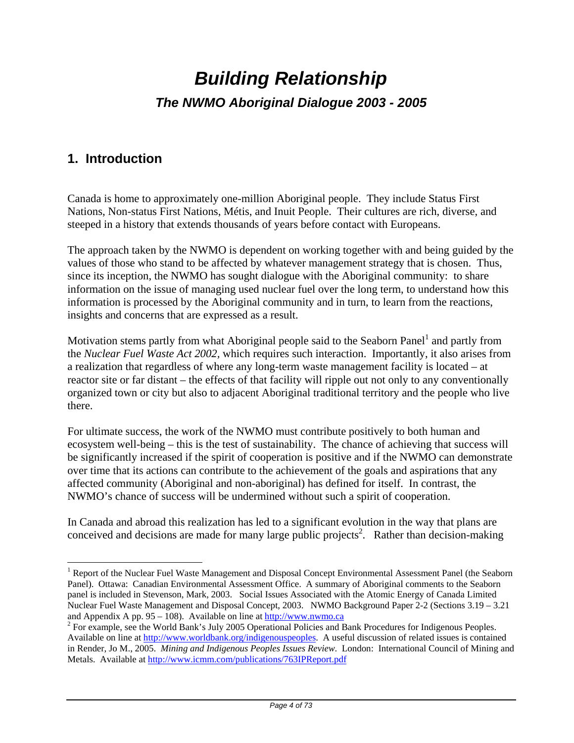# *Building Relationship*

## *The NWMO Aboriginal Dialogue 2003 - 2005*

## 1. Introduction

Canada is home to approximately one-million Aboriginal people. They include Status First Nations, Non-status First Nations, Métis, and Inuit People. Their cultures are rich, diverse, and steeped in a history that extends thousands of years before contact with Europeans.

The approach taken by the NWMO is dependent on working together with and being guided by the values of those who stand to be affected by whatever management strategy that is chosen. Thus, since its inception, the NWMO has sought dialogue with the Aboriginal community: to share information on the issue of managing used nuclear fuel over the long term, to understand how this information is processed by the Aboriginal community and in turn, to learn from the reactions, insights and concerns that are expressed as a result.

Motivation stems partly from what Aboriginal people said to the Seaborn Panel[1] and partly from the *Nuclear Fuel Waste Act 2002*, which requires such interaction. Importantly, it also arises from a realization that regardless of where any long-term waste management facility is located – at reactor site or far distant – the effects of that facility will ripple out not only to any conventionally organized town or city but also to adjacent Aboriginal traditional territory and the people who live there.

For ultimate success, the work of the NWMO must contribute positively to both human and ecosystem well-being – this is the test of sustainability. The chance of achieving that success will be significantly increased if the spirit of cooperation is positive and if the NWMO can demonstrate over time that its actions can contribute to the achievement of the goals and aspirations that any affected community (Aboriginal and non-aboriginal) has defined for itself. In contrast, the NWMO's chance of success will be undermined without such a spirit of cooperation.

In Canada and abroad this realization has led to a significant evolution in the way that plans are conceived and decisions are made for many large public projects[2]. Rather than decision-making

---

[1] Report of the Nuclear Fuel Waste Management and Disposal Concept Environmental Assessment Panel (the Seaborn Panel). Ottawa: Canadian Environmental Assessment Office. A summary of Aboriginal comments to the Seaborn panel is included in Stevenson, Mark, 2003. Social Issues Associated with the Atomic Energy of Canada Limited Nuclear Fuel Waste Management and Disposal Concept, 2003. NWMO Background Paper 2-2 (Sections 3.19 – 3.21 and Appendix A pp. 95 – 108). Available on line at http://www.nwmo.ca

[2] For example, see the World Bank's July 2005 Operational Policies and Bank Procedures for Indigenous Peoples. Available on line at http://www.worldbank.org/indigenouspeoples. A useful discussion of related issues is contained in Render, Jo M., 2005. *Mining and Indigenous Peoples Issues Review*. London: International Council of Mining and Metals. Available at http://www.icmm.com/publications/763IPReport.pdf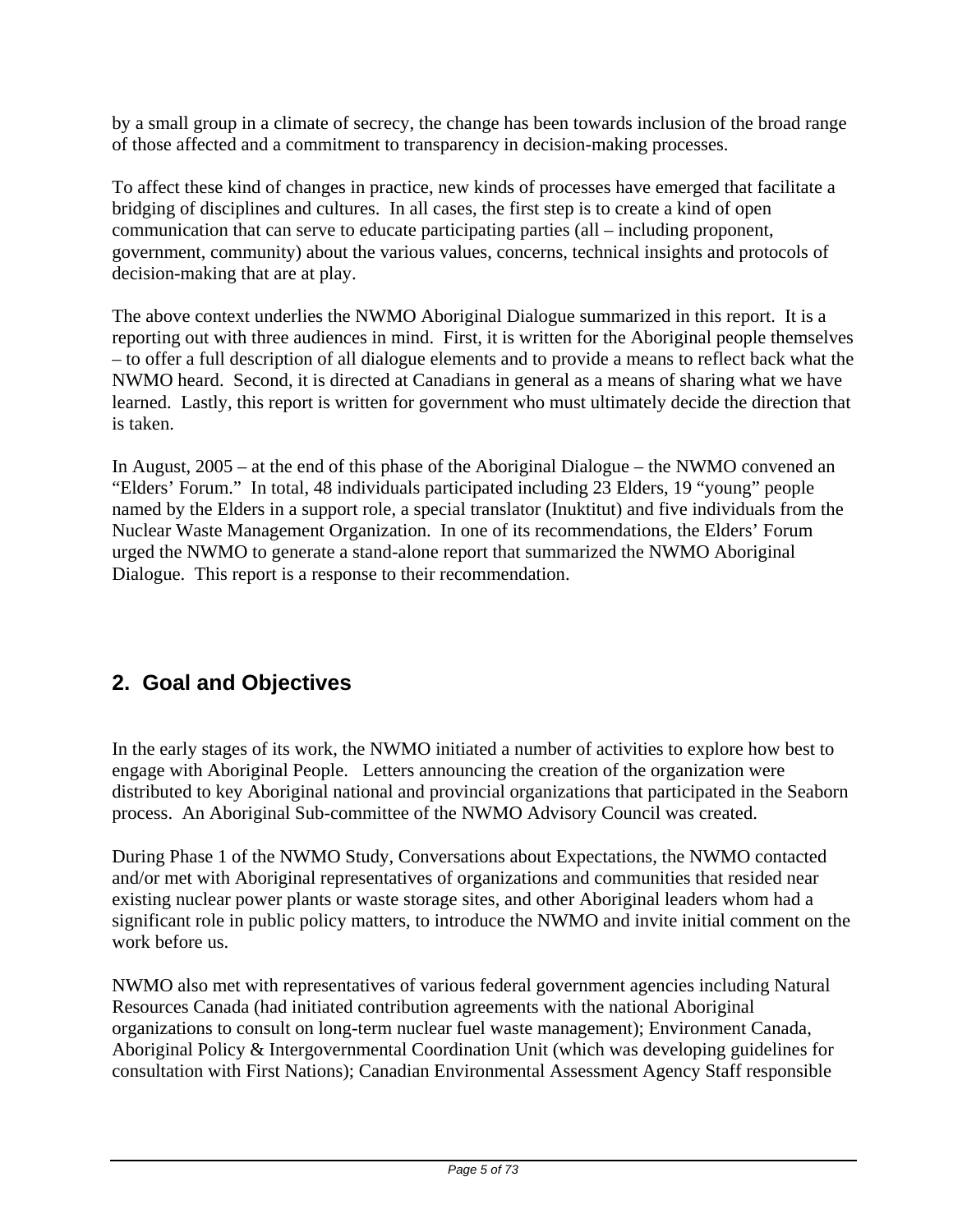by a small group in a climate of secrecy, the change has been towards inclusion of the broad range of those affected and a commitment to transparency in decision-making processes.

To affect these kind of changes in practice, new kinds of processes have emerged that facilitate a bridging of disciplines and cultures. In all cases, the first step is to create a kind of open communication that can serve to educate participating parties (all – including proponent, government, community) about the various values, concerns, technical insights and protocols of decision-making that are at play.

The above context underlies the NWMO Aboriginal Dialogue summarized in this report. It is a reporting out with three audiences in mind. First, it is written for the Aboriginal people themselves – to offer a full description of all dialogue elements and to provide a means to reflect back what the NWMO heard. Second, it is directed at Canadians in general as a means of sharing what we have learned. Lastly, this report is written for government who must ultimately decide the direction that is taken.

In August, 2005 – at the end of this phase of the Aboriginal Dialogue – the NWMO convened an "Elders' Forum." In total, 48 individuals participated including 23 Elders, 19 "young" people named by the Elders in a support role, a special translator (Inuktitut) and five individuals from the Nuclear Waste Management Organization. In one of its recommendations, the Elders' Forum urged the NWMO to generate a stand-alone report that summarized the NWMO Aboriginal Dialogue. This report is a response to their recommendation.

## 2. Goal and Objectives

In the early stages of its work, the NWMO initiated a number of activities to explore how best to engage with Aboriginal People. Letters announcing the creation of the organization were distributed to key Aboriginal national and provincial organizations that participated in the Seaborn process. An Aboriginal Sub-committee of the NWMO Advisory Council was created.

During Phase 1 of the NWMO Study, Conversations about Expectations, the NWMO contacted and/or met with Aboriginal representatives of organizations and communities that resided near existing nuclear power plants or waste storage sites, and other Aboriginal leaders whom had a significant role in public policy matters, to introduce the NWMO and invite initial comment on the work before us.

NWMO also met with representatives of various federal government agencies including Natural Resources Canada (had initiated contribution agreements with the national Aboriginal organizations to consult on long-term nuclear fuel waste management); Environment Canada, Aboriginal Policy & Intergovernmental Coordination Unit (which was developing guidelines for consultation with First Nations); Canadian Environmental Assessment Agency Staff responsible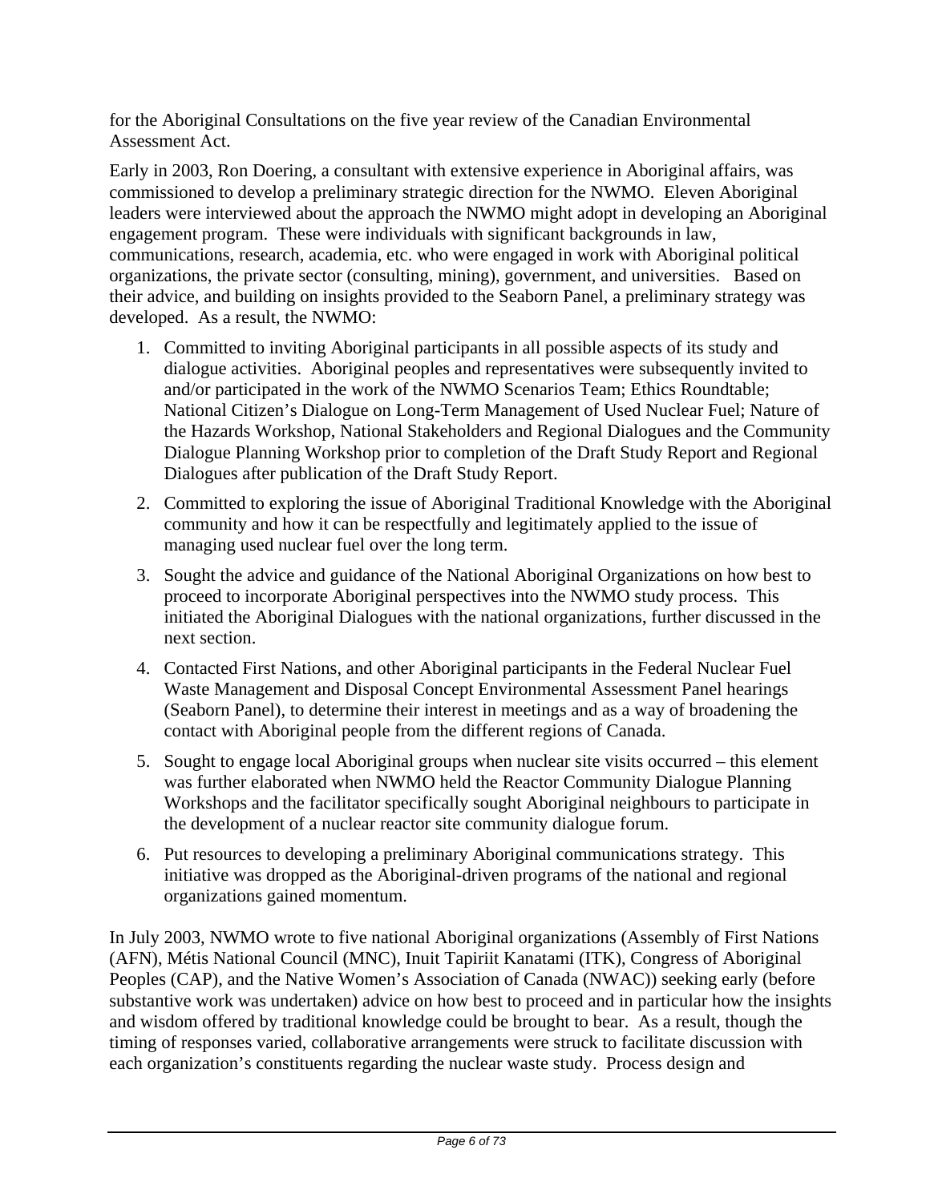for the Aboriginal Consultations on the five year review of the Canadian Environmental Assessment Act.

Early in 2003, Ron Doering, a consultant with extensive experience in Aboriginal affairs, was commissioned to develop a preliminary strategic direction for the NWMO. Eleven Aboriginal leaders were interviewed about the approach the NWMO might adopt in developing an Aboriginal engagement program. These were individuals with significant backgrounds in law, communications, research, academia, etc. who were engaged in work with Aboriginal political organizations, the private sector (consulting, mining), government, and universities. Based on their advice, and building on insights provided to the Seaborn Panel, a preliminary strategy was developed. As a result, the NWMO:

1. Committed to inviting Aboriginal participants in all possible aspects of its study and dialogue activities. Aboriginal peoples and representatives were subsequently invited to and/or participated in the work of the NWMO Scenarios Team; Ethics Roundtable; National Citizen's Dialogue on Long-Term Management of Used Nuclear Fuel; Nature of the Hazards Workshop, National Stakeholders and Regional Dialogues and the Community Dialogue Planning Workshop prior to completion of the Draft Study Report and Regional Dialogues after publication of the Draft Study Report.
2. Committed to exploring the issue of Aboriginal Traditional Knowledge with the Aboriginal community and how it can be respectfully and legitimately applied to the issue of managing used nuclear fuel over the long term.
3. Sought the advice and guidance of the National Aboriginal Organizations on how best to proceed to incorporate Aboriginal perspectives into the NWMO study process. This initiated the Aboriginal Dialogues with the national organizations, further discussed in the next section.
4. Contacted First Nations, and other Aboriginal participants in the Federal Nuclear Fuel Waste Management and Disposal Concept Environmental Assessment Panel hearings (Seaborn Panel), to determine their interest in meetings and as a way of broadening the contact with Aboriginal people from the different regions of Canada.
5. Sought to engage local Aboriginal groups when nuclear site visits occurred – this element was further elaborated when NWMO held the Reactor Community Dialogue Planning Workshops and the facilitator specifically sought Aboriginal neighbours to participate in the development of a nuclear reactor site community dialogue forum.
6. Put resources to developing a preliminary Aboriginal communications strategy. This initiative was dropped as the Aboriginal-driven programs of the national and regional organizations gained momentum.

In July 2003, NWMO wrote to five national Aboriginal organizations (Assembly of First Nations (AFN), Métis National Council (MNC), Inuit Tapiriit Kanatami (ITK), Congress of Aboriginal Peoples (CAP), and the Native Women's Association of Canada (NWAC)) seeking early (before substantive work was undertaken) advice on how best to proceed and in particular how the insights and wisdom offered by traditional knowledge could be brought to bear. As a result, though the timing of responses varied, collaborative arrangements were struck to facilitate discussion with each organization's constituents regarding the nuclear waste study. Process design and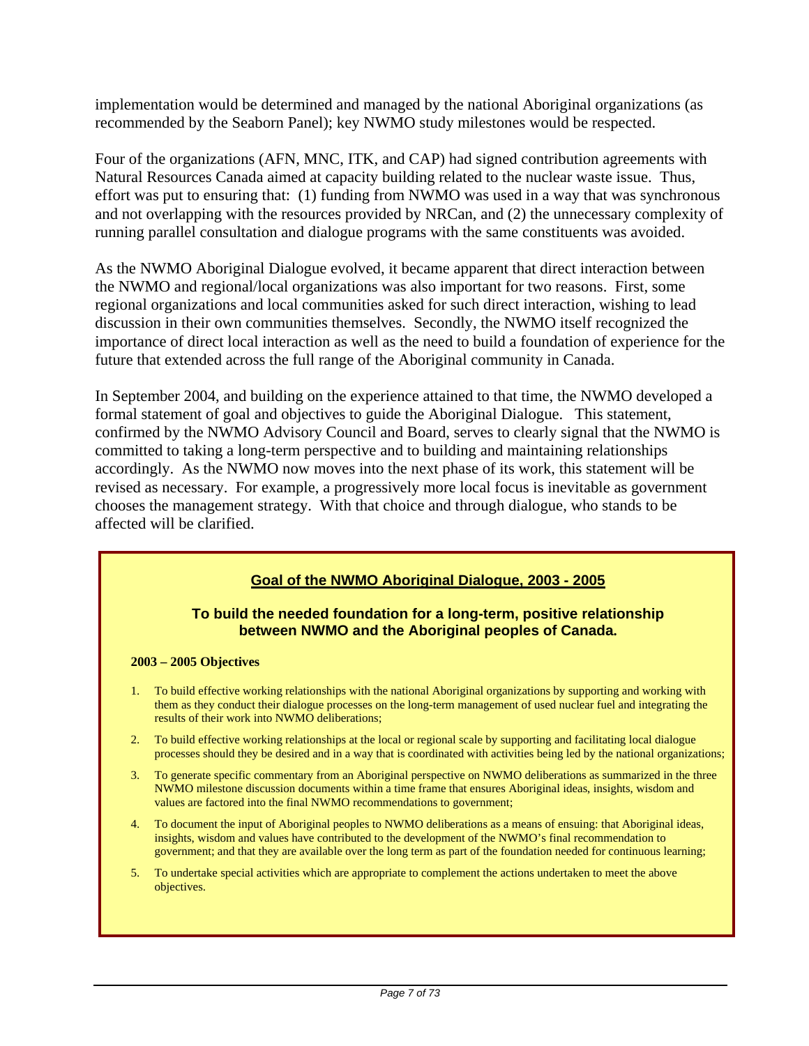implementation would be determined and managed by the national Aboriginal organizations (as recommended by the Seaborn Panel); key NWMO study milestones would be respected.

Four of the organizations (AFN, MNC, ITK, and CAP) had signed contribution agreements with Natural Resources Canada aimed at capacity building related to the nuclear waste issue. Thus, effort was put to ensuring that: (1) funding from NWMO was used in a way that was synchronous and not overlapping with the resources provided by NRCan, and (2) the unnecessary complexity of running parallel consultation and dialogue programs with the same constituents was avoided.

As the NWMO Aboriginal Dialogue evolved, it became apparent that direct interaction between the NWMO and regional/local organizations was also important for two reasons. First, some regional organizations and local communities asked for such direct interaction, wishing to lead discussion in their own communities themselves. Secondly, the NWMO itself recognized the importance of direct local interaction as well as the need to build a foundation of experience for the future that extended across the full range of the Aboriginal community in Canada.

In September 2004, and building on the experience attained to that time, the NWMO developed a formal statement of goal and objectives to guide the Aboriginal Dialogue. This statement, confirmed by the NWMO Advisory Council and Board, serves to clearly signal that the NWMO is committed to taking a long-term perspective and to building and maintaining relationships accordingly. As the NWMO now moves into the next phase of its work, this statement will be revised as necessary. For example, a progressively more local focus is inevitable as government chooses the management strategy. With that choice and through dialogue, who stands to be affected will be clarified.

**Goal of the NWMO Aboriginal Dialogue, 2003 - 2005**

**To build the needed foundation for a long-term, positive relationship between NWMO and the Aboriginal peoples of Canada.**

**2003 – 2005 Objectives**

1. To build effective working relationships with the national Aboriginal organizations by supporting and working with them as they conduct their dialogue processes on the long-term management of used nuclear fuel and integrating the results of their work into NWMO deliberations;
2. To build effective working relationships at the local or regional scale by supporting and facilitating local dialogue processes should they be desired and in a way that is coordinated with activities being led by the national organizations;
3. To generate specific commentary from an Aboriginal perspective on NWMO deliberations as summarized in the three NWMO milestone discussion documents within a time frame that ensures Aboriginal ideas, insights, wisdom and values are factored into the final NWMO recommendations to government;
4. To document the input of Aboriginal peoples to NWMO deliberations as a means of ensuing: that Aboriginal ideas, insights, wisdom and values have contributed to the development of the NWMO's final recommendation to government; and that they are available over the long term as part of the foundation needed for continuous learning;
5. To undertake special activities which are appropriate to complement the actions undertaken to meet the above objectives.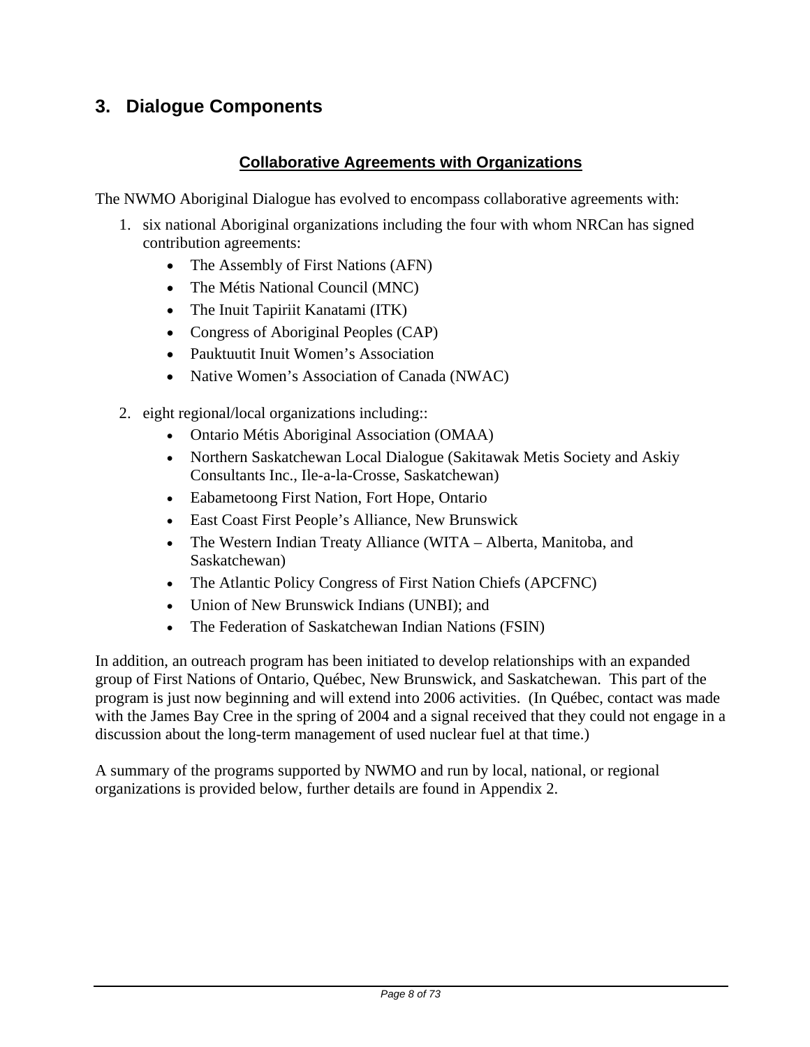## 3. Dialogue Components

**Collaborative Agreements with Organizations**

The NWMO Aboriginal Dialogue has evolved to encompass collaborative agreements with:

1. six national Aboriginal organizations including the four with whom NRCan has signed contribution agreements:
   - The Assembly of First Nations (AFN)
   - The Métis National Council (MNC)
   - The Inuit Tapiriit Kanatami (ITK)
   - Congress of Aboriginal Peoples (CAP)
   - Pauktuutit Inuit Women's Association
   - Native Women's Association of Canada (NWAC)

2. eight regional/local organizations including::
   - Ontario Métis Aboriginal Association (OMAA)
   - Northern Saskatchewan Local Dialogue (Sakitawak Metis Society and Askiy Consultants Inc., Ile-a-la-Crosse, Saskatchewan)
   - Eabametoong First Nation, Fort Hope, Ontario
   - East Coast First People's Alliance, New Brunswick
   - The Western Indian Treaty Alliance (WITA – Alberta, Manitoba, and Saskatchewan)
   - The Atlantic Policy Congress of First Nation Chiefs (APCFNC)
   - Union of New Brunswick Indians (UNBI); and
   - The Federation of Saskatchewan Indian Nations (FSIN)

In addition, an outreach program has been initiated to develop relationships with an expanded group of First Nations of Ontario, Québec, New Brunswick, and Saskatchewan. This part of the program is just now beginning and will extend into 2006 activities. (In Québec, contact was made with the James Bay Cree in the spring of 2004 and a signal received that they could not engage in a discussion about the long-term management of used nuclear fuel at that time.)

A summary of the programs supported by NWMO and run by local, national, or regional organizations is provided below, further details are found in Appendix 2.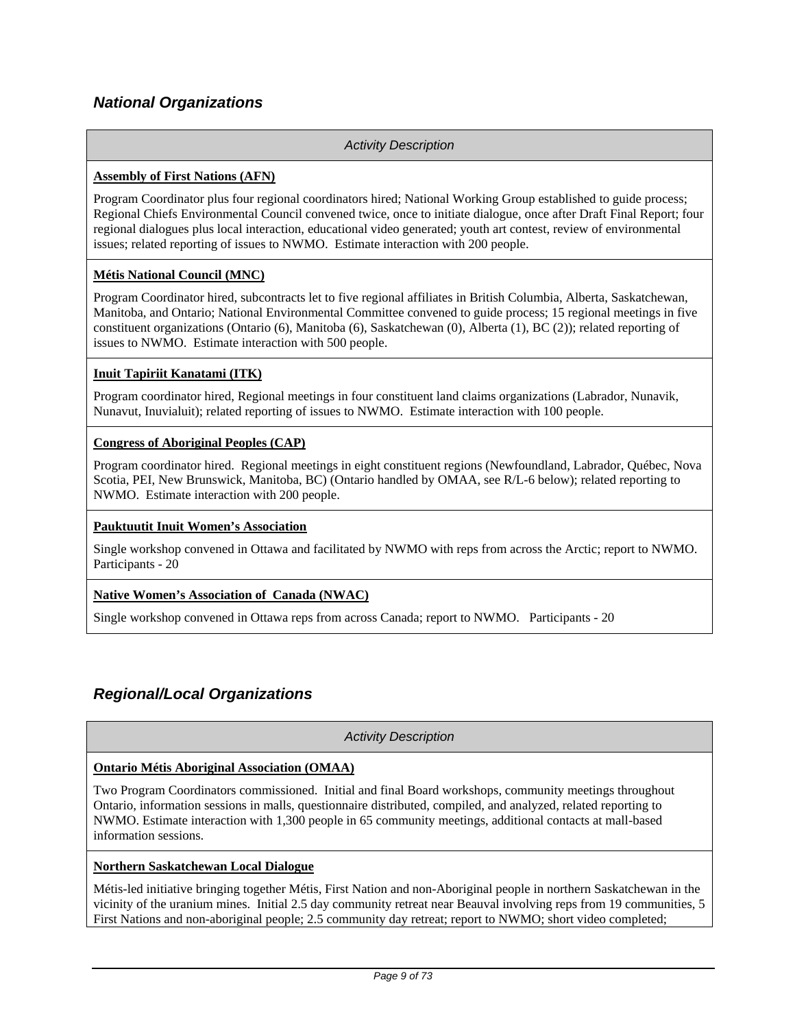## *National Organizations*

| *Activity Description* |
|---|
| **<u>Assembly of First Nations (AFN)</u>**<br><br>Program Coordinator plus four regional coordinators hired; National Working Group established to guide process; Regional Chiefs Environmental Council convened twice, once to initiate dialogue, once after Draft Final Report; four regional dialogues plus local interaction, educational video generated; youth art contest, review of environmental issues; related reporting of issues to NWMO. Estimate interaction with 200 people. |
| **<u>Métis National Council (MNC)</u>**<br><br>Program Coordinator hired, subcontracts let to five regional affiliates in British Columbia, Alberta, Saskatchewan, Manitoba, and Ontario; National Environmental Committee convened to guide process; 15 regional meetings in five constituent organizations (Ontario (6), Manitoba (6), Saskatchewan (0), Alberta (1), BC (2)); related reporting of issues to NWMO. Estimate interaction with 500 people. |
| **<u>Inuit Tapiriit Kanatami (ITK)</u>**<br><br>Program coordinator hired, Regional meetings in four constituent land claims organizations (Labrador, Nunavik, Nunavut, Inuvialuit); related reporting of issues to NWMO. Estimate interaction with 100 people. |
| **<u>Congress of Aboriginal Peoples (CAP)</u>**<br><br>Program coordinator hired. Regional meetings in eight constituent regions (Newfoundland, Labrador, Québec, Nova Scotia, PEI, New Brunswick, Manitoba, BC) (Ontario handled by OMAA, see R/L-6 below); related reporting to NWMO. Estimate interaction with 200 people. |
| **<u>Pauktuutit Inuit Women's Association</u>**<br><br>Single workshop convened in Ottawa and facilitated by NWMO with reps from across the Arctic; report to NWMO. Participants - 20 |
| **<u>Native Women's Association of Canada (NWAC)</u>**<br><br>Single workshop convened in Ottawa reps from across Canada; report to NWMO. Participants - 20 |

## *Regional/Local Organizations*

| *Activity Description* |
|---|
| **<u>Ontario Métis Aboriginal Association (OMAA)</u>**<br><br>Two Program Coordinators commissioned. Initial and final Board workshops, community meetings throughout Ontario, information sessions in malls, questionnaire distributed, compiled, and analyzed, related reporting to NWMO. Estimate interaction with 1,300 people in 65 community meetings, additional contacts at mall-based information sessions. |
| **<u>Northern Saskatchewan Local Dialogue</u>**<br><br>Métis-led initiative bringing together Métis, First Nation and non-Aboriginal people in northern Saskatchewan in the vicinity of the uranium mines. Initial 2.5 day community retreat near Beauval involving reps from 19 communities, 5 First Nations and non-aboriginal people; 2.5 community day retreat; report to NWMO; short video completed; |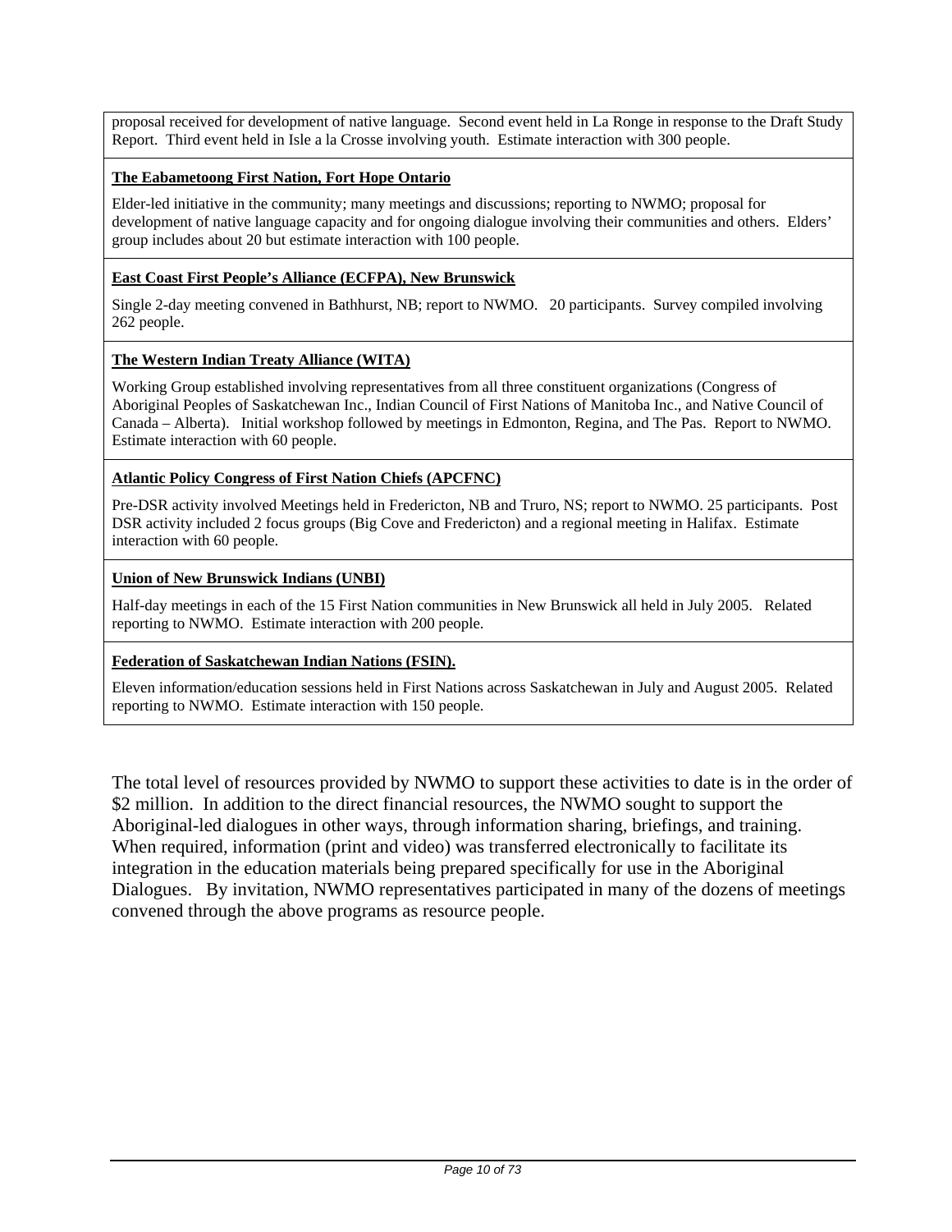proposal received for development of native language. Second event held in La Ronge in response to the Draft Study Report. Third event held in Isle a la Crosse involving youth. Estimate interaction with 300 people.

**The Eabametoong First Nation, Fort Hope Ontario**

Elder-led initiative in the community; many meetings and discussions; reporting to NWMO; proposal for development of native language capacity and for ongoing dialogue involving their communities and others. Elders' group includes about 20 but estimate interaction with 100 people.

**East Coast First People's Alliance (ECFPA), New Brunswick**

Single 2-day meeting convened in Bathhurst, NB; report to NWMO. 20 participants. Survey compiled involving 262 people.

**The Western Indian Treaty Alliance (WITA)**

Working Group established involving representatives from all three constituent organizations (Congress of Aboriginal Peoples of Saskatchewan Inc., Indian Council of First Nations of Manitoba Inc., and Native Council of Canada – Alberta). Initial workshop followed by meetings in Edmonton, Regina, and The Pas. Report to NWMO. Estimate interaction with 60 people.

**Atlantic Policy Congress of First Nation Chiefs (APCFNC)**

Pre-DSR activity involved Meetings held in Fredericton, NB and Truro, NS; report to NWMO. 25 participants. Post DSR activity included 2 focus groups (Big Cove and Fredericton) and a regional meeting in Halifax. Estimate interaction with 60 people.

**Union of New Brunswick Indians (UNBI)**

Half-day meetings in each of the 15 First Nation communities in New Brunswick all held in July 2005. Related reporting to NWMO. Estimate interaction with 200 people.

**Federation of Saskatchewan Indian Nations (FSIN).**

Eleven information/education sessions held in First Nations across Saskatchewan in July and August 2005. Related reporting to NWMO. Estimate interaction with 150 people.

The total level of resources provided by NWMO to support these activities to date is in the order of $2 million. In addition to the direct financial resources, the NWMO sought to support the Aboriginal-led dialogues in other ways, through information sharing, briefings, and training. When required, information (print and video) was transferred electronically to facilitate its integration in the education materials being prepared specifically for use in the Aboriginal Dialogues. By invitation, NWMO representatives participated in many of the dozens of meetings convened through the above programs as resource people.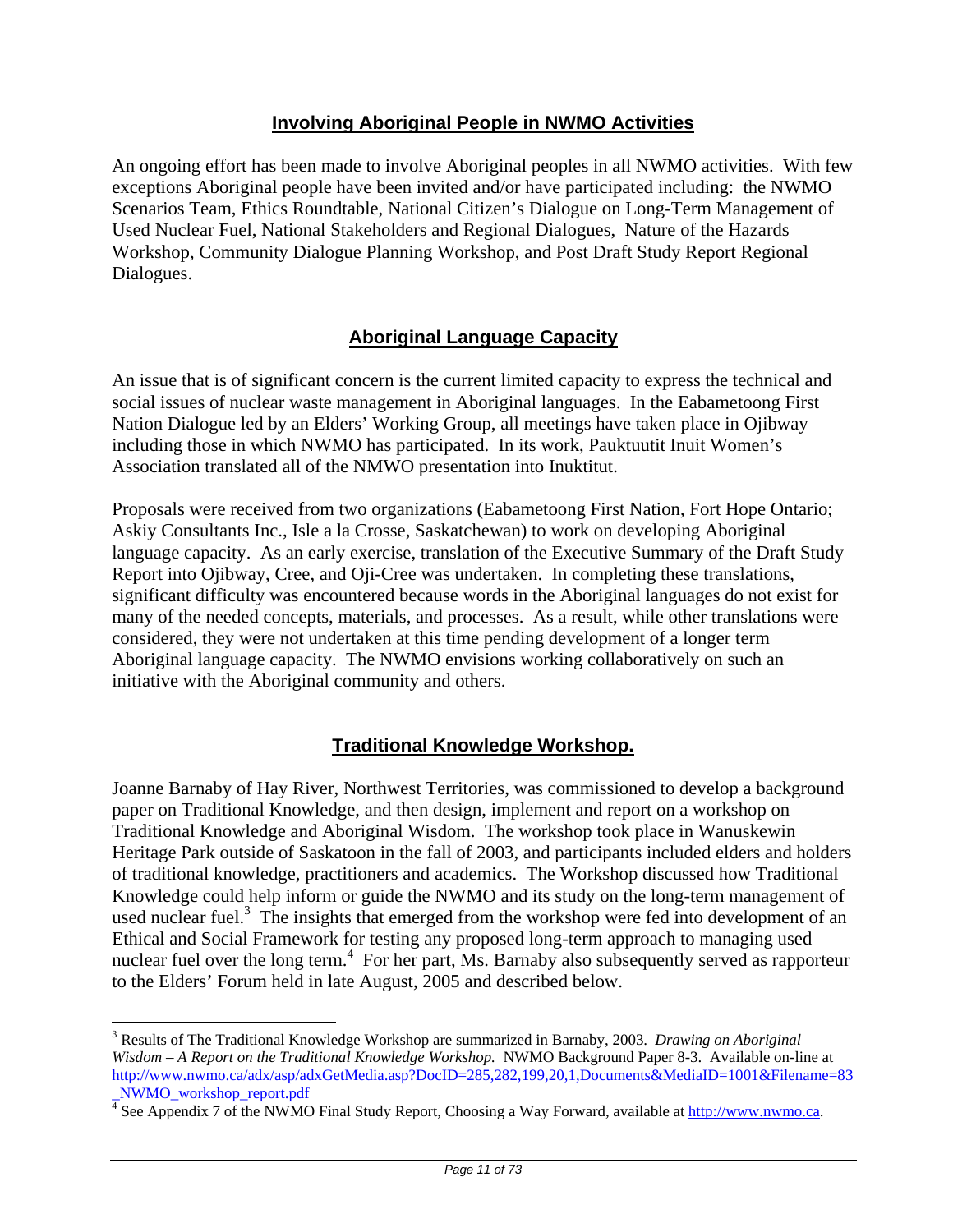## Involving Aboriginal People in NWMO Activities

An ongoing effort has been made to involve Aboriginal peoples in all NWMO activities. With few exceptions Aboriginal people have been invited and/or have participated including: the NWMO Scenarios Team, Ethics Roundtable, National Citizen's Dialogue on Long-Term Management of Used Nuclear Fuel, National Stakeholders and Regional Dialogues, Nature of the Hazards Workshop, Community Dialogue Planning Workshop, and Post Draft Study Report Regional Dialogues.

## Aboriginal Language Capacity

An issue that is of significant concern is the current limited capacity to express the technical and social issues of nuclear waste management in Aboriginal languages. In the Eabametoong First Nation Dialogue led by an Elders' Working Group, all meetings have taken place in Ojibway including those in which NWMO has participated. In its work, Pauktuutit Inuit Women's Association translated all of the NMWO presentation into Inuktitut.

Proposals were received from two organizations (Eabametoong First Nation, Fort Hope Ontario; Askiy Consultants Inc., Isle a la Crosse, Saskatchewan) to work on developing Aboriginal language capacity. As an early exercise, translation of the Executive Summary of the Draft Study Report into Ojibway, Cree, and Oji-Cree was undertaken. In completing these translations, significant difficulty was encountered because words in the Aboriginal languages do not exist for many of the needed concepts, materials, and processes. As a result, while other translations were considered, they were not undertaken at this time pending development of a longer term Aboriginal language capacity. The NWMO envisions working collaboratively on such an initiative with the Aboriginal community and others.

## Traditional Knowledge Workshop.

Joanne Barnaby of Hay River, Northwest Territories, was commissioned to develop a background paper on Traditional Knowledge, and then design, implement and report on a workshop on Traditional Knowledge and Aboriginal Wisdom. The workshop took place in Wanuskewin Heritage Park outside of Saskatoon in the fall of 2003, and participants included elders and holders of traditional knowledge, practitioners and academics. The Workshop discussed how Traditional Knowledge could help inform or guide the NWMO and its study on the long-term management of used nuclear fuel.[3] The insights that emerged from the workshop were fed into development of an Ethical and Social Framework for testing any proposed long-term approach to managing used nuclear fuel over the long term.[4] For her part, Ms. Barnaby also subsequently served as rapporteur to the Elders' Forum held in late August, 2005 and described below.

---

[3] Results of The Traditional Knowledge Workshop are summarized in Barnaby, 2003. *Drawing on Aboriginal Wisdom – A Report on the Traditional Knowledge Workshop.* NWMO Background Paper 8-3. Available on-line at http://www.nwmo.ca/adx/asp/adxGetMedia.asp?DocID=285,282,199,20,1,Documents&MediaID=1001&Filename=83_NWMO_workshop_report.pdf

[4] See Appendix 7 of the NWMO Final Study Report, Choosing a Way Forward, available at http://www.nwmo.ca.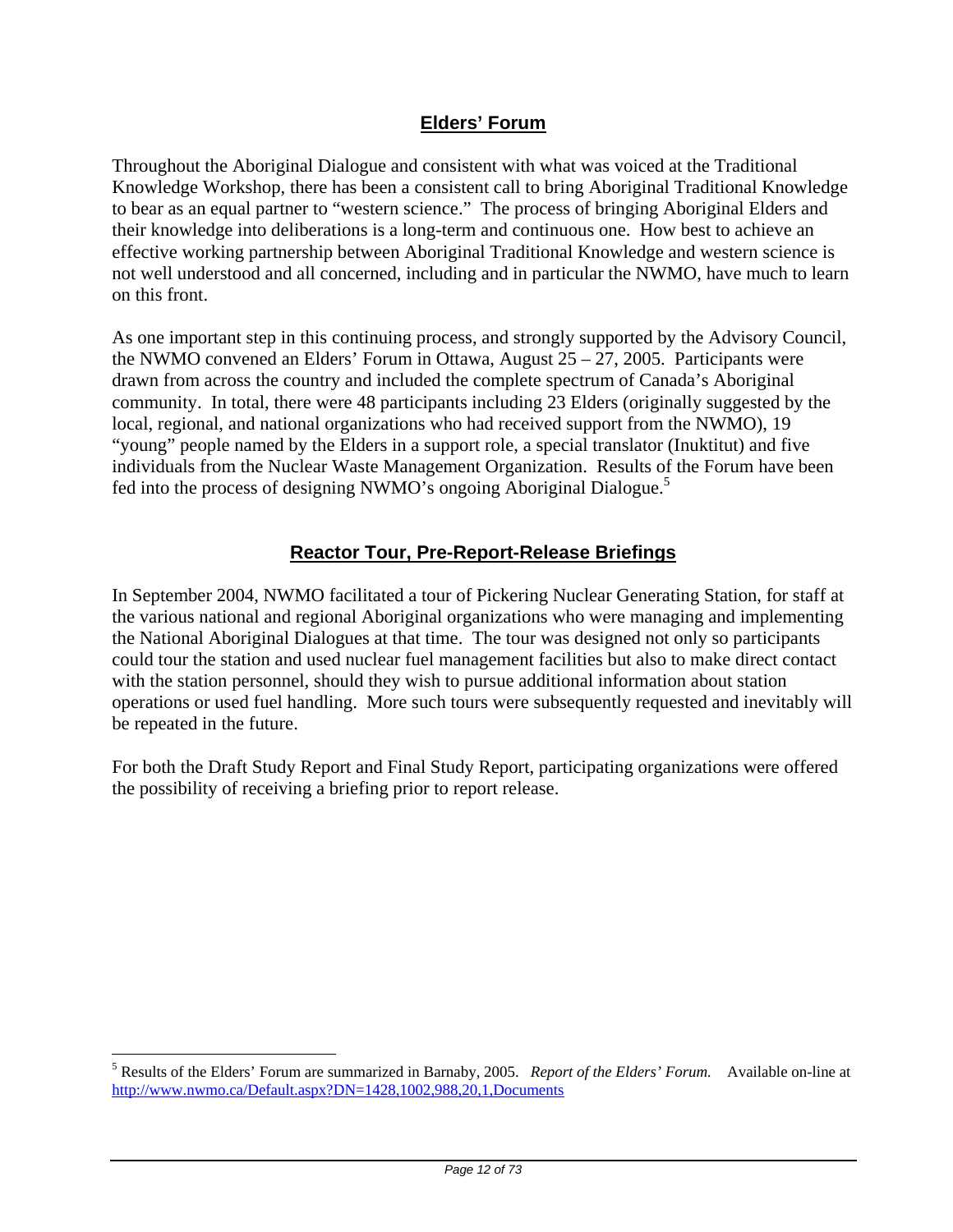## Elders' Forum

Throughout the Aboriginal Dialogue and consistent with what was voiced at the Traditional Knowledge Workshop, there has been a consistent call to bring Aboriginal Traditional Knowledge to bear as an equal partner to "western science." The process of bringing Aboriginal Elders and their knowledge into deliberations is a long-term and continuous one. How best to achieve an effective working partnership between Aboriginal Traditional Knowledge and western science is not well understood and all concerned, including and in particular the NWMO, have much to learn on this front.

As one important step in this continuing process, and strongly supported by the Advisory Council, the NWMO convened an Elders' Forum in Ottawa, August 25 – 27, 2005. Participants were drawn from across the country and included the complete spectrum of Canada's Aboriginal community. In total, there were 48 participants including 23 Elders (originally suggested by the local, regional, and national organizations who had received support from the NWMO), 19 "young" people named by the Elders in a support role, a special translator (Inuktitut) and five individuals from the Nuclear Waste Management Organization. Results of the Forum have been fed into the process of designing NWMO's ongoing Aboriginal Dialogue.[5]

## Reactor Tour, Pre-Report-Release Briefings

In September 2004, NWMO facilitated a tour of Pickering Nuclear Generating Station, for staff at the various national and regional Aboriginal organizations who were managing and implementing the National Aboriginal Dialogues at that time. The tour was designed not only so participants could tour the station and used nuclear fuel management facilities but also to make direct contact with the station personnel, should they wish to pursue additional information about station operations or used fuel handling. More such tours were subsequently requested and inevitably will be repeated in the future.

For both the Draft Study Report and Final Study Report, participating organizations were offered the possibility of receiving a briefing prior to report release.

---

[5] Results of the Elders' Forum are summarized in Barnaby, 2005. *Report of the Elders' Forum.* Available on-line at http://www.nwmo.ca/Default.aspx?DN=1428,1002,988,20,1,Documents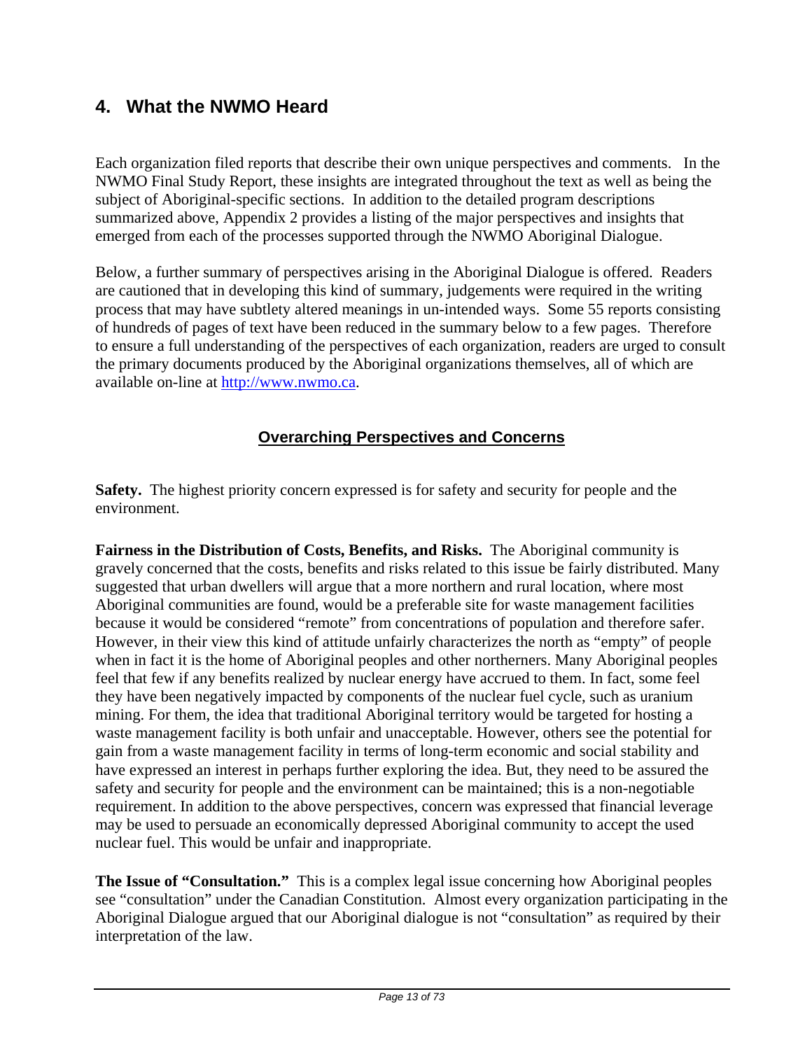## 4. What the NWMO Heard

Each organization filed reports that describe their own unique perspectives and comments. In the NWMO Final Study Report, these insights are integrated throughout the text as well as being the subject of Aboriginal-specific sections. In addition to the detailed program descriptions summarized above, Appendix 2 provides a listing of the major perspectives and insights that emerged from each of the processes supported through the NWMO Aboriginal Dialogue.

Below, a further summary of perspectives arising in the Aboriginal Dialogue is offered. Readers are cautioned that in developing this kind of summary, judgements were required in the writing process that may have subtlety altered meanings in un-intended ways. Some 55 reports consisting of hundreds of pages of text have been reduced in the summary below to a few pages. Therefore to ensure a full understanding of the perspectives of each organization, readers are urged to consult the primary documents produced by the Aboriginal organizations themselves, all of which are available on-line at [http://www.nwmo.ca](http://www.nwmo.ca).

### Overarching Perspectives and Concerns

**Safety.** The highest priority concern expressed is for safety and security for people and the environment.

**Fairness in the Distribution of Costs, Benefits, and Risks.** The Aboriginal community is gravely concerned that the costs, benefits and risks related to this issue be fairly distributed. Many suggested that urban dwellers will argue that a more northern and rural location, where most Aboriginal communities are found, would be a preferable site for waste management facilities because it would be considered "remote" from concentrations of population and therefore safer. However, in their view this kind of attitude unfairly characterizes the north as "empty" of people when in fact it is the home of Aboriginal peoples and other northerners. Many Aboriginal peoples feel that few if any benefits realized by nuclear energy have accrued to them. In fact, some feel they have been negatively impacted by components of the nuclear fuel cycle, such as uranium mining. For them, the idea that traditional Aboriginal territory would be targeted for hosting a waste management facility is both unfair and unacceptable. However, others see the potential for gain from a waste management facility in terms of long-term economic and social stability and have expressed an interest in perhaps further exploring the idea. But, they need to be assured the safety and security for people and the environment can be maintained; this is a non-negotiable requirement. In addition to the above perspectives, concern was expressed that financial leverage may be used to persuade an economically depressed Aboriginal community to accept the used nuclear fuel. This would be unfair and inappropriate.

**The Issue of "Consultation."** This is a complex legal issue concerning how Aboriginal peoples see "consultation" under the Canadian Constitution. Almost every organization participating in the Aboriginal Dialogue argued that our Aboriginal dialogue is not "consultation" as required by their interpretation of the law.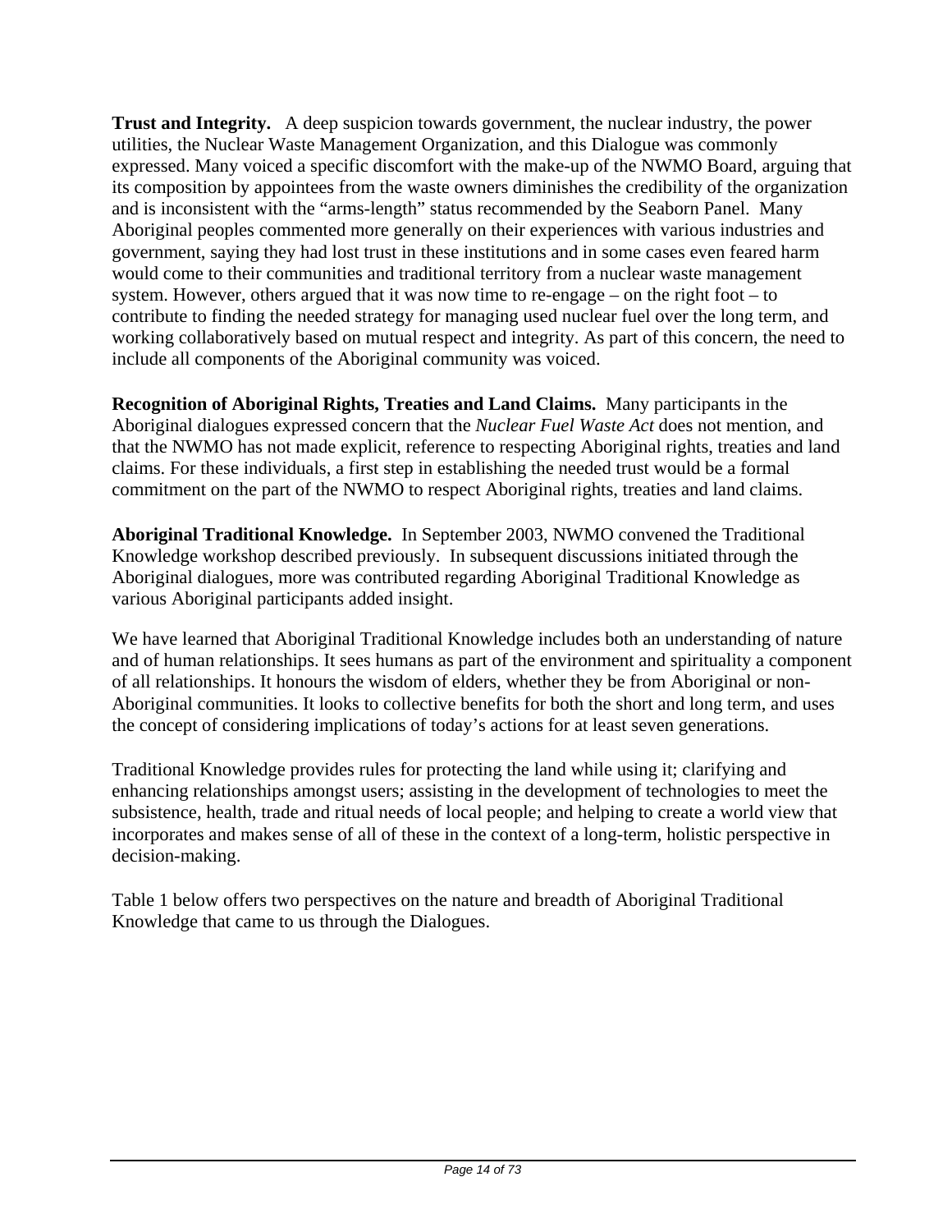**Trust and Integrity.** A deep suspicion towards government, the nuclear industry, the power utilities, the Nuclear Waste Management Organization, and this Dialogue was commonly expressed. Many voiced a specific discomfort with the make-up of the NWMO Board, arguing that its composition by appointees from the waste owners diminishes the credibility of the organization and is inconsistent with the "arms-length" status recommended by the Seaborn Panel. Many Aboriginal peoples commented more generally on their experiences with various industries and government, saying they had lost trust in these institutions and in some cases even feared harm would come to their communities and traditional territory from a nuclear waste management system. However, others argued that it was now time to re-engage – on the right foot – to contribute to finding the needed strategy for managing used nuclear fuel over the long term, and working collaboratively based on mutual respect and integrity. As part of this concern, the need to include all components of the Aboriginal community was voiced.

**Recognition of Aboriginal Rights, Treaties and Land Claims.** Many participants in the Aboriginal dialogues expressed concern that the *Nuclear Fuel Waste Act* does not mention, and that the NWMO has not made explicit, reference to respecting Aboriginal rights, treaties and land claims. For these individuals, a first step in establishing the needed trust would be a formal commitment on the part of the NWMO to respect Aboriginal rights, treaties and land claims.

**Aboriginal Traditional Knowledge.** In September 2003, NWMO convened the Traditional Knowledge workshop described previously. In subsequent discussions initiated through the Aboriginal dialogues, more was contributed regarding Aboriginal Traditional Knowledge as various Aboriginal participants added insight.

We have learned that Aboriginal Traditional Knowledge includes both an understanding of nature and of human relationships. It sees humans as part of the environment and spirituality a component of all relationships. It honours the wisdom of elders, whether they be from Aboriginal or non-Aboriginal communities. It looks to collective benefits for both the short and long term, and uses the concept of considering implications of today's actions for at least seven generations.

Traditional Knowledge provides rules for protecting the land while using it; clarifying and enhancing relationships amongst users; assisting in the development of technologies to meet the subsistence, health, trade and ritual needs of local people; and helping to create a world view that incorporates and makes sense of all of these in the context of a long-term, holistic perspective in decision-making.

Table 1 below offers two perspectives on the nature and breadth of Aboriginal Traditional Knowledge that came to us through the Dialogues.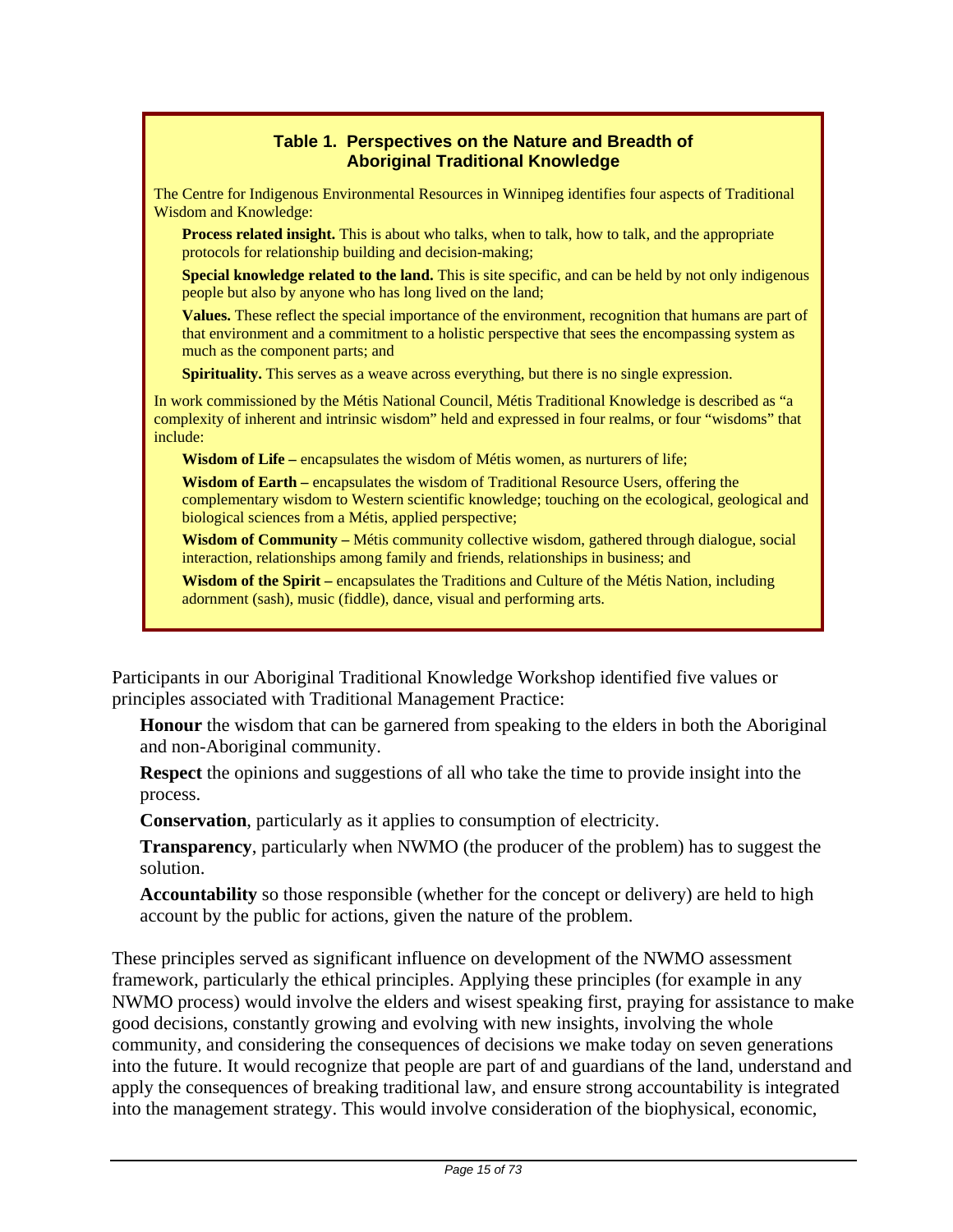**Table 1. Perspectives on the Nature and Breadth of Aboriginal Traditional Knowledge**

The Centre for Indigenous Environmental Resources in Winnipeg identifies four aspects of Traditional Wisdom and Knowledge:

**Process related insight.** This is about who talks, when to talk, how to talk, and the appropriate protocols for relationship building and decision-making;

**Special knowledge related to the land.** This is site specific, and can be held by not only indigenous people but also by anyone who has long lived on the land;

**Values.** These reflect the special importance of the environment, recognition that humans are part of that environment and a commitment to a holistic perspective that sees the encompassing system as much as the component parts; and

**Spirituality.** This serves as a weave across everything, but there is no single expression.

In work commissioned by the Métis National Council, Métis Traditional Knowledge is described as "a complexity of inherent and intrinsic wisdom" held and expressed in four realms, or four "wisdoms" that include:

**Wisdom of Life –** encapsulates the wisdom of Métis women, as nurturers of life;

**Wisdom of Earth –** encapsulates the wisdom of Traditional Resource Users, offering the complementary wisdom to Western scientific knowledge; touching on the ecological, geological and biological sciences from a Métis, applied perspective;

**Wisdom of Community –** Métis community collective wisdom, gathered through dialogue, social interaction, relationships among family and friends, relationships in business; and

**Wisdom of the Spirit –** encapsulates the Traditions and Culture of the Métis Nation, including adornment (sash), music (fiddle), dance, visual and performing arts.

Participants in our Aboriginal Traditional Knowledge Workshop identified five values or principles associated with Traditional Management Practice:

**Honour** the wisdom that can be garnered from speaking to the elders in both the Aboriginal and non-Aboriginal community.

**Respect** the opinions and suggestions of all who take the time to provide insight into the process.

**Conservation**, particularly as it applies to consumption of electricity.

**Transparency**, particularly when NWMO (the producer of the problem) has to suggest the solution.

**Accountability** so those responsible (whether for the concept or delivery) are held to high account by the public for actions, given the nature of the problem.

These principles served as significant influence on development of the NWMO assessment framework, particularly the ethical principles. Applying these principles (for example in any NWMO process) would involve the elders and wisest speaking first, praying for assistance to make good decisions, constantly growing and evolving with new insights, involving the whole community, and considering the consequences of decisions we make today on seven generations into the future. It would recognize that people are part of and guardians of the land, understand and apply the consequences of breaking traditional law, and ensure strong accountability is integrated into the management strategy. This would involve consideration of the biophysical, economic,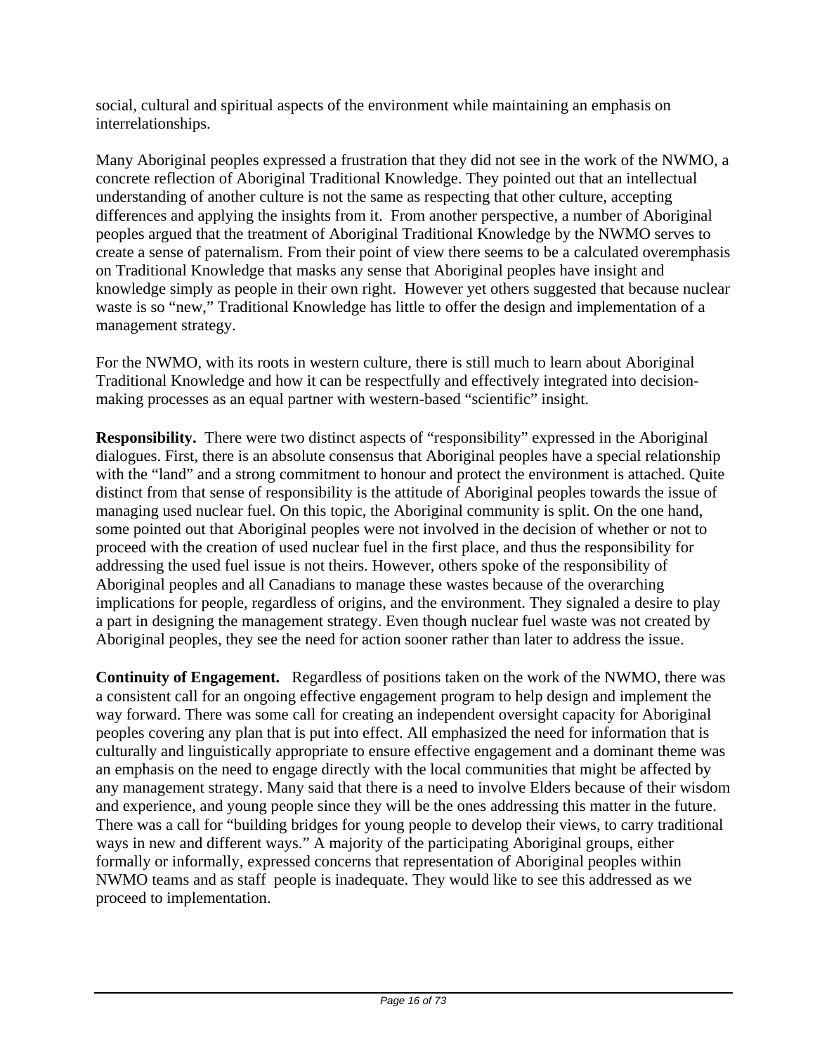social, cultural and spiritual aspects of the environment while maintaining an emphasis on interrelationships.

Many Aboriginal peoples expressed a frustration that they did not see in the work of the NWMO, a concrete reflection of Aboriginal Traditional Knowledge. They pointed out that an intellectual understanding of another culture is not the same as respecting that other culture, accepting differences and applying the insights from it. From another perspective, a number of Aboriginal peoples argued that the treatment of Aboriginal Traditional Knowledge by the NWMO serves to create a sense of paternalism. From their point of view there seems to be a calculated overemphasis on Traditional Knowledge that masks any sense that Aboriginal peoples have insight and knowledge simply as people in their own right. However yet others suggested that because nuclear waste is so "new," Traditional Knowledge has little to offer the design and implementation of a management strategy.

For the NWMO, with its roots in western culture, there is still much to learn about Aboriginal Traditional Knowledge and how it can be respectfully and effectively integrated into decision-making processes as an equal partner with western-based "scientific" insight.

**Responsibility.** There were two distinct aspects of "responsibility" expressed in the Aboriginal dialogues. First, there is an absolute consensus that Aboriginal peoples have a special relationship with the "land" and a strong commitment to honour and protect the environment is attached. Quite distinct from that sense of responsibility is the attitude of Aboriginal peoples towards the issue of managing used nuclear fuel. On this topic, the Aboriginal community is split. On the one hand, some pointed out that Aboriginal peoples were not involved in the decision of whether or not to proceed with the creation of used nuclear fuel in the first place, and thus the responsibility for addressing the used fuel issue is not theirs. However, others spoke of the responsibility of Aboriginal peoples and all Canadians to manage these wastes because of the overarching implications for people, regardless of origins, and the environment. They signaled a desire to play a part in designing the management strategy. Even though nuclear fuel waste was not created by Aboriginal peoples, they see the need for action sooner rather than later to address the issue.

**Continuity of Engagement.** Regardless of positions taken on the work of the NWMO, there was a consistent call for an ongoing effective engagement program to help design and implement the way forward. There was some call for creating an independent oversight capacity for Aboriginal peoples covering any plan that is put into effect. All emphasized the need for information that is culturally and linguistically appropriate to ensure effective engagement and a dominant theme was an emphasis on the need to engage directly with the local communities that might be affected by any management strategy. Many said that there is a need to involve Elders because of their wisdom and experience, and young people since they will be the ones addressing this matter in the future. There was a call for "building bridges for young people to develop their views, to carry traditional ways in new and different ways." A majority of the participating Aboriginal groups, either formally or informally, expressed concerns that representation of Aboriginal peoples within NWMO teams and as staff people is inadequate. They would like to see this addressed as we proceed to implementation.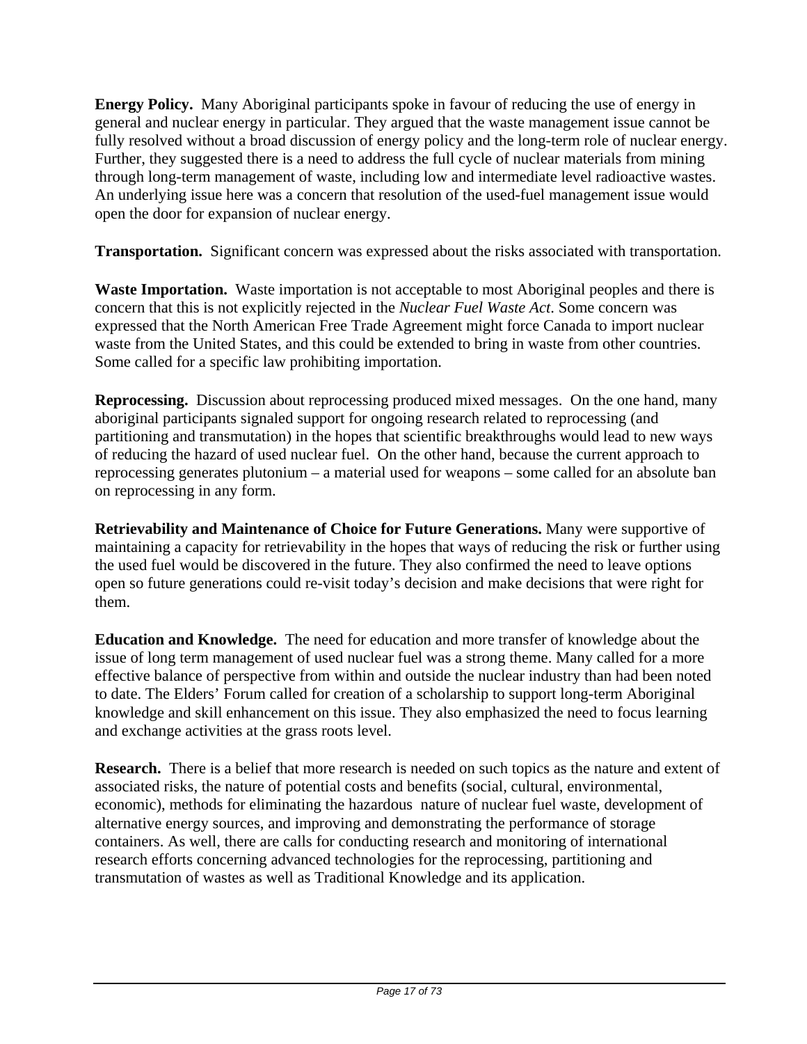**Energy Policy.** Many Aboriginal participants spoke in favour of reducing the use of energy in general and nuclear energy in particular. They argued that the waste management issue cannot be fully resolved without a broad discussion of energy policy and the long-term role of nuclear energy. Further, they suggested there is a need to address the full cycle of nuclear materials from mining through long-term management of waste, including low and intermediate level radioactive wastes. An underlying issue here was a concern that resolution of the used-fuel management issue would open the door for expansion of nuclear energy.

**Transportation.** Significant concern was expressed about the risks associated with transportation.

**Waste Importation.** Waste importation is not acceptable to most Aboriginal peoples and there is concern that this is not explicitly rejected in the *Nuclear Fuel Waste Act*. Some concern was expressed that the North American Free Trade Agreement might force Canada to import nuclear waste from the United States, and this could be extended to bring in waste from other countries. Some called for a specific law prohibiting importation.

**Reprocessing.** Discussion about reprocessing produced mixed messages. On the one hand, many aboriginal participants signaled support for ongoing research related to reprocessing (and partitioning and transmutation) in the hopes that scientific breakthroughs would lead to new ways of reducing the hazard of used nuclear fuel. On the other hand, because the current approach to reprocessing generates plutonium – a material used for weapons – some called for an absolute ban on reprocessing in any form.

**Retrievability and Maintenance of Choice for Future Generations.** Many were supportive of maintaining a capacity for retrievability in the hopes that ways of reducing the risk or further using the used fuel would be discovered in the future. They also confirmed the need to leave options open so future generations could re-visit today's decision and make decisions that were right for them.

**Education and Knowledge.** The need for education and more transfer of knowledge about the issue of long term management of used nuclear fuel was a strong theme. Many called for a more effective balance of perspective from within and outside the nuclear industry than had been noted to date. The Elders' Forum called for creation of a scholarship to support long-term Aboriginal knowledge and skill enhancement on this issue. They also emphasized the need to focus learning and exchange activities at the grass roots level.

**Research.** There is a belief that more research is needed on such topics as the nature and extent of associated risks, the nature of potential costs and benefits (social, cultural, environmental, economic), methods for eliminating the hazardous nature of nuclear fuel waste, development of alternative energy sources, and improving and demonstrating the performance of storage containers. As well, there are calls for conducting research and monitoring of international research efforts concerning advanced technologies for the reprocessing, partitioning and transmutation of wastes as well as Traditional Knowledge and its application.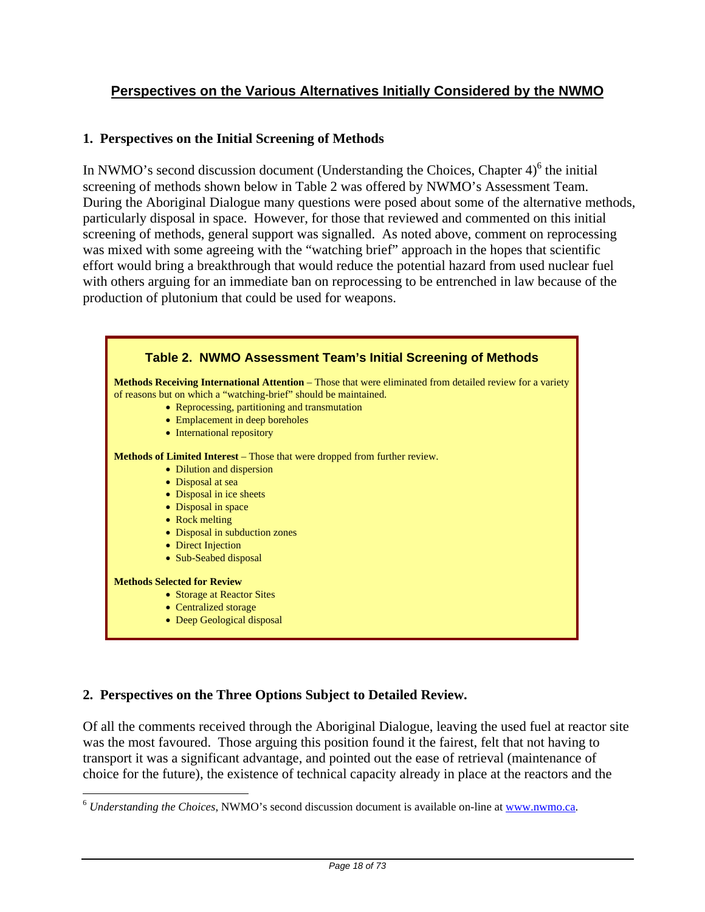## Perspectives on the Various Alternatives Initially Considered by the NWMO

### 1. Perspectives on the Initial Screening of Methods

In NWMO's second discussion document (Understanding the Choices, Chapter 4)[6] the initial screening of methods shown below in Table 2 was offered by NWMO's Assessment Team. During the Aboriginal Dialogue many questions were posed about some of the alternative methods, particularly disposal in space. However, for those that reviewed and commented on this initial screening of methods, general support was signalled. As noted above, comment on reprocessing was mixed with some agreeing with the "watching brief" approach in the hopes that scientific effort would bring a breakthrough that would reduce the potential hazard from used nuclear fuel with others arguing for an immediate ban on reprocessing to be entrenched in law because of the production of plutonium that could be used for weapons.

**Table 2. NWMO Assessment Team's Initial Screening of Methods**

**Methods Receiving International Attention** – Those that were eliminated from detailed review for a variety of reasons but on which a "watching-brief" should be maintained.

- Reprocessing, partitioning and transmutation
- Emplacement in deep boreholes
- International repository

**Methods of Limited Interest** – Those that were dropped from further review.

- Dilution and dispersion
- Disposal at sea
- Disposal in ice sheets
- Disposal in space
- Rock melting
- Disposal in subduction zones
- Direct Injection
- Sub-Seabed disposal

**Methods Selected for Review**

- Storage at Reactor Sites
- Centralized storage
- Deep Geological disposal

### 2. Perspectives on the Three Options Subject to Detailed Review.

Of all the comments received through the Aboriginal Dialogue, leaving the used fuel at reactor site was the most favoured. Those arguing this position found it the fairest, felt that not having to transport it was a significant advantage, and pointed out the ease of retrieval (maintenance of choice for the future), the existence of technical capacity already in place at the reactors and the

---

[6] *Understanding the Choices*, NWMO's second discussion document is available on-line at www.nwmo.ca.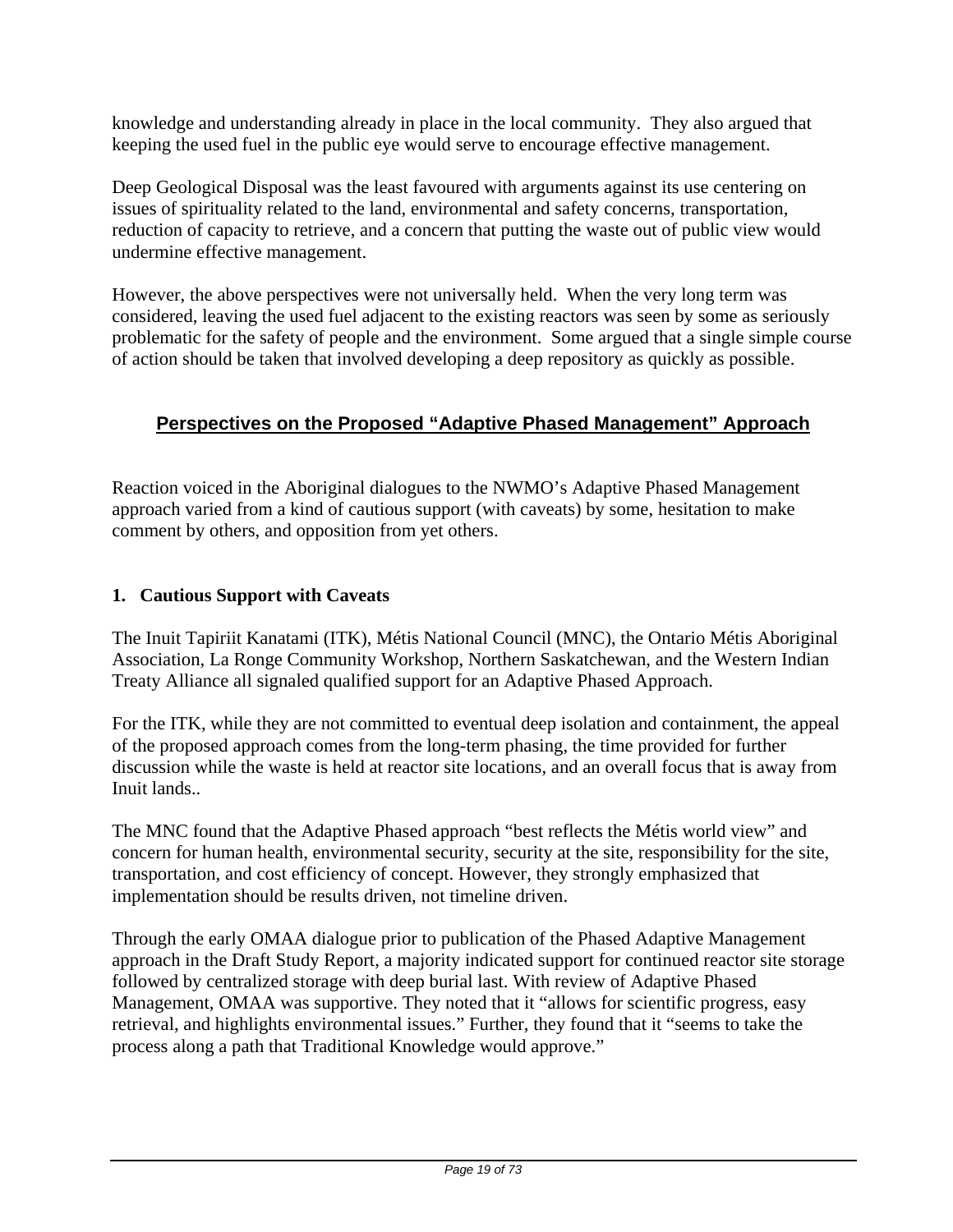knowledge and understanding already in place in the local community.  They also argued that keeping the used fuel in the public eye would serve to encourage effective management.

Deep Geological Disposal was the least favoured with arguments against its use centering on issues of spirituality related to the land, environmental and safety concerns, transportation, reduction of capacity to retrieve, and a concern that putting the waste out of public view would undermine effective management.

However, the above perspectives were not universally held.  When the very long term was considered, leaving the used fuel adjacent to the existing reactors was seen by some as seriously problematic for the safety of people and the environment.  Some argued that a single simple course of action should be taken that involved developing a deep repository as quickly as possible.

## Perspectives on the Proposed "Adaptive Phased Management" Approach

Reaction voiced in the Aboriginal dialogues to the NWMO's Adaptive Phased Management approach varied from a kind of cautious support (with caveats) by some, hesitation to make comment by others, and opposition from yet others.

### 1. Cautious Support with Caveats

The Inuit Tapiriit Kanatami (ITK), Métis National Council (MNC), the Ontario Métis Aboriginal Association, La Ronge Community Workshop, Northern Saskatchewan, and the Western Indian Treaty Alliance all signaled qualified support for an Adaptive Phased Approach.

For the ITK, while they are not committed to eventual deep isolation and containment, the appeal of the proposed approach comes from the long-term phasing, the time provided for further discussion while the waste is held at reactor site locations, and an overall focus that is away from Inuit lands..

The MNC found that the Adaptive Phased approach "best reflects the Métis world view" and concern for human health, environmental security, security at the site, responsibility for the site, transportation, and cost efficiency of concept. However, they strongly emphasized that implementation should be results driven, not timeline driven.

Through the early OMAA dialogue prior to publication of the Phased Adaptive Management approach in the Draft Study Report, a majority indicated support for continued reactor site storage followed by centralized storage with deep burial last. With review of Adaptive Phased Management, OMAA was supportive. They noted that it "allows for scientific progress, easy retrieval, and highlights environmental issues." Further, they found that it "seems to take the process along a path that Traditional Knowledge would approve."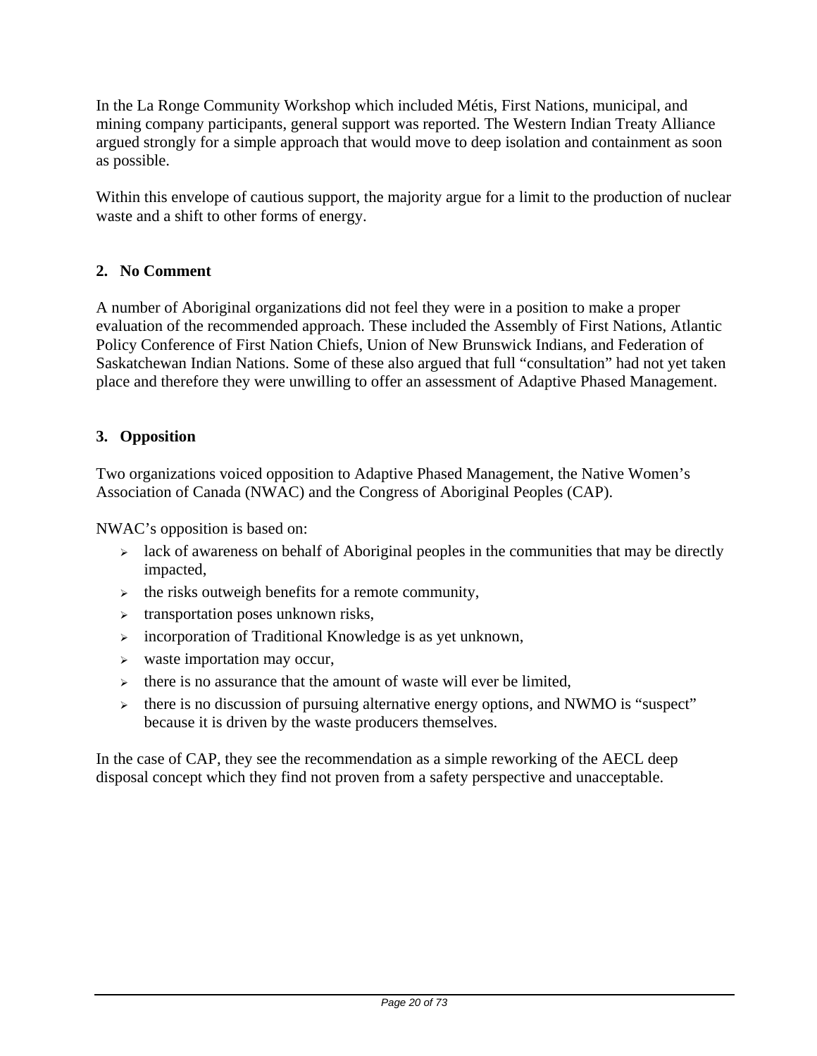In the La Ronge Community Workshop which included Métis, First Nations, municipal, and mining company participants, general support was reported. The Western Indian Treaty Alliance argued strongly for a simple approach that would move to deep isolation and containment as soon as possible.

Within this envelope of cautious support, the majority argue for a limit to the production of nuclear waste and a shift to other forms of energy.

### 2. No Comment

A number of Aboriginal organizations did not feel they were in a position to make a proper evaluation of the recommended approach. These included the Assembly of First Nations, Atlantic Policy Conference of First Nation Chiefs, Union of New Brunswick Indians, and Federation of Saskatchewan Indian Nations. Some of these also argued that full "consultation" had not yet taken place and therefore they were unwilling to offer an assessment of Adaptive Phased Management.

### 3. Opposition

Two organizations voiced opposition to Adaptive Phased Management, the Native Women's Association of Canada (NWAC) and the Congress of Aboriginal Peoples (CAP).

NWAC's opposition is based on:

- lack of awareness on behalf of Aboriginal peoples in the communities that may be directly impacted,
- the risks outweigh benefits for a remote community,
- transportation poses unknown risks,
- incorporation of Traditional Knowledge is as yet unknown,
- waste importation may occur,
- there is no assurance that the amount of waste will ever be limited,
- there is no discussion of pursuing alternative energy options, and NWMO is "suspect" because it is driven by the waste producers themselves.

In the case of CAP, they see the recommendation as a simple reworking of the AECL deep disposal concept which they find not proven from a safety perspective and unacceptable.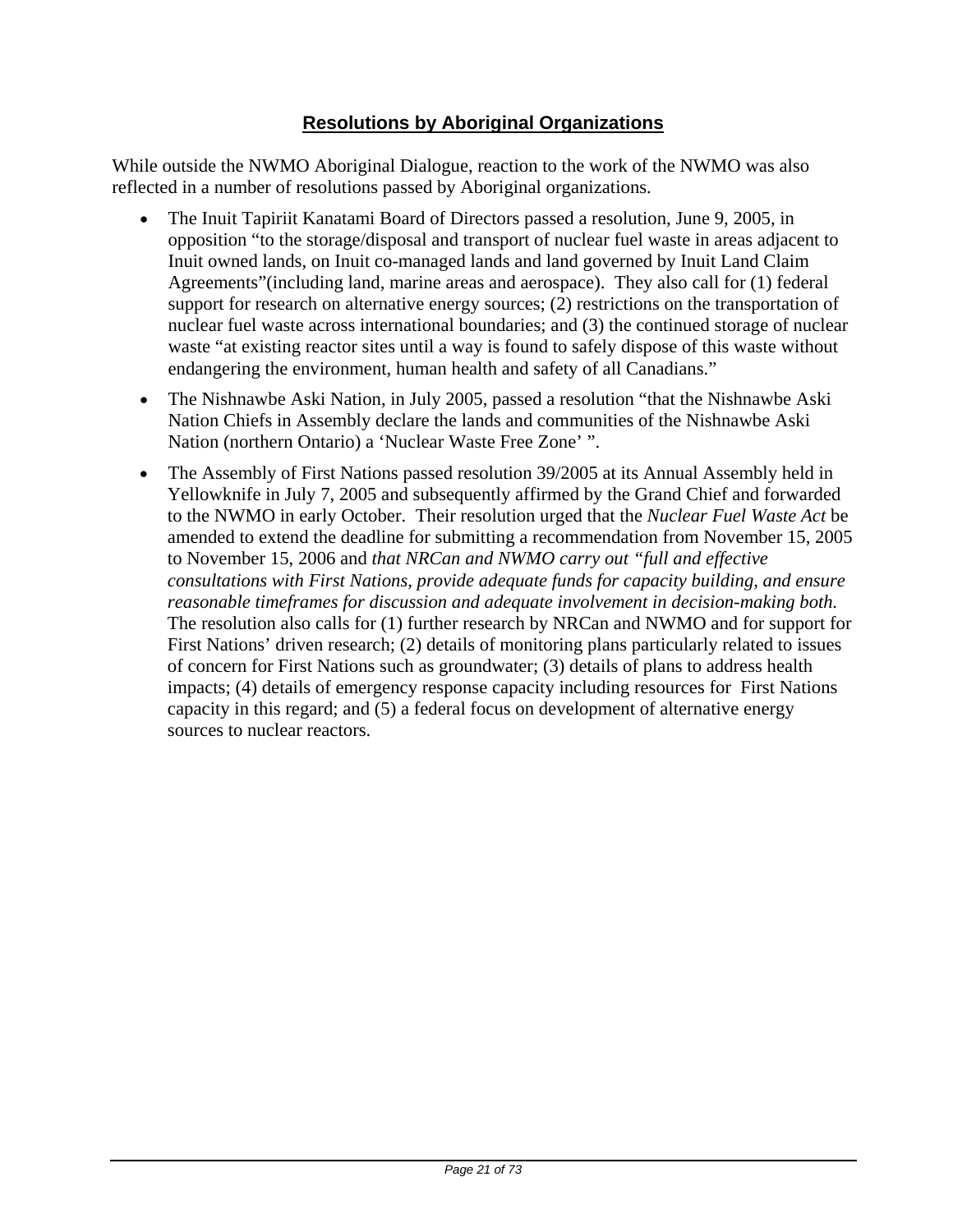## **Resolutions by Aboriginal Organizations**

While outside the NWMO Aboriginal Dialogue, reaction to the work of the NWMO was also reflected in a number of resolutions passed by Aboriginal organizations.

- The Inuit Tapiriit Kanatami Board of Directors passed a resolution, June 9, 2005, in opposition "to the storage/disposal and transport of nuclear fuel waste in areas adjacent to Inuit owned lands, on Inuit co-managed lands and land governed by Inuit Land Claim Agreements"(including land, marine areas and aerospace). They also call for (1) federal support for research on alternative energy sources; (2) restrictions on the transportation of nuclear fuel waste across international boundaries; and (3) the continued storage of nuclear waste "at existing reactor sites until a way is found to safely dispose of this waste without endangering the environment, human health and safety of all Canadians."
- The Nishnawbe Aski Nation, in July 2005, passed a resolution "that the Nishnawbe Aski Nation Chiefs in Assembly declare the lands and communities of the Nishnawbe Aski Nation (northern Ontario) a 'Nuclear Waste Free Zone' ".
- The Assembly of First Nations passed resolution 39/2005 at its Annual Assembly held in Yellowknife in July 7, 2005 and subsequently affirmed by the Grand Chief and forwarded to the NWMO in early October. Their resolution urged that the *Nuclear Fuel Waste Act* be amended to extend the deadline for submitting a recommendation from November 15, 2005 to November 15, 2006 and *that NRCan and NWMO carry out "full and effective consultations with First Nations, provide adequate funds for capacity building, and ensure reasonable timeframes for discussion and adequate involvement in decision-making both.* The resolution also calls for (1) further research by NRCan and NWMO and for support for First Nations' driven research; (2) details of monitoring plans particularly related to issues of concern for First Nations such as groundwater; (3) details of plans to address health impacts; (4) details of emergency response capacity including resources for First Nations capacity in this regard; and (5) a federal focus on development of alternative energy sources to nuclear reactors.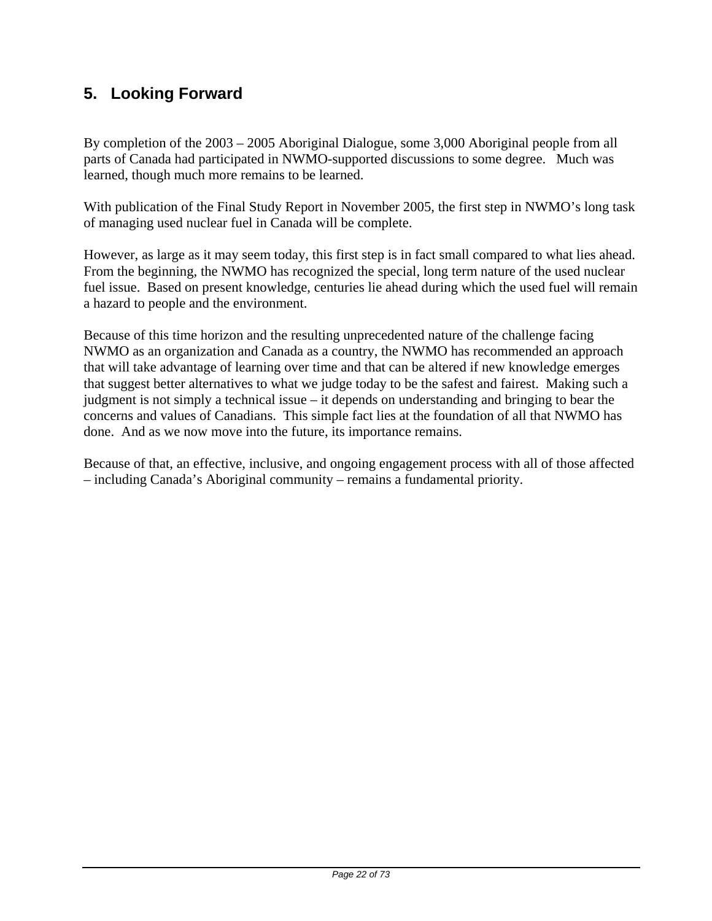## 5. Looking Forward

By completion of the 2003 – 2005 Aboriginal Dialogue, some 3,000 Aboriginal people from all parts of Canada had participated in NWMO-supported discussions to some degree. Much was learned, though much more remains to be learned.

With publication of the Final Study Report in November 2005, the first step in NWMO's long task of managing used nuclear fuel in Canada will be complete.

However, as large as it may seem today, this first step is in fact small compared to what lies ahead. From the beginning, the NWMO has recognized the special, long term nature of the used nuclear fuel issue. Based on present knowledge, centuries lie ahead during which the used fuel will remain a hazard to people and the environment.

Because of this time horizon and the resulting unprecedented nature of the challenge facing NWMO as an organization and Canada as a country, the NWMO has recommended an approach that will take advantage of learning over time and that can be altered if new knowledge emerges that suggest better alternatives to what we judge today to be the safest and fairest. Making such a judgment is not simply a technical issue – it depends on understanding and bringing to bear the concerns and values of Canadians. This simple fact lies at the foundation of all that NWMO has done. And as we now move into the future, its importance remains.

Because of that, an effective, inclusive, and ongoing engagement process with all of those affected – including Canada's Aboriginal community – remains a fundamental priority.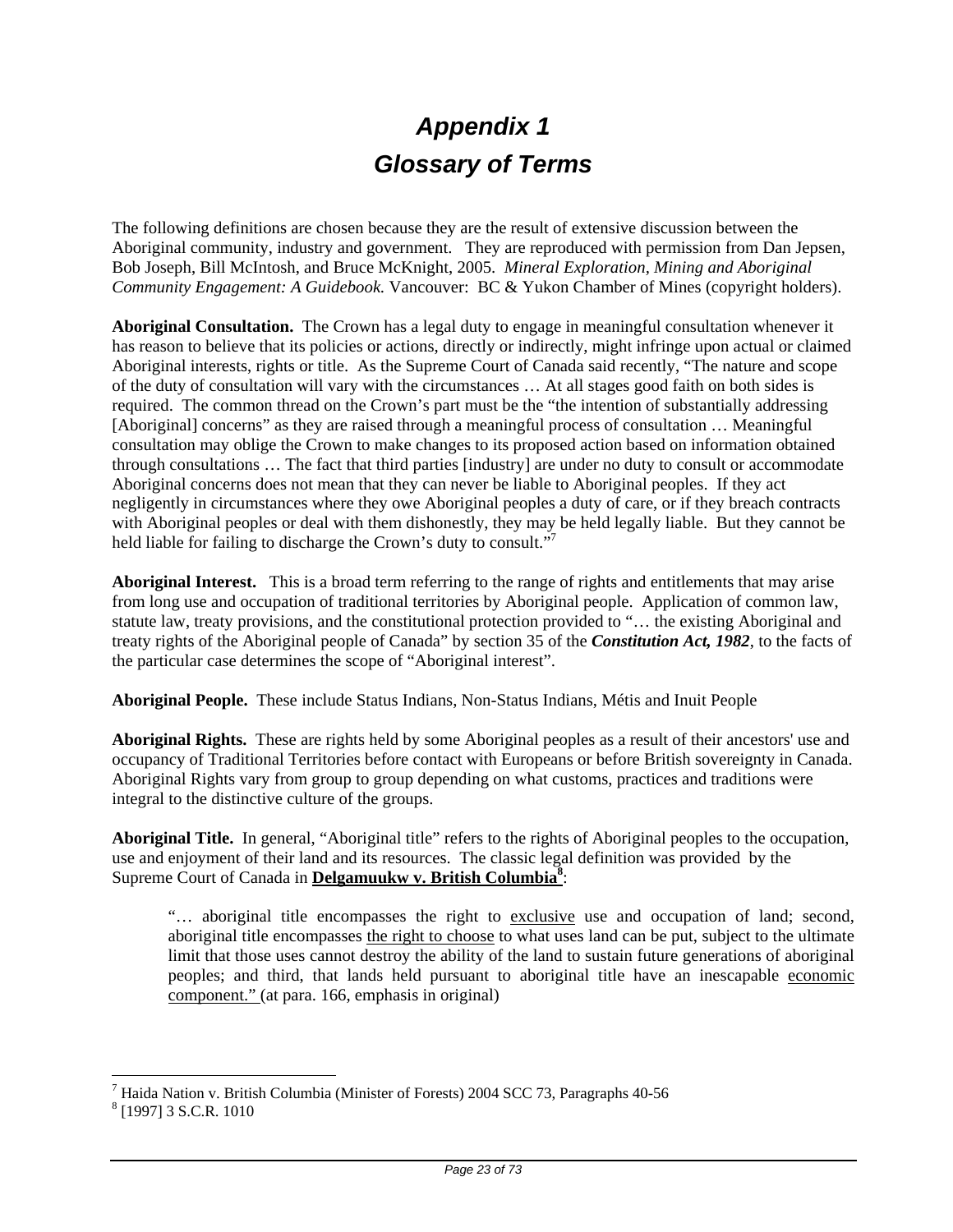# *Appendix 1*
# *Glossary of Terms*

The following definitions are chosen because they are the result of extensive discussion between the Aboriginal community, industry and government. They are reproduced with permission from Dan Jepsen, Bob Joseph, Bill McIntosh, and Bruce McKnight, 2005. *Mineral Exploration, Mining and Aboriginal Community Engagement: A Guidebook.* Vancouver: BC & Yukon Chamber of Mines (copyright holders).

**Aboriginal Consultation.** The Crown has a legal duty to engage in meaningful consultation whenever it has reason to believe that its policies or actions, directly or indirectly, might infringe upon actual or claimed Aboriginal interests, rights or title. As the Supreme Court of Canada said recently, "The nature and scope of the duty of consultation will vary with the circumstances … At all stages good faith on both sides is required. The common thread on the Crown's part must be the "the intention of substantially addressing [Aboriginal] concerns" as they are raised through a meaningful process of consultation … Meaningful consultation may oblige the Crown to make changes to its proposed action based on information obtained through consultations … The fact that third parties [industry] are under no duty to consult or accommodate Aboriginal concerns does not mean that they can never be liable to Aboriginal peoples. If they act negligently in circumstances where they owe Aboriginal peoples a duty of care, or if they breach contracts with Aboriginal peoples or deal with them dishonestly, they may be held legally liable. But they cannot be held liable for failing to discharge the Crown's duty to consult."[7]

**Aboriginal Interest.** This is a broad term referring to the range of rights and entitlements that may arise from long use and occupation of traditional territories by Aboriginal people. Application of common law, statute law, treaty provisions, and the constitutional protection provided to "… the existing Aboriginal and treaty rights of the Aboriginal people of Canada" by section 35 of the ***Constitution Act, 1982***, to the facts of the particular case determines the scope of "Aboriginal interest".

**Aboriginal People.** These include Status Indians, Non-Status Indians, Métis and Inuit People

**Aboriginal Rights.** These are rights held by some Aboriginal peoples as a result of their ancestors' use and occupancy of Traditional Territories before contact with Europeans or before British sovereignty in Canada. Aboriginal Rights vary from group to group depending on what customs, practices and traditions were integral to the distinctive culture of the groups.

**Aboriginal Title.** In general, "Aboriginal title" refers to the rights of Aboriginal peoples to the occupation, use and enjoyment of their land and its resources. The classic legal definition was provided by the Supreme Court of Canada in <u>**Delgamuukw v. British Columbia**</u>[8]:

> "… aboriginal title encompasses the right to <u>exclusive</u> use and occupation of land; second, aboriginal title encompasses <u>the right to choose</u> to what uses land can be put, subject to the ultimate limit that those uses cannot destroy the ability of the land to sustain future generations of aboriginal peoples; and third, that lands held pursuant to aboriginal title have an inescapable <u>economic component."</u> (at para. 166, emphasis in original)

---

[7] Haida Nation v. British Columbia (Minister of Forests) 2004 SCC 73, Paragraphs 40-56

[8] [1997] 3 S.C.R. 1010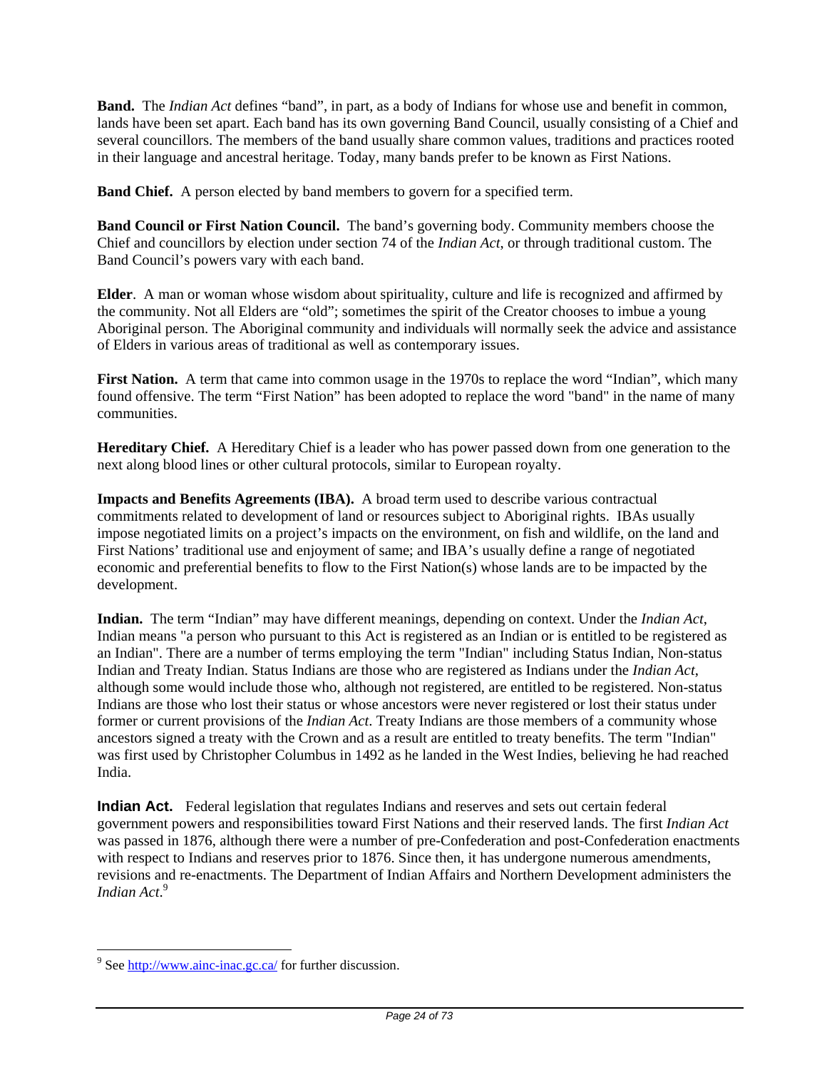**Band.** The *Indian Act* defines "band", in part, as a body of Indians for whose use and benefit in common, lands have been set apart. Each band has its own governing Band Council, usually consisting of a Chief and several councillors. The members of the band usually share common values, traditions and practices rooted in their language and ancestral heritage. Today, many bands prefer to be known as First Nations.

**Band Chief.** A person elected by band members to govern for a specified term.

**Band Council or First Nation Council.** The band's governing body. Community members choose the Chief and councillors by election under section 74 of the *Indian Act*, or through traditional custom. The Band Council's powers vary with each band.

**Elder**. A man or woman whose wisdom about spirituality, culture and life is recognized and affirmed by the community. Not all Elders are "old"; sometimes the spirit of the Creator chooses to imbue a young Aboriginal person. The Aboriginal community and individuals will normally seek the advice and assistance of Elders in various areas of traditional as well as contemporary issues.

**First Nation.** A term that came into common usage in the 1970s to replace the word "Indian", which many found offensive. The term "First Nation" has been adopted to replace the word "band" in the name of many communities.

**Hereditary Chief.** A Hereditary Chief is a leader who has power passed down from one generation to the next along blood lines or other cultural protocols, similar to European royalty.

**Impacts and Benefits Agreements (IBA).** A broad term used to describe various contractual commitments related to development of land or resources subject to Aboriginal rights. IBAs usually impose negotiated limits on a project's impacts on the environment, on fish and wildlife, on the land and First Nations' traditional use and enjoyment of same; and IBA's usually define a range of negotiated economic and preferential benefits to flow to the First Nation(s) whose lands are to be impacted by the development.

**Indian.** The term "Indian" may have different meanings, depending on context. Under the *Indian Act*, Indian means "a person who pursuant to this Act is registered as an Indian or is entitled to be registered as an Indian". There are a number of terms employing the term "Indian" including Status Indian, Non-status Indian and Treaty Indian. Status Indians are those who are registered as Indians under the *Indian Act*, although some would include those who, although not registered, are entitled to be registered. Non-status Indians are those who lost their status or whose ancestors were never registered or lost their status under former or current provisions of the *Indian Act*. Treaty Indians are those members of a community whose ancestors signed a treaty with the Crown and as a result are entitled to treaty benefits. The term "Indian" was first used by Christopher Columbus in 1492 as he landed in the West Indies, believing he had reached India.

**Indian Act.** Federal legislation that regulates Indians and reserves and sets out certain federal government powers and responsibilities toward First Nations and their reserved lands. The first *Indian Act* was passed in 1876, although there were a number of pre-Confederation and post-Confederation enactments with respect to Indians and reserves prior to 1876. Since then, it has undergone numerous amendments, revisions and re-enactments. The Department of Indian Affairs and Northern Development administers the *Indian Act*.[9]

[9] See http://www.ainc-inac.gc.ca/ for further discussion.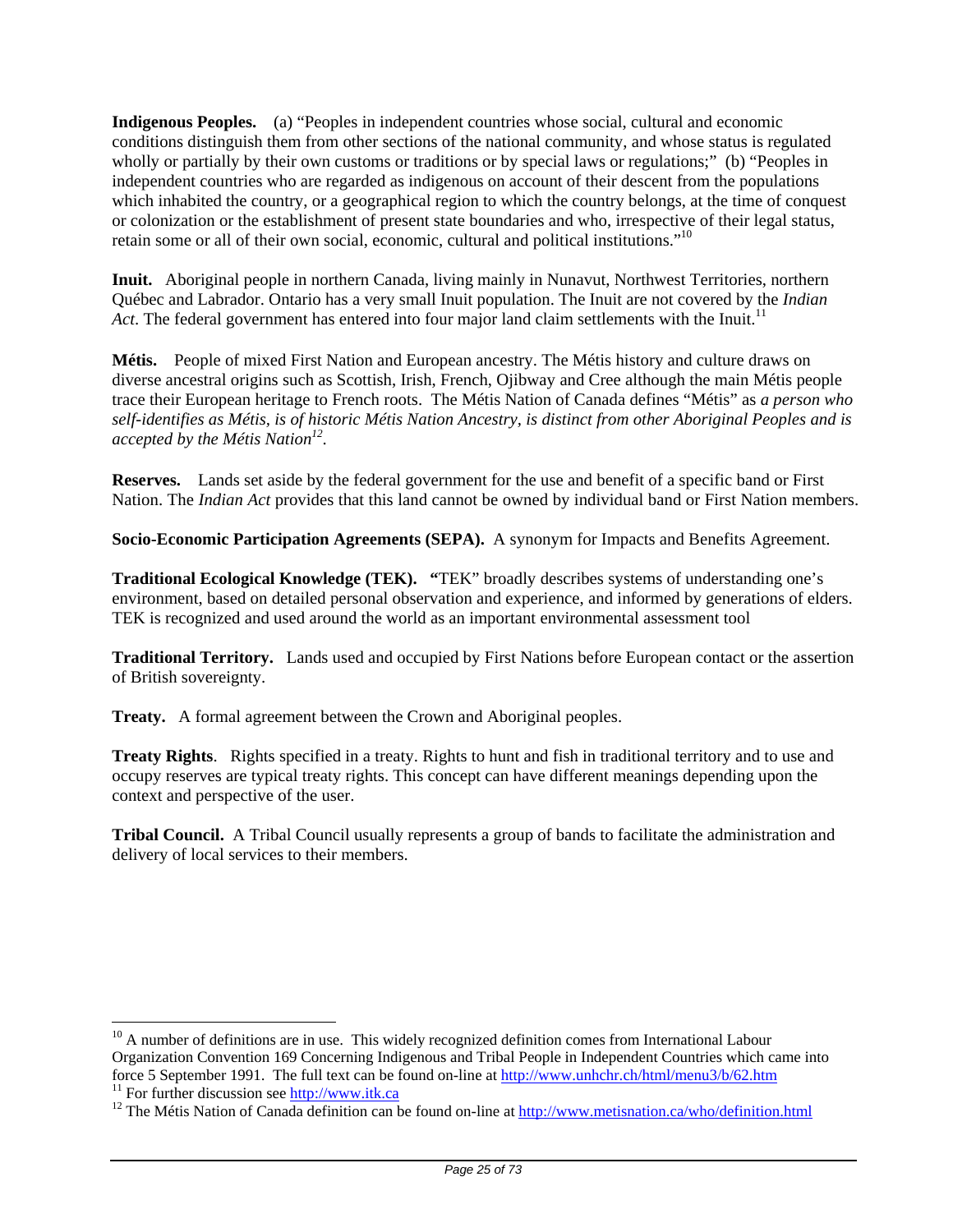**Indigenous Peoples.** (a) "Peoples in independent countries whose social, cultural and economic conditions distinguish them from other sections of the national community, and whose status is regulated wholly or partially by their own customs or traditions or by special laws or regulations;" (b) "Peoples in independent countries who are regarded as indigenous on account of their descent from the populations which inhabited the country, or a geographical region to which the country belongs, at the time of conquest or colonization or the establishment of present state boundaries and who, irrespective of their legal status, retain some or all of their own social, economic, cultural and political institutions."[10]

**Inuit.** Aboriginal people in northern Canada, living mainly in Nunavut, Northwest Territories, northern Québec and Labrador. Ontario has a very small Inuit population. The Inuit are not covered by the *Indian Act*. The federal government has entered into four major land claim settlements with the Inuit.[11]

**Métis.** People of mixed First Nation and European ancestry. The Métis history and culture draws on diverse ancestral origins such as Scottish, Irish, French, Ojibway and Cree although the main Métis people trace their European heritage to French roots. The Métis Nation of Canada defines "Métis" as *a person who self-identifies as Métis, is of historic Métis Nation Ancestry, is distinct from other Aboriginal Peoples and is accepted by the Métis Nation*[12].

**Reserves.** Lands set aside by the federal government for the use and benefit of a specific band or First Nation. The *Indian Act* provides that this land cannot be owned by individual band or First Nation members.

**Socio-Economic Participation Agreements (SEPA).** A synonym for Impacts and Benefits Agreement.

**Traditional Ecological Knowledge (TEK).** "TEK" broadly describes systems of understanding one's environment, based on detailed personal observation and experience, and informed by generations of elders. TEK is recognized and used around the world as an important environmental assessment tool

**Traditional Territory.** Lands used and occupied by First Nations before European contact or the assertion of British sovereignty.

**Treaty.** A formal agreement between the Crown and Aboriginal peoples.

**Treaty Rights**. Rights specified in a treaty. Rights to hunt and fish in traditional territory and to use and occupy reserves are typical treaty rights. This concept can have different meanings depending upon the context and perspective of the user.

**Tribal Council.** A Tribal Council usually represents a group of bands to facilitate the administration and delivery of local services to their members.

---

[10] A number of definitions are in use. This widely recognized definition comes from International Labour Organization Convention 169 Concerning Indigenous and Tribal People in Independent Countries which came into force 5 September 1991. The full text can be found on-line at http://www.unhchr.ch/html/menu3/b/62.htm

[11] For further discussion see http://www.itk.ca

[12] The Métis Nation of Canada definition can be found on-line at http://www.metisnation.ca/who/definition.html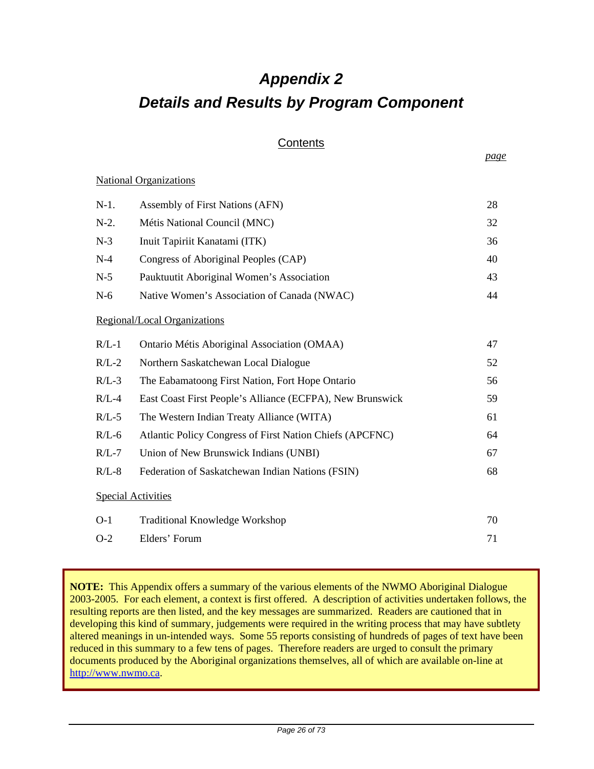# *Appendix 2*

# *Details and Results by Program Component*

## Contents

| | | *page* |
|---|---|---|
| **National Organizations** | | |
| N-1. | Assembly of First Nations (AFN) | 28 |
| N-2. | Métis National Council (MNC) | 32 |
| N-3 | Inuit Tapiriit Kanatami (ITK) | 36 |
| N-4 | Congress of Aboriginal Peoples (CAP) | 40 |
| N-5 | Pauktuutit Aboriginal Women's Association | 43 |
| N-6 | Native Women's Association of Canada (NWAC) | 44 |
| **Regional/Local Organizations** | | |
| R/L-1 | Ontario Métis Aboriginal Association (OMAA) | 47 |
| R/L-2 | Northern Saskatchewan Local Dialogue | 52 |
| R/L-3 | The Eabamatoong First Nation, Fort Hope Ontario | 56 |
| R/L-4 | East Coast First People's Alliance (ECFPA), New Brunswick | 59 |
| R/L-5 | The Western Indian Treaty Alliance (WITA) | 61 |
| R/L-6 | Atlantic Policy Congress of First Nation Chiefs (APCFNC) | 64 |
| R/L-7 | Union of New Brunswick Indians (UNBI) | 67 |
| R/L-8 | Federation of Saskatchewan Indian Nations (FSIN) | 68 |
| **Special Activities** | | |
| O-1 | Traditional Knowledge Workshop | 70 |
| O-2 | Elders' Forum | 71 |

**NOTE:** This Appendix offers a summary of the various elements of the NWMO Aboriginal Dialogue 2003-2005. For each element, a context is first offered. A description of activities undertaken follows, the resulting reports are then listed, and the key messages are summarized. Readers are cautioned that in developing this kind of summary, judgements were required in the writing process that may have subtlety altered meanings in un-intended ways. Some 55 reports consisting of hundreds of pages of text have been reduced in this summary to a few tens of pages. Therefore readers are urged to consult the primary documents produced by the Aboriginal organizations themselves, all of which are available on-line at http://www.nwmo.ca.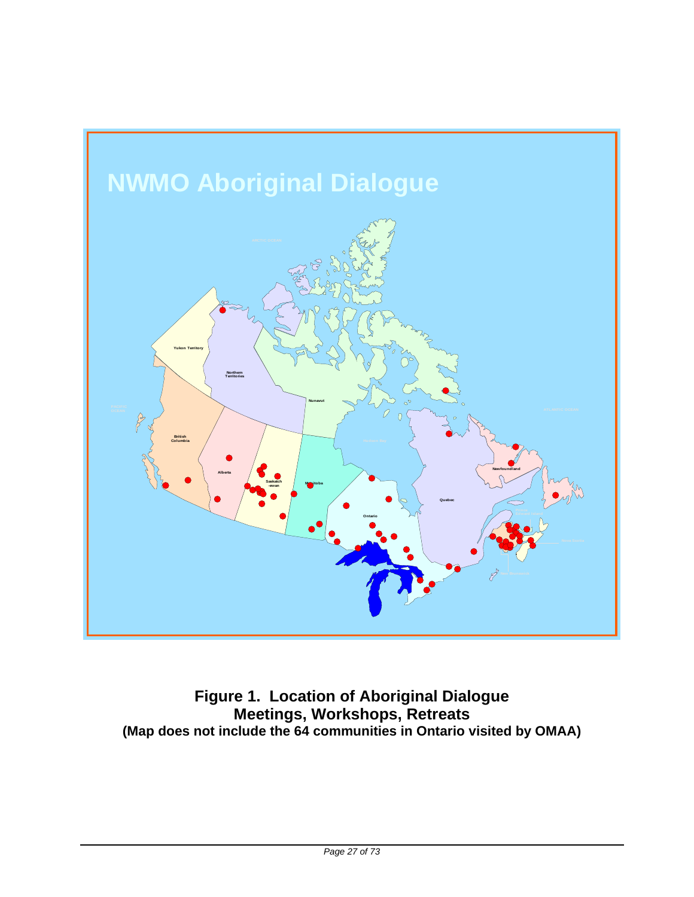**Figure 1. Location of Aboriginal Dialogue Meetings, Workshops, Retreats**
**(Map does not include the 64 communities in Ontario visited by OMAA)**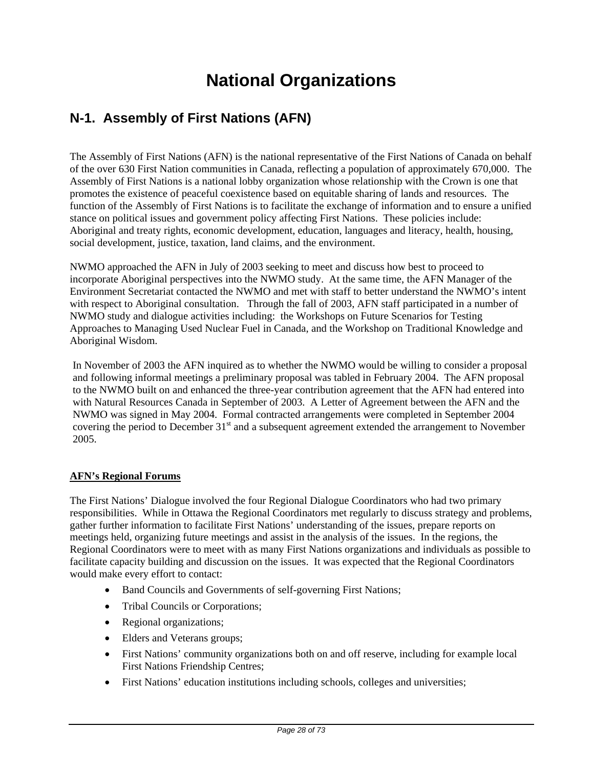# National Organizations

## N-1. Assembly of First Nations (AFN)

The Assembly of First Nations (AFN) is the national representative of the First Nations of Canada on behalf of the over 630 First Nation communities in Canada, reflecting a population of approximately 670,000. The Assembly of First Nations is a national lobby organization whose relationship with the Crown is one that promotes the existence of peaceful coexistence based on equitable sharing of lands and resources. The function of the Assembly of First Nations is to facilitate the exchange of information and to ensure a unified stance on political issues and government policy affecting First Nations. These policies include: Aboriginal and treaty rights, economic development, education, languages and literacy, health, housing, social development, justice, taxation, land claims, and the environment.

NWMO approached the AFN in July of 2003 seeking to meet and discuss how best to proceed to incorporate Aboriginal perspectives into the NWMO study. At the same time, the AFN Manager of the Environment Secretariat contacted the NWMO and met with staff to better understand the NWMO's intent with respect to Aboriginal consultation. Through the fall of 2003, AFN staff participated in a number of NWMO study and dialogue activities including: the Workshops on Future Scenarios for Testing Approaches to Managing Used Nuclear Fuel in Canada, and the Workshop on Traditional Knowledge and Aboriginal Wisdom.

In November of 2003 the AFN inquired as to whether the NWMO would be willing to consider a proposal and following informal meetings a preliminary proposal was tabled in February 2004. The AFN proposal to the NWMO built on and enhanced the three-year contribution agreement that the AFN had entered into with Natural Resources Canada in September of 2003. A Letter of Agreement between the AFN and the NWMO was signed in May 2004. Formal contracted arrangements were completed in September 2004 covering the period to December 31st and a subsequent agreement extended the arrangement to November 2005.

**AFN's Regional Forums**

The First Nations' Dialogue involved the four Regional Dialogue Coordinators who had two primary responsibilities. While in Ottawa the Regional Coordinators met regularly to discuss strategy and problems, gather further information to facilitate First Nations' understanding of the issues, prepare reports on meetings held, organizing future meetings and assist in the analysis of the issues. In the regions, the Regional Coordinators were to meet with as many First Nations organizations and individuals as possible to facilitate capacity building and discussion on the issues. It was expected that the Regional Coordinators would make every effort to contact:

- Band Councils and Governments of self-governing First Nations;
- Tribal Councils or Corporations;
- Regional organizations;
- Elders and Veterans groups;
- First Nations' community organizations both on and off reserve, including for example local First Nations Friendship Centres;
- First Nations' education institutions including schools, colleges and universities;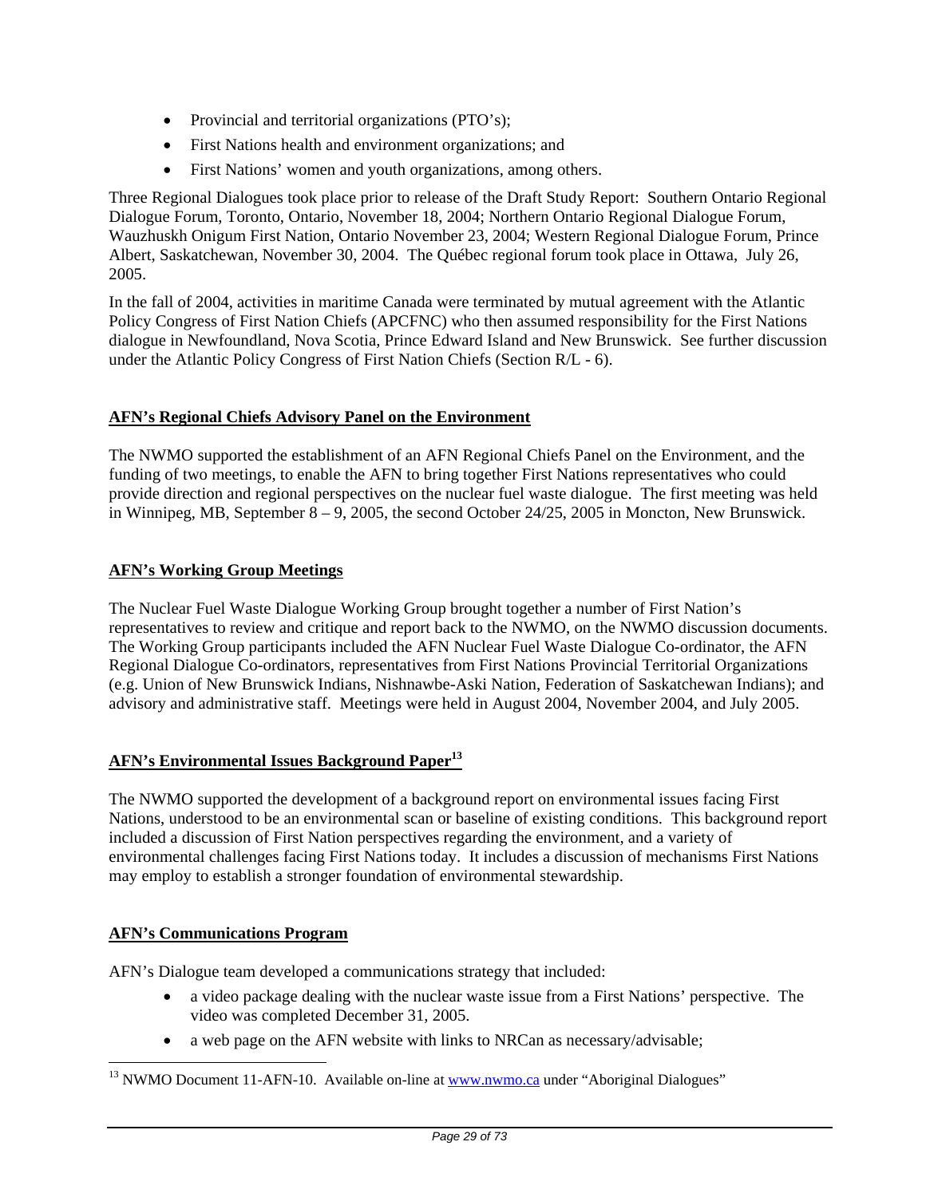- Provincial and territorial organizations (PTO's);
- First Nations health and environment organizations; and
- First Nations' women and youth organizations, among others.

Three Regional Dialogues took place prior to release of the Draft Study Report: Southern Ontario Regional Dialogue Forum, Toronto, Ontario, November 18, 2004; Northern Ontario Regional Dialogue Forum, Wauzhuskh Onigum First Nation, Ontario November 23, 2004; Western Regional Dialogue Forum, Prince Albert, Saskatchewan, November 30, 2004. The Québec regional forum took place in Ottawa, July 26, 2005.

In the fall of 2004, activities in maritime Canada were terminated by mutual agreement with the Atlantic Policy Congress of First Nation Chiefs (APCFNC) who then assumed responsibility for the First Nations dialogue in Newfoundland, Nova Scotia, Prince Edward Island and New Brunswick. See further discussion under the Atlantic Policy Congress of First Nation Chiefs (Section R/L - 6).

**AFN's Regional Chiefs Advisory Panel on the Environment**

The NWMO supported the establishment of an AFN Regional Chiefs Panel on the Environment, and the funding of two meetings, to enable the AFN to bring together First Nations representatives who could provide direction and regional perspectives on the nuclear fuel waste dialogue. The first meeting was held in Winnipeg, MB, September 8 – 9, 2005, the second October 24/25, 2005 in Moncton, New Brunswick.

**AFN's Working Group Meetings**

The Nuclear Fuel Waste Dialogue Working Group brought together a number of First Nation's representatives to review and critique and report back to the NWMO, on the NWMO discussion documents. The Working Group participants included the AFN Nuclear Fuel Waste Dialogue Co-ordinator, the AFN Regional Dialogue Co-ordinators, representatives from First Nations Provincial Territorial Organizations (e.g. Union of New Brunswick Indians, Nishnawbe-Aski Nation, Federation of Saskatchewan Indians); and advisory and administrative staff. Meetings were held in August 2004, November 2004, and July 2005.

**AFN's Environmental Issues Background Paper[13]**

The NWMO supported the development of a background report on environmental issues facing First Nations, understood to be an environmental scan or baseline of existing conditions. This background report included a discussion of First Nation perspectives regarding the environment, and a variety of environmental challenges facing First Nations today. It includes a discussion of mechanisms First Nations may employ to establish a stronger foundation of environmental stewardship.

**AFN's Communications Program**

AFN's Dialogue team developed a communications strategy that included:

- a video package dealing with the nuclear waste issue from a First Nations' perspective. The video was completed December 31, 2005.
- a web page on the AFN website with links to NRCan as necessary/advisable;

[13] NWMO Document 11-AFN-10. Available on-line at www.nwmo.ca under "Aboriginal Dialogues"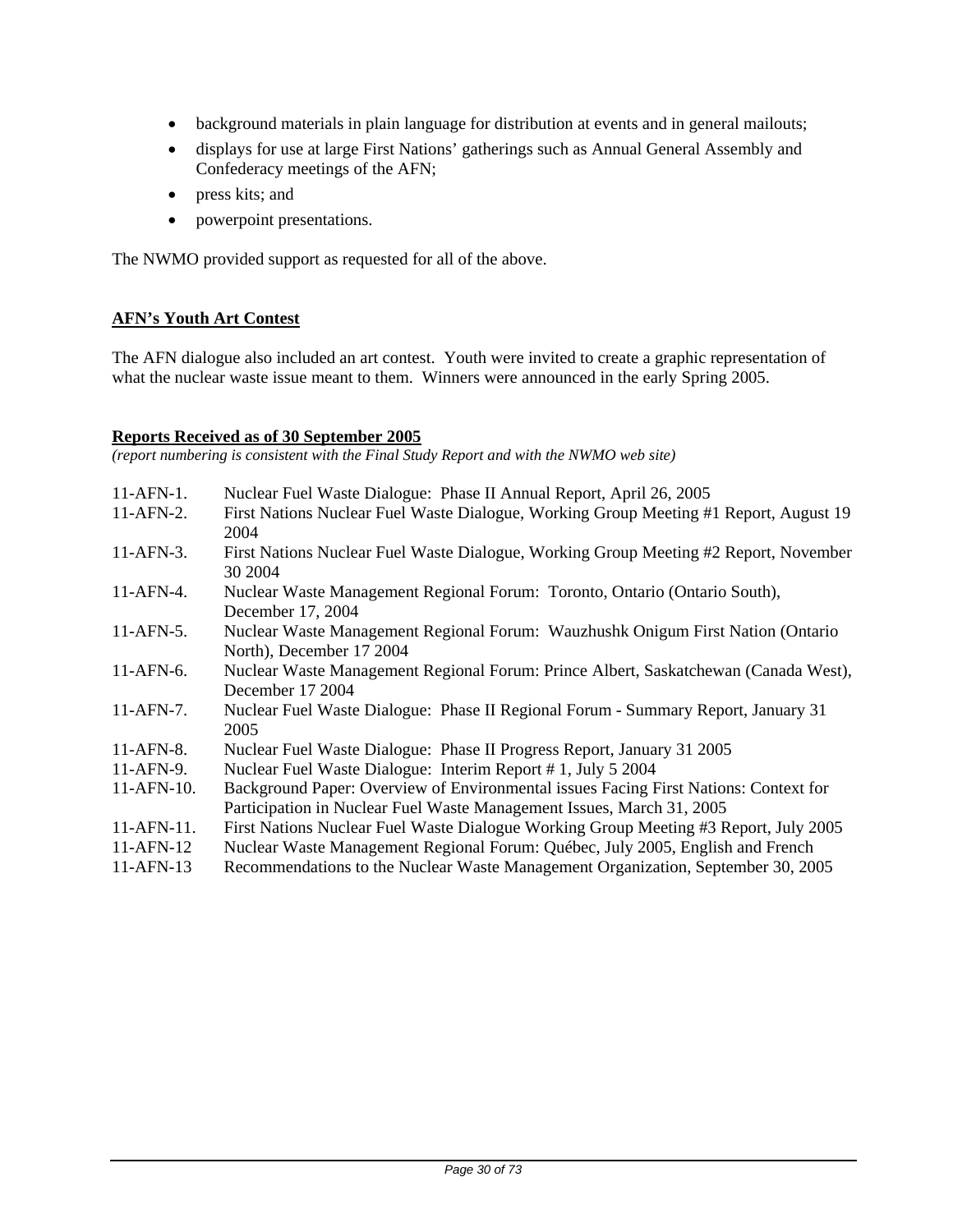- background materials in plain language for distribution at events and in general mailouts;
- displays for use at large First Nations' gatherings such as Annual General Assembly and Confederacy meetings of the AFN;
- press kits; and
- powerpoint presentations.

The NWMO provided support as requested for all of the above.

**AFN's Youth Art Contest**

The AFN dialogue also included an art contest. Youth were invited to create a graphic representation of what the nuclear waste issue meant to them. Winners were announced in the early Spring 2005.

**Reports Received as of 30 September 2005**

*(report numbering is consistent with the Final Study Report and with the NWMO web site)*

- 11-AFN-1. Nuclear Fuel Waste Dialogue: Phase II Annual Report, April 26, 2005
- 11-AFN-2. First Nations Nuclear Fuel Waste Dialogue, Working Group Meeting #1 Report, August 19 2004
- 11-AFN-3. First Nations Nuclear Fuel Waste Dialogue, Working Group Meeting #2 Report, November 30 2004
- 11-AFN-4. Nuclear Waste Management Regional Forum: Toronto, Ontario (Ontario South), December 17, 2004
- 11-AFN-5. Nuclear Waste Management Regional Forum: Wauzhushk Onigum First Nation (Ontario North), December 17 2004
- 11-AFN-6. Nuclear Waste Management Regional Forum: Prince Albert, Saskatchewan (Canada West), December 17 2004
- 11-AFN-7. Nuclear Fuel Waste Dialogue: Phase II Regional Forum - Summary Report, January 31 2005
- 11-AFN-8. Nuclear Fuel Waste Dialogue: Phase II Progress Report, January 31 2005
- 11-AFN-9. Nuclear Fuel Waste Dialogue: Interim Report # 1, July 5 2004
- 11-AFN-10. Background Paper: Overview of Environmental issues Facing First Nations: Context for Participation in Nuclear Fuel Waste Management Issues, March 31, 2005
- 11-AFN-11. First Nations Nuclear Fuel Waste Dialogue Working Group Meeting #3 Report, July 2005
- 11-AFN-12 Nuclear Waste Management Regional Forum: Québec, July 2005, English and French
- 11-AFN-13 Recommendations to the Nuclear Waste Management Organization, September 30, 2005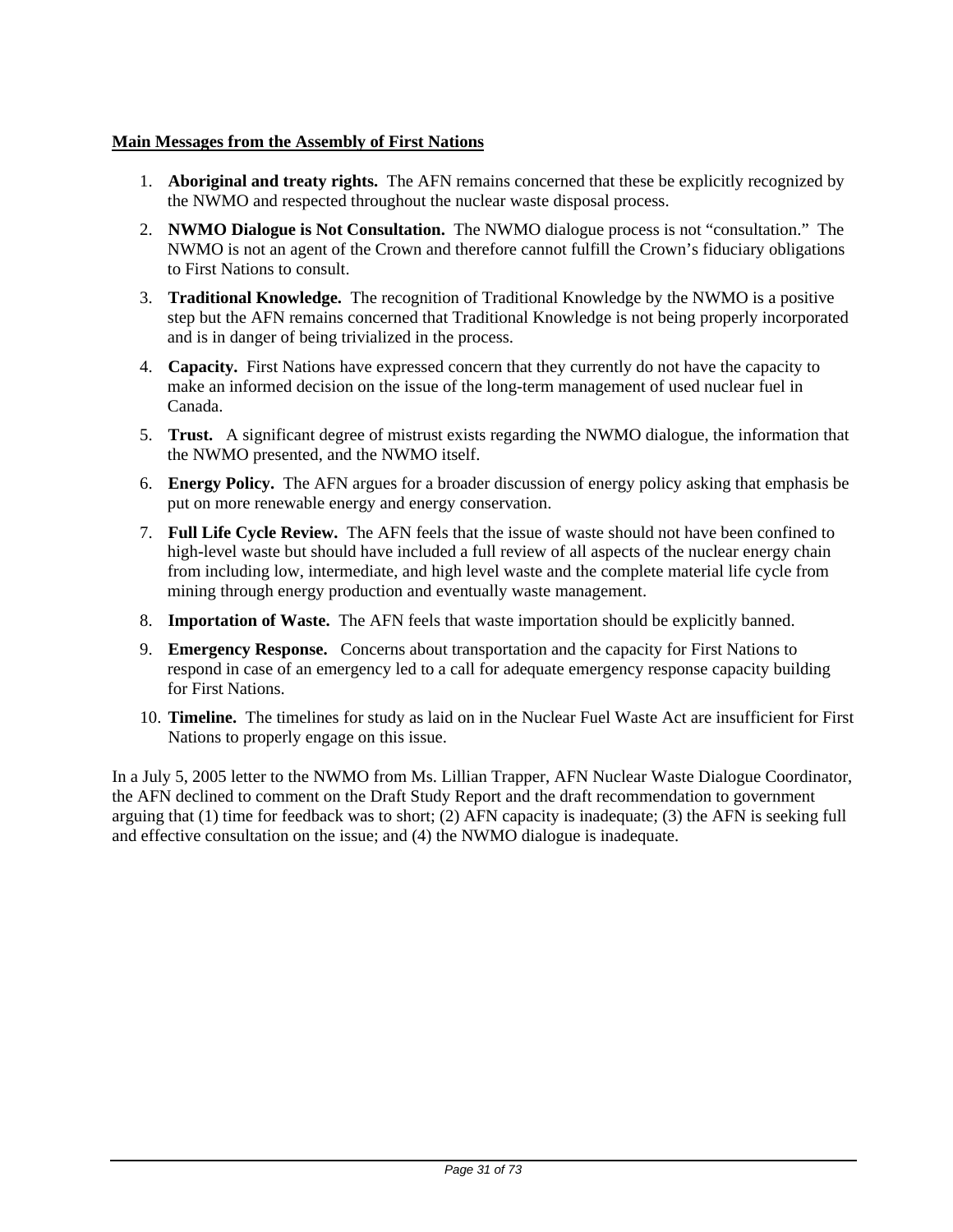**Main Messages from the Assembly of First Nations**

1. **Aboriginal and treaty rights.** The AFN remains concerned that these be explicitly recognized by the NWMO and respected throughout the nuclear waste disposal process.
2. **NWMO Dialogue is Not Consultation.** The NWMO dialogue process is not "consultation." The NWMO is not an agent of the Crown and therefore cannot fulfill the Crown's fiduciary obligations to First Nations to consult.
3. **Traditional Knowledge.** The recognition of Traditional Knowledge by the NWMO is a positive step but the AFN remains concerned that Traditional Knowledge is not being properly incorporated and is in danger of being trivialized in the process.
4. **Capacity.** First Nations have expressed concern that they currently do not have the capacity to make an informed decision on the issue of the long-term management of used nuclear fuel in Canada.
5. **Trust.** A significant degree of mistrust exists regarding the NWMO dialogue, the information that the NWMO presented, and the NWMO itself.
6. **Energy Policy.** The AFN argues for a broader discussion of energy policy asking that emphasis be put on more renewable energy and energy conservation.
7. **Full Life Cycle Review.** The AFN feels that the issue of waste should not have been confined to high-level waste but should have included a full review of all aspects of the nuclear energy chain from including low, intermediate, and high level waste and the complete material life cycle from mining through energy production and eventually waste management.
8. **Importation of Waste.** The AFN feels that waste importation should be explicitly banned.
9. **Emergency Response.** Concerns about transportation and the capacity for First Nations to respond in case of an emergency led to a call for adequate emergency response capacity building for First Nations.
10. **Timeline.** The timelines for study as laid on in the Nuclear Fuel Waste Act are insufficient for First Nations to properly engage on this issue.

In a July 5, 2005 letter to the NWMO from Ms. Lillian Trapper, AFN Nuclear Waste Dialogue Coordinator, the AFN declined to comment on the Draft Study Report and the draft recommendation to government arguing that (1) time for feedback was to short; (2) AFN capacity is inadequate; (3) the AFN is seeking full and effective consultation on the issue; and (4) the NWMO dialogue is inadequate.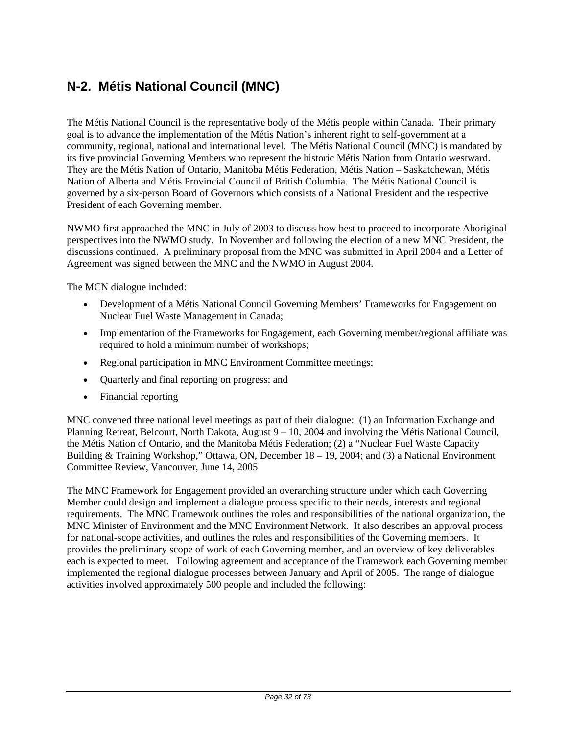## N-2. Métis National Council (MNC)

The Métis National Council is the representative body of the Métis people within Canada. Their primary goal is to advance the implementation of the Métis Nation's inherent right to self-government at a community, regional, national and international level. The Métis National Council (MNC) is mandated by its five provincial Governing Members who represent the historic Métis Nation from Ontario westward. They are the Métis Nation of Ontario, Manitoba Métis Federation, Métis Nation – Saskatchewan, Métis Nation of Alberta and Métis Provincial Council of British Columbia. The Métis National Council is governed by a six-person Board of Governors which consists of a National President and the respective President of each Governing member.

NWMO first approached the MNC in July of 2003 to discuss how best to proceed to incorporate Aboriginal perspectives into the NWMO study. In November and following the election of a new MNC President, the discussions continued. A preliminary proposal from the MNC was submitted in April 2004 and a Letter of Agreement was signed between the MNC and the NWMO in August 2004.

The MCN dialogue included:

- Development of a Métis National Council Governing Members' Frameworks for Engagement on Nuclear Fuel Waste Management in Canada;
- Implementation of the Frameworks for Engagement, each Governing member/regional affiliate was required to hold a minimum number of workshops;
- Regional participation in MNC Environment Committee meetings;
- Quarterly and final reporting on progress; and
- Financial reporting

MNC convened three national level meetings as part of their dialogue: (1) an Information Exchange and Planning Retreat, Belcourt, North Dakota, August 9 – 10, 2004 and involving the Métis National Council, the Métis Nation of Ontario, and the Manitoba Métis Federation; (2) a "Nuclear Fuel Waste Capacity Building & Training Workshop," Ottawa, ON, December 18 – 19, 2004; and (3) a National Environment Committee Review, Vancouver, June 14, 2005

The MNC Framework for Engagement provided an overarching structure under which each Governing Member could design and implement a dialogue process specific to their needs, interests and regional requirements. The MNC Framework outlines the roles and responsibilities of the national organization, the MNC Minister of Environment and the MNC Environment Network. It also describes an approval process for national-scope activities, and outlines the roles and responsibilities of the Governing members. It provides the preliminary scope of work of each Governing member, and an overview of key deliverables each is expected to meet. Following agreement and acceptance of the Framework each Governing member implemented the regional dialogue processes between January and April of 2005. The range of dialogue activities involved approximately 500 people and included the following: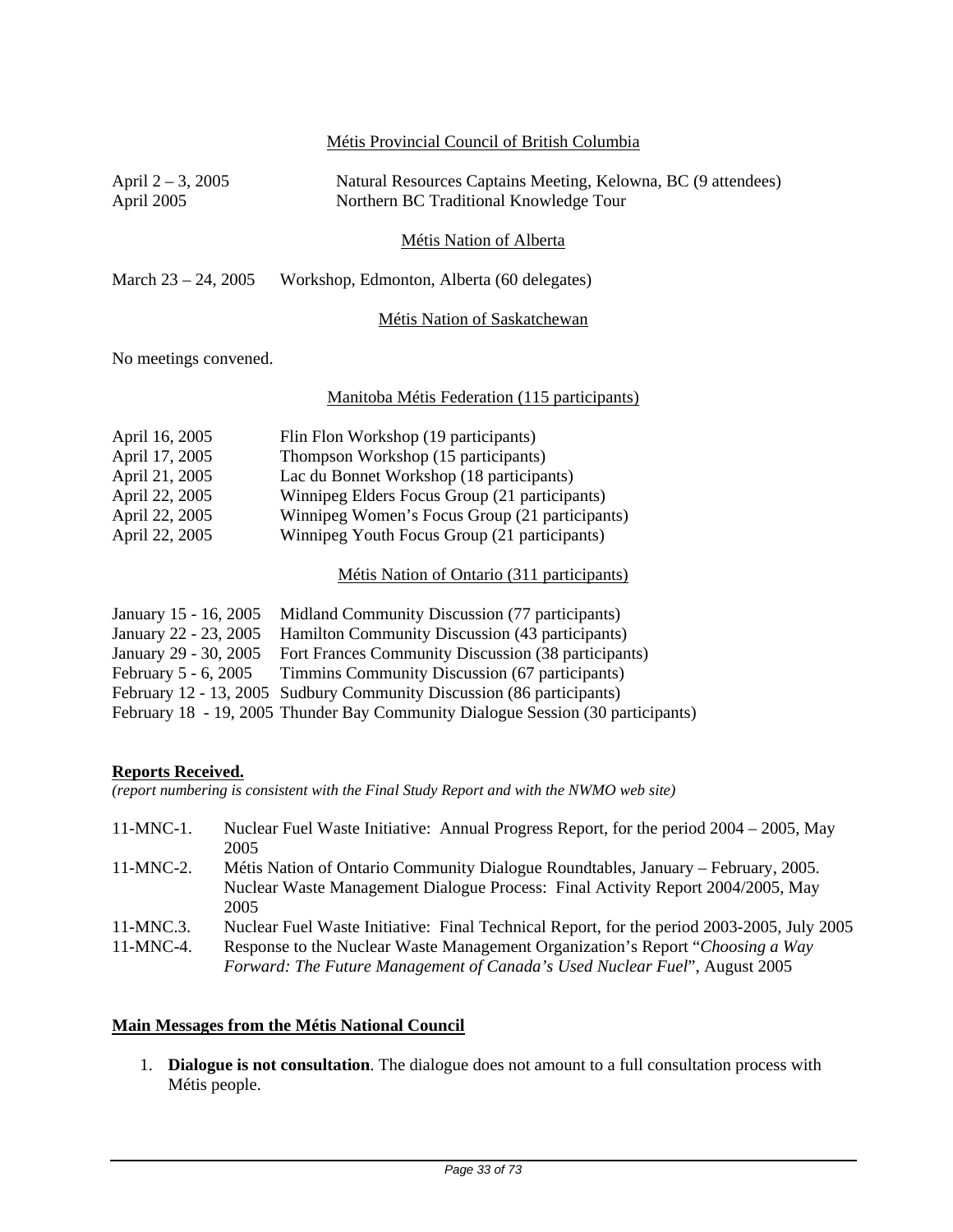<u>Métis Provincial Council of British Columbia</u>

April 2 – 3, 2005 Natural Resources Captains Meeting, Kelowna, BC (9 attendees)
April 2005 Northern BC Traditional Knowledge Tour

<u>Métis Nation of Alberta</u>

March 23 – 24, 2005 Workshop, Edmonton, Alberta (60 delegates)

<u>Métis Nation of Saskatchewan</u>

No meetings convened.

<u>Manitoba Métis Federation (115 participants)</u>

April 16, 2005 Flin Flon Workshop (19 participants)
April 17, 2005 Thompson Workshop (15 participants)
April 21, 2005 Lac du Bonnet Workshop (18 participants)
April 22, 2005 Winnipeg Elders Focus Group (21 participants)
April 22, 2005 Winnipeg Women's Focus Group (21 participants)
April 22, 2005 Winnipeg Youth Focus Group (21 participants)

<u>Métis Nation of Ontario (311 participants)</u>

January 15 - 16, 2005 Midland Community Discussion (77 participants)
January 22 - 23, 2005 Hamilton Community Discussion (43 participants)
January 29 - 30, 2005 Fort Frances Community Discussion (38 participants)
February 5 - 6, 2005 Timmins Community Discussion (67 participants)
February 12 - 13, 2005 Sudbury Community Discussion (86 participants)
February 18 - 19, 2005 Thunder Bay Community Dialogue Session (30 participants)

**<u>Reports Received.</u>**
*(report numbering is consistent with the Final Study Report and with the NWMO web site)*

11-MNC-1. Nuclear Fuel Waste Initiative: Annual Progress Report, for the period 2004 – 2005, May 2005
11-MNC-2. Métis Nation of Ontario Community Dialogue Roundtables, January – February, 2005. Nuclear Waste Management Dialogue Process: Final Activity Report 2004/2005, May 2005
11-MNC.3. Nuclear Fuel Waste Initiative: Final Technical Report, for the period 2003-2005, July 2005
11-MNC-4. Response to the Nuclear Waste Management Organization's Report "*Choosing a Way Forward: The Future Management of Canada's Used Nuclear Fuel*", August 2005

**<u>Main Messages from the Métis National Council</u>**

1. **Dialogue is not consultation**. The dialogue does not amount to a full consultation process with Métis people.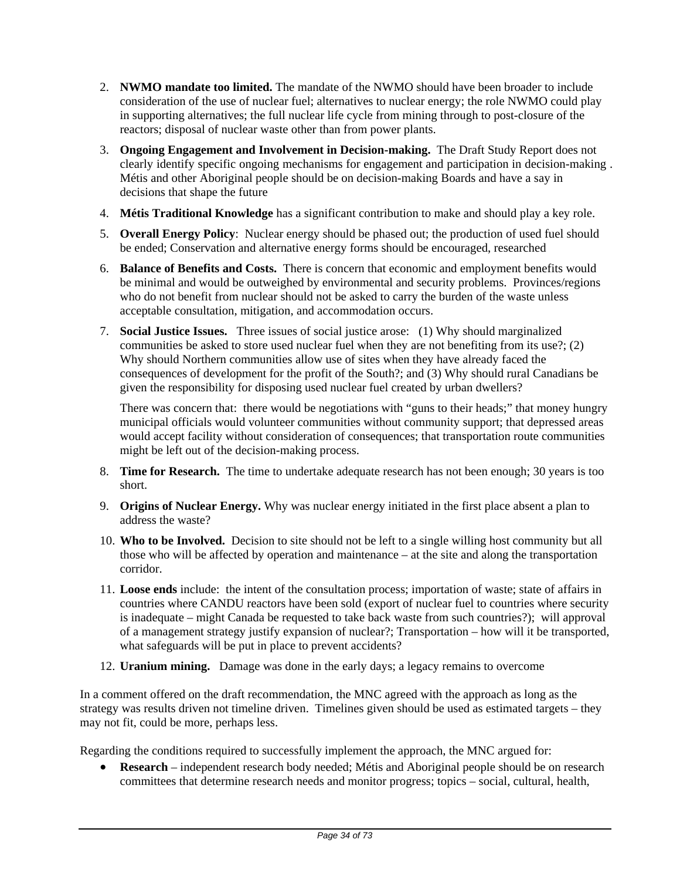2. **NWMO mandate too limited.** The mandate of the NWMO should have been broader to include consideration of the use of nuclear fuel; alternatives to nuclear energy; the role NWMO could play in supporting alternatives; the full nuclear life cycle from mining through to post-closure of the reactors; disposal of nuclear waste other than from power plants.
3. **Ongoing Engagement and Involvement in Decision-making.** The Draft Study Report does not clearly identify specific ongoing mechanisms for engagement and participation in decision-making . Métis and other Aboriginal people should be on decision-making Boards and have a say in decisions that shape the future
4. **Métis Traditional Knowledge** has a significant contribution to make and should play a key role.
5. **Overall Energy Policy**: Nuclear energy should be phased out; the production of used fuel should be ended; Conservation and alternative energy forms should be encouraged, researched
6. **Balance of Benefits and Costs.** There is concern that economic and employment benefits would be minimal and would be outweighed by environmental and security problems. Provinces/regions who do not benefit from nuclear should not be asked to carry the burden of the waste unless acceptable consultation, mitigation, and accommodation occurs.
7. **Social Justice Issues.** Three issues of social justice arose: (1) Why should marginalized communities be asked to store used nuclear fuel when they are not benefiting from its use?; (2) Why should Northern communities allow use of sites when they have already faced the consequences of development for the profit of the South?; and (3) Why should rural Canadians be given the responsibility for disposing used nuclear fuel created by urban dwellers?

   There was concern that: there would be negotiations with "guns to their heads;" that money hungry municipal officials would volunteer communities without community support; that depressed areas would accept facility without consideration of consequences; that transportation route communities might be left out of the decision-making process.
8. **Time for Research.** The time to undertake adequate research has not been enough; 30 years is too short.
9. **Origins of Nuclear Energy.** Why was nuclear energy initiated in the first place absent a plan to address the waste?
10. **Who to be Involved.** Decision to site should not be left to a single willing host community but all those who will be affected by operation and maintenance – at the site and along the transportation corridor.
11. **Loose ends** include: the intent of the consultation process; importation of waste; state of affairs in countries where CANDU reactors have been sold (export of nuclear fuel to countries where security is inadequate – might Canada be requested to take back waste from such countries?); will approval of a management strategy justify expansion of nuclear?; Transportation – how will it be transported, what safeguards will be put in place to prevent accidents?
12. **Uranium mining.** Damage was done in the early days; a legacy remains to overcome

In a comment offered on the draft recommendation, the MNC agreed with the approach as long as the strategy was results driven not timeline driven. Timelines given should be used as estimated targets – they may not fit, could be more, perhaps less.

Regarding the conditions required to successfully implement the approach, the MNC argued for:

- **Research** – independent research body needed; Métis and Aboriginal people should be on research committees that determine research needs and monitor progress; topics – social, cultural, health,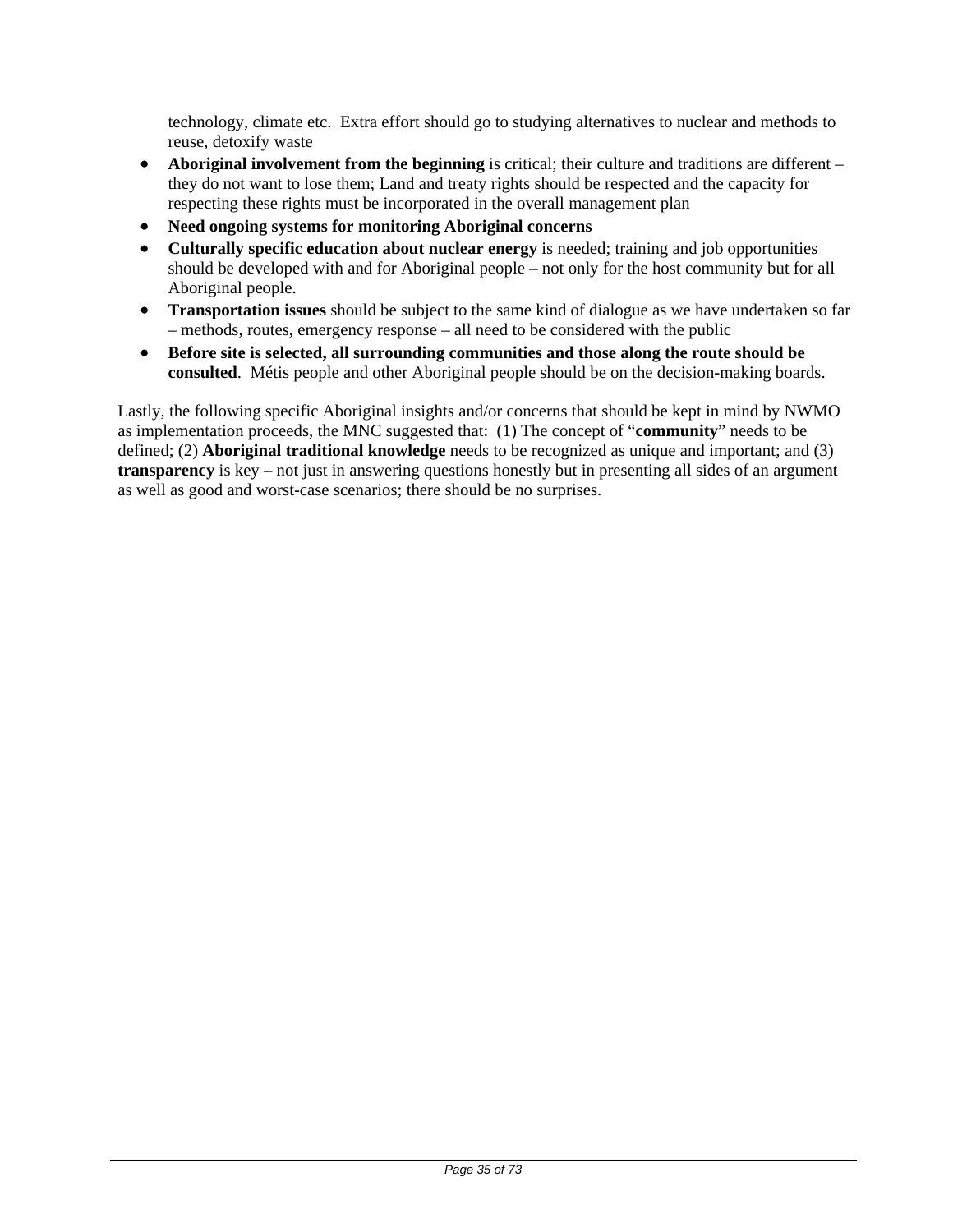technology, climate etc.  Extra effort should go to studying alternatives to nuclear and methods to reuse, detoxify waste

- **Aboriginal involvement from the beginning** is critical; their culture and traditions are different – they do not want to lose them; Land and treaty rights should be respected and the capacity for respecting these rights must be incorporated in the overall management plan
- **Need ongoing systems for monitoring Aboriginal concerns**
- **Culturally specific education about nuclear energy** is needed; training and job opportunities should be developed with and for Aboriginal people – not only for the host community but for all Aboriginal people.
- **Transportation issues** should be subject to the same kind of dialogue as we have undertaken so far – methods, routes, emergency response – all need to be considered with the public
- **Before site is selected, all surrounding communities and those along the route should be consulted**.  Métis people and other Aboriginal people should be on the decision-making boards.

Lastly, the following specific Aboriginal insights and/or concerns that should be kept in mind by NWMO as implementation proceeds, the MNC suggested that:  (1) The concept of "**community**" needs to be defined; (2) **Aboriginal traditional knowledge** needs to be recognized as unique and important; and (3) **transparency** is key – not just in answering questions honestly but in presenting all sides of an argument as well as good and worst-case scenarios; there should be no surprises.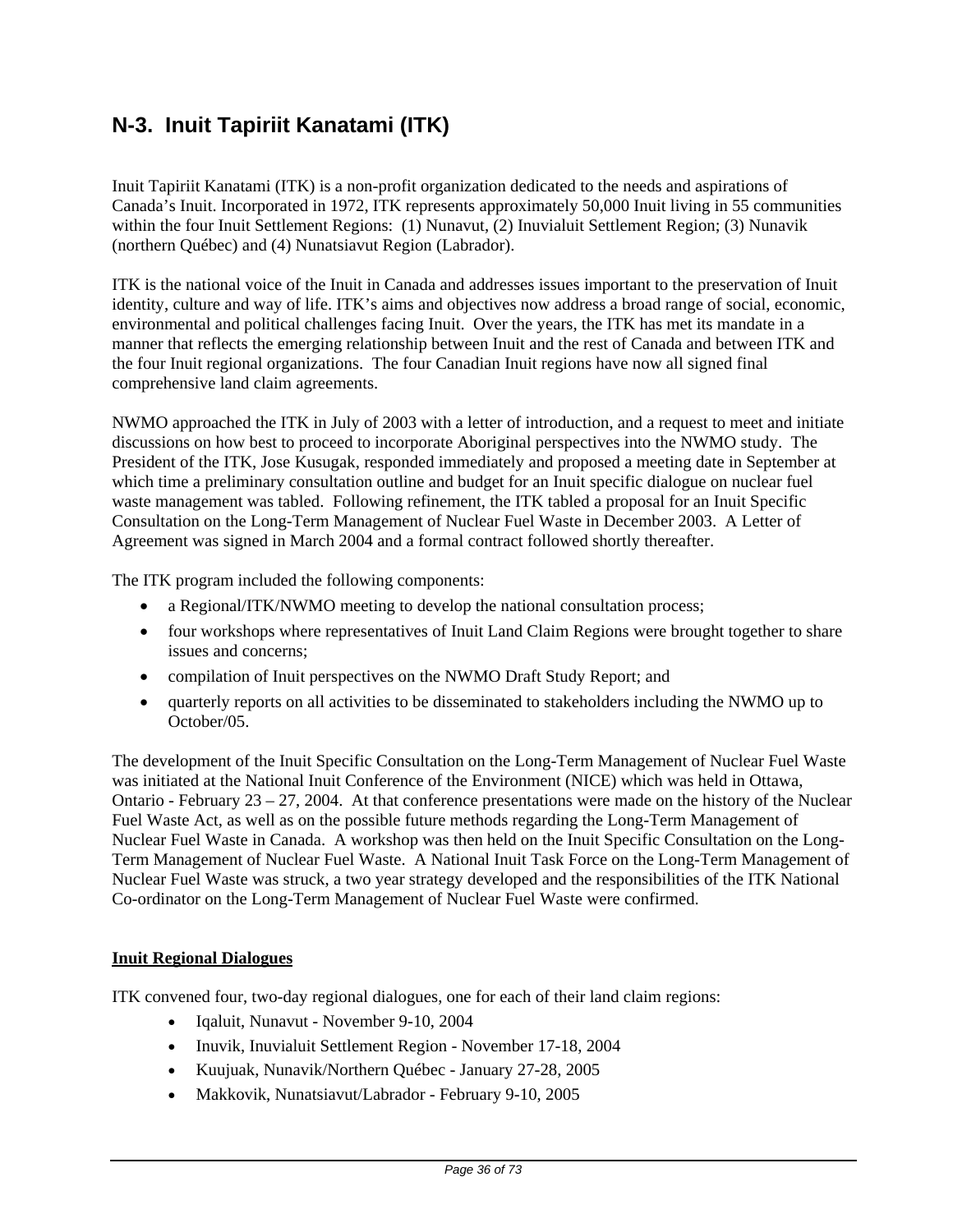## N-3. Inuit Tapiriit Kanatami (ITK)

Inuit Tapiriit Kanatami (ITK) is a non-profit organization dedicated to the needs and aspirations of Canada's Inuit. Incorporated in 1972, ITK represents approximately 50,000 Inuit living in 55 communities within the four Inuit Settlement Regions: (1) Nunavut, (2) Inuvialuit Settlement Region; (3) Nunavik (northern Québec) and (4) Nunatsiavut Region (Labrador).

ITK is the national voice of the Inuit in Canada and addresses issues important to the preservation of Inuit identity, culture and way of life. ITK's aims and objectives now address a broad range of social, economic, environmental and political challenges facing Inuit. Over the years, the ITK has met its mandate in a manner that reflects the emerging relationship between Inuit and the rest of Canada and between ITK and the four Inuit regional organizations. The four Canadian Inuit regions have now all signed final comprehensive land claim agreements.

NWMO approached the ITK in July of 2003 with a letter of introduction, and a request to meet and initiate discussions on how best to proceed to incorporate Aboriginal perspectives into the NWMO study. The President of the ITK, Jose Kusugak, responded immediately and proposed a meeting date in September at which time a preliminary consultation outline and budget for an Inuit specific dialogue on nuclear fuel waste management was tabled. Following refinement, the ITK tabled a proposal for an Inuit Specific Consultation on the Long-Term Management of Nuclear Fuel Waste in December 2003. A Letter of Agreement was signed in March 2004 and a formal contract followed shortly thereafter.

The ITK program included the following components:

- a Regional/ITK/NWMO meeting to develop the national consultation process;
- four workshops where representatives of Inuit Land Claim Regions were brought together to share issues and concerns;
- compilation of Inuit perspectives on the NWMO Draft Study Report; and
- quarterly reports on all activities to be disseminated to stakeholders including the NWMO up to October/05.

The development of the Inuit Specific Consultation on the Long-Term Management of Nuclear Fuel Waste was initiated at the National Inuit Conference of the Environment (NICE) which was held in Ottawa, Ontario - February 23 – 27, 2004. At that conference presentations were made on the history of the Nuclear Fuel Waste Act, as well as on the possible future methods regarding the Long-Term Management of Nuclear Fuel Waste in Canada. A workshop was then held on the Inuit Specific Consultation on the Long-Term Management of Nuclear Fuel Waste. A National Inuit Task Force on the Long-Term Management of Nuclear Fuel Waste was struck, a two year strategy developed and the responsibilities of the ITK National Co-ordinator on the Long-Term Management of Nuclear Fuel Waste were confirmed.

**Inuit Regional Dialogues**

ITK convened four, two-day regional dialogues, one for each of their land claim regions:

- Iqaluit, Nunavut - November 9-10, 2004
- Inuvik, Inuvialuit Settlement Region - November 17-18, 2004
- Kuujuak, Nunavik/Northern Québec - January 27-28, 2005
- Makkovik, Nunatsiavut/Labrador - February 9-10, 2005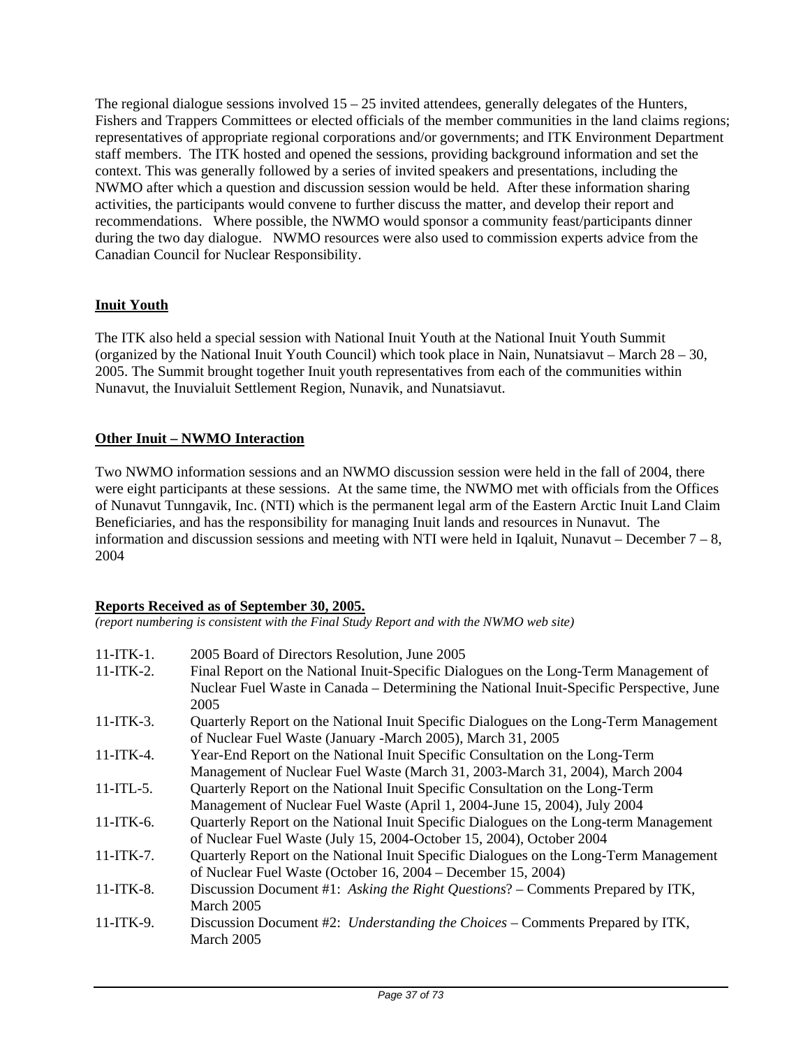The regional dialogue sessions involved 15 – 25 invited attendees, generally delegates of the Hunters, Fishers and Trappers Committees or elected officials of the member communities in the land claims regions; representatives of appropriate regional corporations and/or governments; and ITK Environment Department staff members. The ITK hosted and opened the sessions, providing background information and set the context. This was generally followed by a series of invited speakers and presentations, including the NWMO after which a question and discussion session would be held. After these information sharing activities, the participants would convene to further discuss the matter, and develop their report and recommendations. Where possible, the NWMO would sponsor a community feast/participants dinner during the two day dialogue. NWMO resources were also used to commission experts advice from the Canadian Council for Nuclear Responsibility.

**Inuit Youth**

The ITK also held a special session with National Inuit Youth at the National Inuit Youth Summit (organized by the National Inuit Youth Council) which took place in Nain, Nunatsiavut – March 28 – 30, 2005. The Summit brought together Inuit youth representatives from each of the communities within Nunavut, the Inuvialuit Settlement Region, Nunavik, and Nunatsiavut.

**Other Inuit – NWMO Interaction**

Two NWMO information sessions and an NWMO discussion session were held in the fall of 2004, there were eight participants at these sessions. At the same time, the NWMO met with officials from the Offices of Nunavut Tunngavik, Inc. (NTI) which is the permanent legal arm of the Eastern Arctic Inuit Land Claim Beneficiaries, and has the responsibility for managing Inuit lands and resources in Nunavut. The information and discussion sessions and meeting with NTI were held in Iqaluit, Nunavut – December 7 – 8, 2004

**Reports Received as of September 30, 2005.**

*(report numbering is consistent with the Final Study Report and with the NWMO web site)*

- 11-ITK-1. 2005 Board of Directors Resolution, June 2005
- 11-ITK-2. Final Report on the National Inuit-Specific Dialogues on the Long-Term Management of Nuclear Fuel Waste in Canada – Determining the National Inuit-Specific Perspective, June 2005
- 11-ITK-3. Quarterly Report on the National Inuit Specific Dialogues on the Long-Term Management of Nuclear Fuel Waste (January -March 2005), March 31, 2005
- 11-ITK-4. Year-End Report on the National Inuit Specific Consultation on the Long-Term Management of Nuclear Fuel Waste (March 31, 2003-March 31, 2004), March 2004
- 11-ITL-5. Quarterly Report on the National Inuit Specific Consultation on the Long-Term Management of Nuclear Fuel Waste (April 1, 2004-June 15, 2004), July 2004
- 11-ITK-6. Quarterly Report on the National Inuit Specific Dialogues on the Long-term Management of Nuclear Fuel Waste (July 15, 2004-October 15, 2004), October 2004
- 11-ITK-7. Quarterly Report on the National Inuit Specific Dialogues on the Long-Term Management of Nuclear Fuel Waste (October 16, 2004 – December 15, 2004)
- 11-ITK-8. Discussion Document #1: *Asking the Right Questions*? – Comments Prepared by ITK, March 2005
- 11-ITK-9. Discussion Document #2: *Understanding the Choices* – Comments Prepared by ITK, March 2005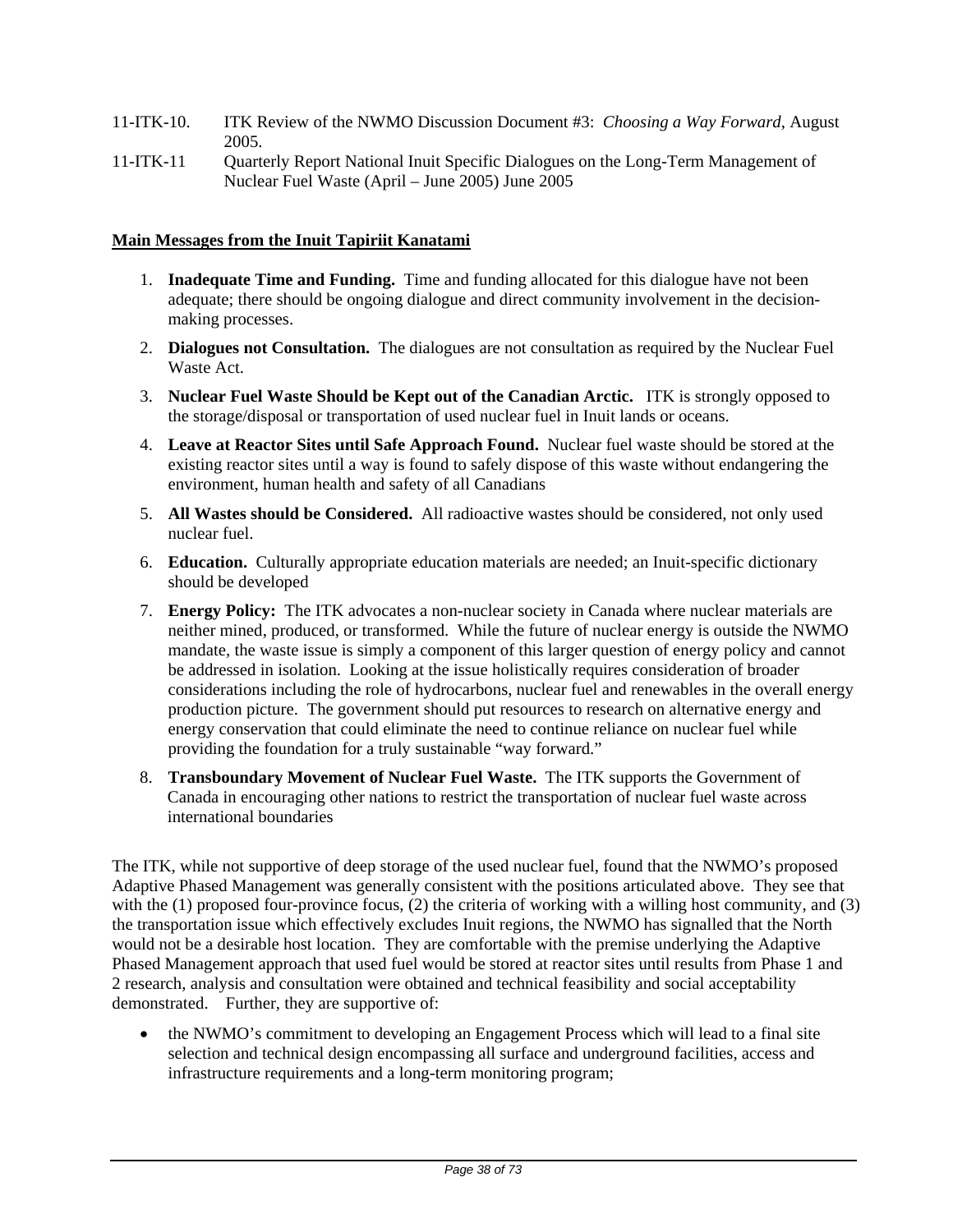11-ITK-10. ITK Review of the NWMO Discussion Document #3: *Choosing a Way Forward*, August 2005.

11-ITK-11 Quarterly Report National Inuit Specific Dialogues on the Long-Term Management of Nuclear Fuel Waste (April – June 2005) June 2005

**Main Messages from the Inuit Tapiriit Kanatami**

1. **Inadequate Time and Funding.** Time and funding allocated for this dialogue have not been adequate; there should be ongoing dialogue and direct community involvement in the decision-making processes.
2. **Dialogues not Consultation.** The dialogues are not consultation as required by the Nuclear Fuel Waste Act.
3. **Nuclear Fuel Waste Should be Kept out of the Canadian Arctic.** ITK is strongly opposed to the storage/disposal or transportation of used nuclear fuel in Inuit lands or oceans.
4. **Leave at Reactor Sites until Safe Approach Found.** Nuclear fuel waste should be stored at the existing reactor sites until a way is found to safely dispose of this waste without endangering the environment, human health and safety of all Canadians
5. **All Wastes should be Considered.** All radioactive wastes should be considered, not only used nuclear fuel.
6. **Education.** Culturally appropriate education materials are needed; an Inuit-specific dictionary should be developed
7. **Energy Policy:** The ITK advocates a non-nuclear society in Canada where nuclear materials are neither mined, produced, or transformed. While the future of nuclear energy is outside the NWMO mandate, the waste issue is simply a component of this larger question of energy policy and cannot be addressed in isolation. Looking at the issue holistically requires consideration of broader considerations including the role of hydrocarbons, nuclear fuel and renewables in the overall energy production picture. The government should put resources to research on alternative energy and energy conservation that could eliminate the need to continue reliance on nuclear fuel while providing the foundation for a truly sustainable "way forward."
8. **Transboundary Movement of Nuclear Fuel Waste.** The ITK supports the Government of Canada in encouraging other nations to restrict the transportation of nuclear fuel waste across international boundaries

The ITK, while not supportive of deep storage of the used nuclear fuel, found that the NWMO's proposed Adaptive Phased Management was generally consistent with the positions articulated above. They see that with the (1) proposed four-province focus, (2) the criteria of working with a willing host community, and (3) the transportation issue which effectively excludes Inuit regions, the NWMO has signalled that the North would not be a desirable host location. They are comfortable with the premise underlying the Adaptive Phased Management approach that used fuel would be stored at reactor sites until results from Phase 1 and 2 research, analysis and consultation were obtained and technical feasibility and social acceptability demonstrated. Further, they are supportive of:

- the NWMO's commitment to developing an Engagement Process which will lead to a final site selection and technical design encompassing all surface and underground facilities, access and infrastructure requirements and a long-term monitoring program;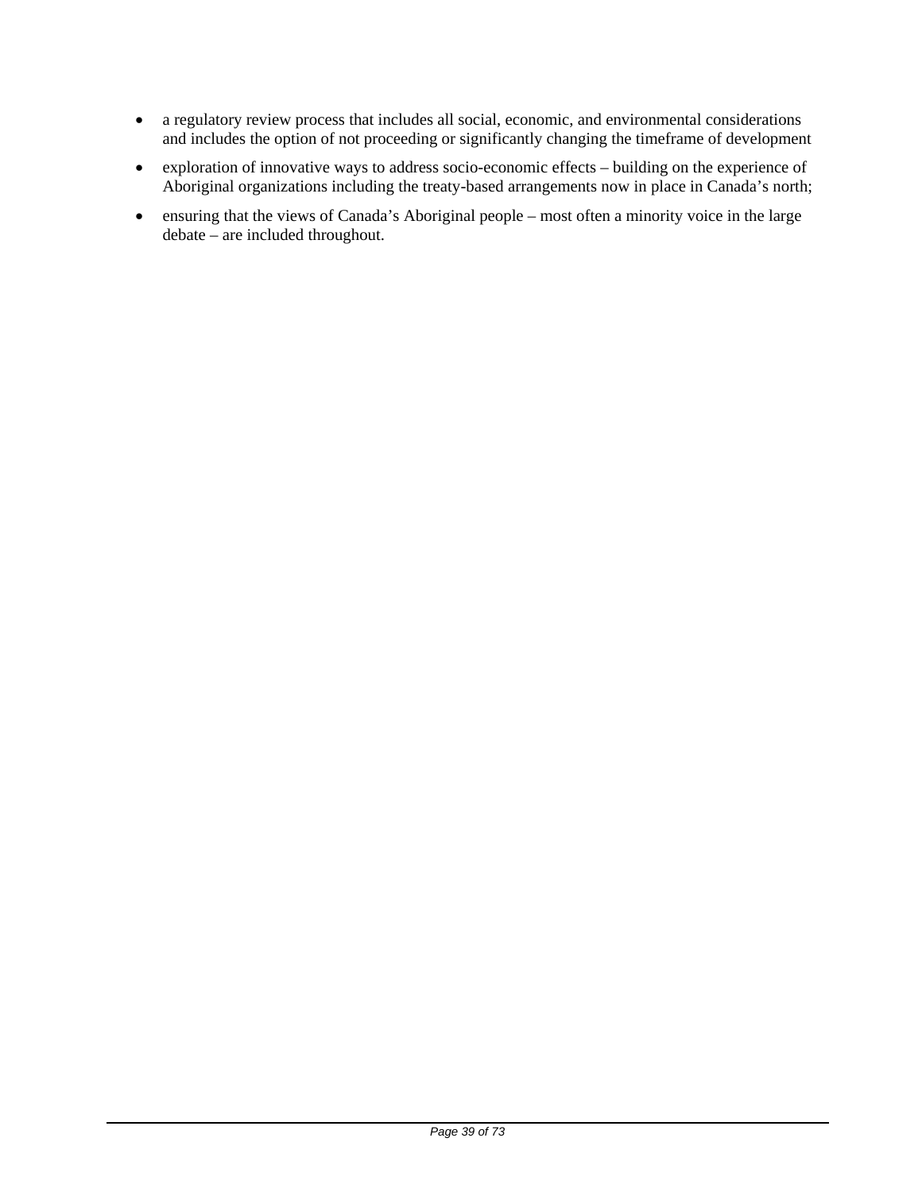- a regulatory review process that includes all social, economic, and environmental considerations and includes the option of not proceeding or significantly changing the timeframe of development
- exploration of innovative ways to address socio-economic effects – building on the experience of Aboriginal organizations including the treaty-based arrangements now in place in Canada's north;
- ensuring that the views of Canada's Aboriginal people – most often a minority voice in the large debate – are included throughout.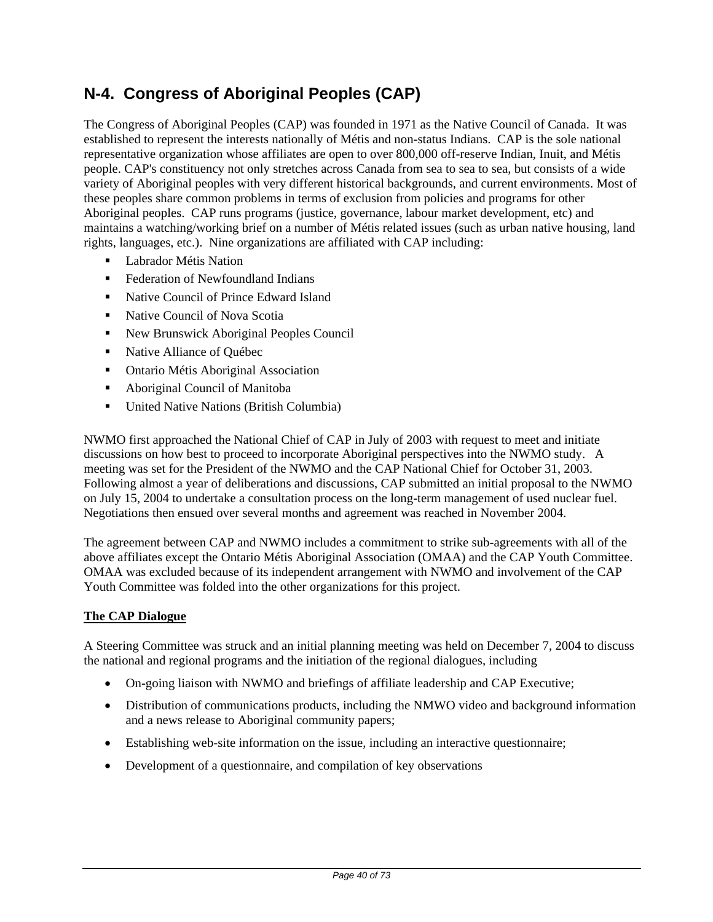## N-4. Congress of Aboriginal Peoples (CAP)

The Congress of Aboriginal Peoples (CAP) was founded in 1971 as the Native Council of Canada. It was established to represent the interests nationally of Métis and non-status Indians. CAP is the sole national representative organization whose affiliates are open to over 800,000 off-reserve Indian, Inuit, and Métis people. CAP's constituency not only stretches across Canada from sea to sea to sea, but consists of a wide variety of Aboriginal peoples with very different historical backgrounds, and current environments. Most of these peoples share common problems in terms of exclusion from policies and programs for other Aboriginal peoples. CAP runs programs (justice, governance, labour market development, etc) and maintains a watching/working brief on a number of Métis related issues (such as urban native housing, land rights, languages, etc.). Nine organizations are affiliated with CAP including:

- Labrador Métis Nation
- Federation of Newfoundland Indians
- Native Council of Prince Edward Island
- Native Council of Nova Scotia
- New Brunswick Aboriginal Peoples Council
- Native Alliance of Québec
- Ontario Métis Aboriginal Association
- Aboriginal Council of Manitoba
- United Native Nations (British Columbia)

NWMO first approached the National Chief of CAP in July of 2003 with request to meet and initiate discussions on how best to proceed to incorporate Aboriginal perspectives into the NWMO study. A meeting was set for the President of the NWMO and the CAP National Chief for October 31, 2003. Following almost a year of deliberations and discussions, CAP submitted an initial proposal to the NWMO on July 15, 2004 to undertake a consultation process on the long-term management of used nuclear fuel. Negotiations then ensued over several months and agreement was reached in November 2004.

The agreement between CAP and NWMO includes a commitment to strike sub-agreements with all of the above affiliates except the Ontario Métis Aboriginal Association (OMAA) and the CAP Youth Committee. OMAA was excluded because of its independent arrangement with NWMO and involvement of the CAP Youth Committee was folded into the other organizations for this project.

**The CAP Dialogue**

A Steering Committee was struck and an initial planning meeting was held on December 7, 2004 to discuss the national and regional programs and the initiation of the regional dialogues, including

- On-going liaison with NWMO and briefings of affiliate leadership and CAP Executive;
- Distribution of communications products, including the NMWO video and background information and a news release to Aboriginal community papers;
- Establishing web-site information on the issue, including an interactive questionnaire;
- Development of a questionnaire, and compilation of key observations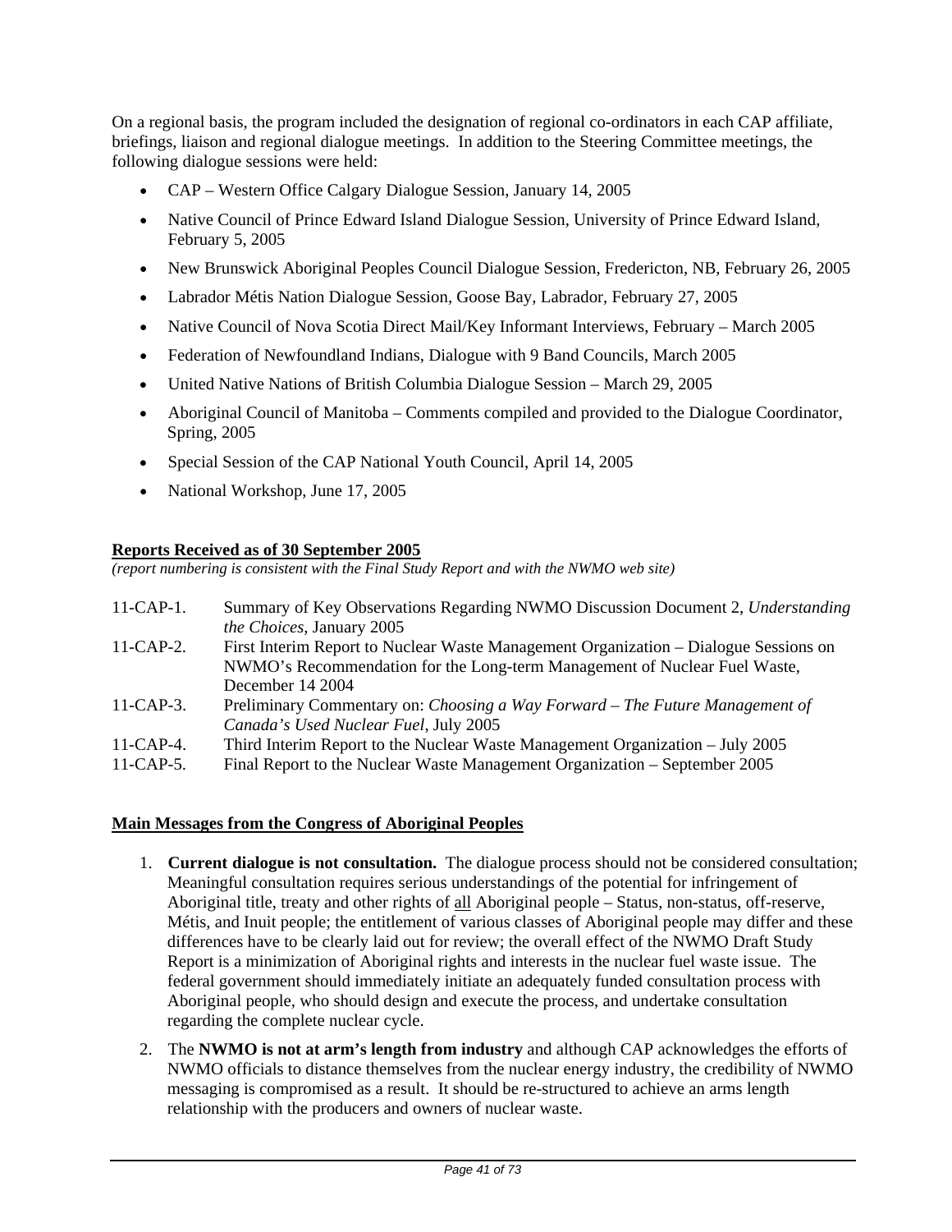On a regional basis, the program included the designation of regional co-ordinators in each CAP affiliate, briefings, liaison and regional dialogue meetings. In addition to the Steering Committee meetings, the following dialogue sessions were held:

- CAP – Western Office Calgary Dialogue Session, January 14, 2005
- Native Council of Prince Edward Island Dialogue Session, University of Prince Edward Island, February 5, 2005
- New Brunswick Aboriginal Peoples Council Dialogue Session, Fredericton, NB, February 26, 2005
- Labrador Métis Nation Dialogue Session, Goose Bay, Labrador, February 27, 2005
- Native Council of Nova Scotia Direct Mail/Key Informant Interviews, February – March 2005
- Federation of Newfoundland Indians, Dialogue with 9 Band Councils, March 2005
- United Native Nations of British Columbia Dialogue Session – March 29, 2005
- Aboriginal Council of Manitoba – Comments compiled and provided to the Dialogue Coordinator, Spring, 2005
- Special Session of the CAP National Youth Council, April 14, 2005
- National Workshop, June 17, 2005

**Reports Received as of 30 September 2005**

*(report numbering is consistent with the Final Study Report and with the NWMO web site)*

11-CAP-1. Summary of Key Observations Regarding NWMO Discussion Document 2, *Understanding the Choices*, January 2005

11-CAP-2. First Interim Report to Nuclear Waste Management Organization – Dialogue Sessions on NWMO's Recommendation for the Long-term Management of Nuclear Fuel Waste, December 14 2004

11-CAP-3. Preliminary Commentary on: *Choosing a Way Forward – The Future Management of Canada's Used Nuclear Fuel*, July 2005

11-CAP-4. Third Interim Report to the Nuclear Waste Management Organization – July 2005

11-CAP-5. Final Report to the Nuclear Waste Management Organization – September 2005

**Main Messages from the Congress of Aboriginal Peoples**

1. **Current dialogue is not consultation.** The dialogue process should not be considered consultation; Meaningful consultation requires serious understandings of the potential for infringement of Aboriginal title, treaty and other rights of all Aboriginal people – Status, non-status, off-reserve, Métis, and Inuit people; the entitlement of various classes of Aboriginal people may differ and these differences have to be clearly laid out for review; the overall effect of the NWMO Draft Study Report is a minimization of Aboriginal rights and interests in the nuclear fuel waste issue. The federal government should immediately initiate an adequately funded consultation process with Aboriginal people, who should design and execute the process, and undertake consultation regarding the complete nuclear cycle.

2. The **NWMO is not at arm's length from industry** and although CAP acknowledges the efforts of NWMO officials to distance themselves from the nuclear energy industry, the credibility of NWMO messaging is compromised as a result. It should be re-structured to achieve an arms length relationship with the producers and owners of nuclear waste.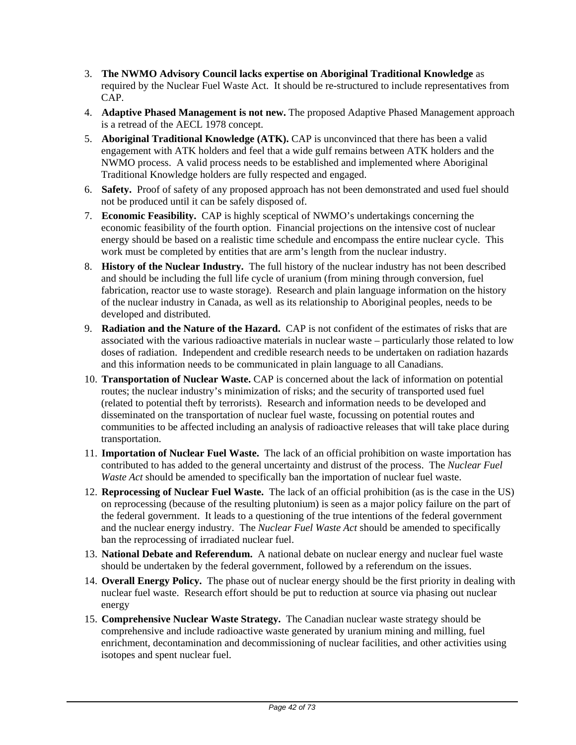3. **The NWMO Advisory Council lacks expertise on Aboriginal Traditional Knowledge** as required by the Nuclear Fuel Waste Act. It should be re-structured to include representatives from CAP.
4. **Adaptive Phased Management is not new.** The proposed Adaptive Phased Management approach is a retread of the AECL 1978 concept.
5. **Aboriginal Traditional Knowledge (ATK).** CAP is unconvinced that there has been a valid engagement with ATK holders and feel that a wide gulf remains between ATK holders and the NWMO process. A valid process needs to be established and implemented where Aboriginal Traditional Knowledge holders are fully respected and engaged.
6. **Safety.** Proof of safety of any proposed approach has not been demonstrated and used fuel should not be produced until it can be safely disposed of.
7. **Economic Feasibility.** CAP is highly sceptical of NWMO's undertakings concerning the economic feasibility of the fourth option. Financial projections on the intensive cost of nuclear energy should be based on a realistic time schedule and encompass the entire nuclear cycle. This work must be completed by entities that are arm's length from the nuclear industry.
8. **History of the Nuclear Industry.** The full history of the nuclear industry has not been described and should be including the full life cycle of uranium (from mining through conversion, fuel fabrication, reactor use to waste storage). Research and plain language information on the history of the nuclear industry in Canada, as well as its relationship to Aboriginal peoples, needs to be developed and distributed.
9. **Radiation and the Nature of the Hazard.** CAP is not confident of the estimates of risks that are associated with the various radioactive materials in nuclear waste – particularly those related to low doses of radiation. Independent and credible research needs to be undertaken on radiation hazards and this information needs to be communicated in plain language to all Canadians.
10. **Transportation of Nuclear Waste.** CAP is concerned about the lack of information on potential routes; the nuclear industry's minimization of risks; and the security of transported used fuel (related to potential theft by terrorists). Research and information needs to be developed and disseminated on the transportation of nuclear fuel waste, focussing on potential routes and communities to be affected including an analysis of radioactive releases that will take place during transportation.
11. **Importation of Nuclear Fuel Waste.** The lack of an official prohibition on waste importation has contributed to has added to the general uncertainty and distrust of the process. The *Nuclear Fuel Waste Act* should be amended to specifically ban the importation of nuclear fuel waste.
12. **Reprocessing of Nuclear Fuel Waste.** The lack of an official prohibition (as is the case in the US) on reprocessing (because of the resulting plutonium) is seen as a major policy failure on the part of the federal government. It leads to a questioning of the true intentions of the federal government and the nuclear energy industry. The *Nuclear Fuel Waste Act* should be amended to specifically ban the reprocessing of irradiated nuclear fuel.
13. **National Debate and Referendum.** A national debate on nuclear energy and nuclear fuel waste should be undertaken by the federal government, followed by a referendum on the issues.
14. **Overall Energy Policy.** The phase out of nuclear energy should be the first priority in dealing with nuclear fuel waste. Research effort should be put to reduction at source via phasing out nuclear energy
15. **Comprehensive Nuclear Waste Strategy.** The Canadian nuclear waste strategy should be comprehensive and include radioactive waste generated by uranium mining and milling, fuel enrichment, decontamination and decommissioning of nuclear facilities, and other activities using isotopes and spent nuclear fuel.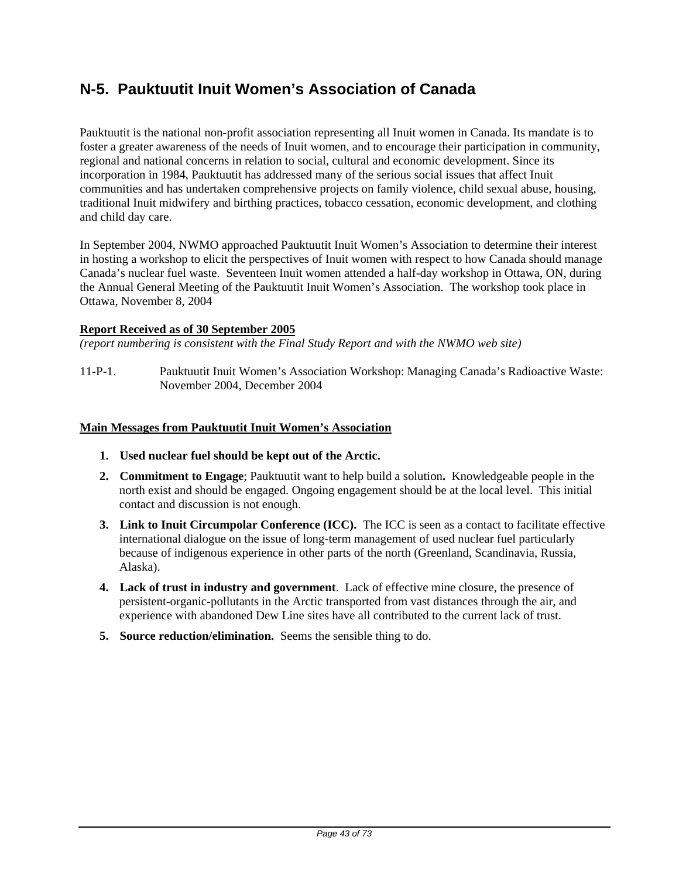## N-5. Pauktuutit Inuit Women's Association of Canada

Pauktuutit is the national non-profit association representing all Inuit women in Canada. Its mandate is to foster a greater awareness of the needs of Inuit women, and to encourage their participation in community, regional and national concerns in relation to social, cultural and economic development. Since its incorporation in 1984, Pauktuutit has addressed many of the serious social issues that affect Inuit communities and has undertaken comprehensive projects on family violence, child sexual abuse, housing, traditional Inuit midwifery and birthing practices, tobacco cessation, economic development, and clothing and child day care.

In September 2004, NWMO approached Pauktuutit Inuit Women's Association to determine their interest in hosting a workshop to elicit the perspectives of Inuit women with respect to how Canada should manage Canada's nuclear fuel waste. Seventeen Inuit women attended a half-day workshop in Ottawa, ON, during the Annual General Meeting of the Pauktuutit Inuit Women's Association. The workshop took place in Ottawa, November 8, 2004

**Report Received as of 30 September 2005**
*(report numbering is consistent with the Final Study Report and with the NWMO web site)*

11-P-1. Pauktuutit Inuit Women's Association Workshop: Managing Canada's Radioactive Waste: November 2004, December 2004

**Main Messages from Pauktuutit Inuit Women's Association**

1. **Used nuclear fuel should be kept out of the Arctic.**
2. **Commitment to Engage**; Pauktuutit want to help build a solution**.** Knowledgeable people in the north exist and should be engaged. Ongoing engagement should be at the local level. This initial contact and discussion is not enough.
3. **Link to Inuit Circumpolar Conference (ICC).** The ICC is seen as a contact to facilitate effective international dialogue on the issue of long-term management of used nuclear fuel particularly because of indigenous experience in other parts of the north (Greenland, Scandinavia, Russia, Alaska).
4. **Lack of trust in industry and government**. Lack of effective mine closure, the presence of persistent-organic-pollutants in the Arctic transported from vast distances through the air, and experience with abandoned Dew Line sites have all contributed to the current lack of trust.
5. **Source reduction/elimination.** Seems the sensible thing to do.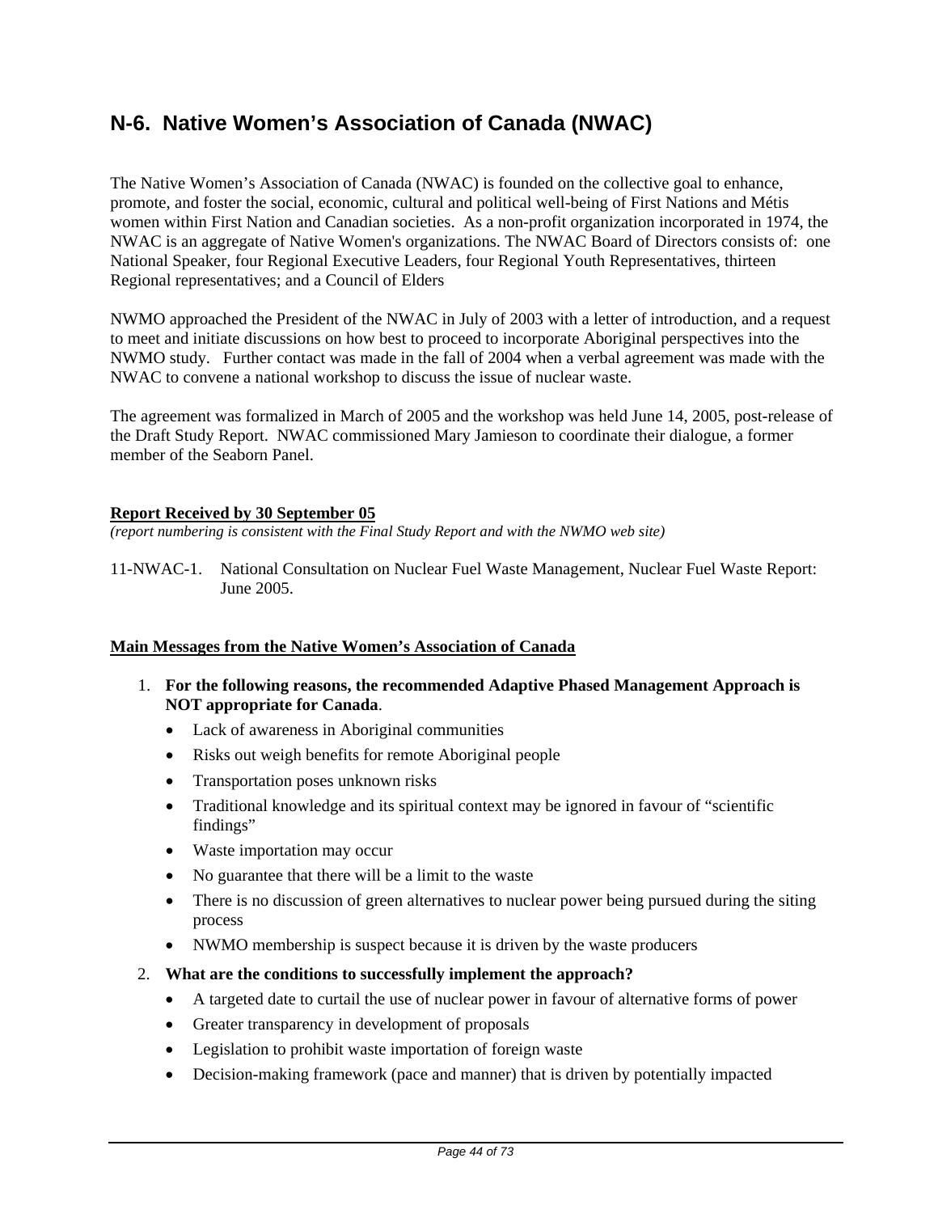## N-6. Native Women's Association of Canada (NWAC)

The Native Women's Association of Canada (NWAC) is founded on the collective goal to enhance, promote, and foster the social, economic, cultural and political well-being of First Nations and Métis women within First Nation and Canadian societies. As a non-profit organization incorporated in 1974, the NWAC is an aggregate of Native Women's organizations. The NWAC Board of Directors consists of: one National Speaker, four Regional Executive Leaders, four Regional Youth Representatives, thirteen Regional representatives; and a Council of Elders

NWMO approached the President of the NWAC in July of 2003 with a letter of introduction, and a request to meet and initiate discussions on how best to proceed to incorporate Aboriginal perspectives into the NWMO study. Further contact was made in the fall of 2004 when a verbal agreement was made with the NWAC to convene a national workshop to discuss the issue of nuclear waste.

The agreement was formalized in March of 2005 and the workshop was held June 14, 2005, post-release of the Draft Study Report. NWAC commissioned Mary Jamieson to coordinate their dialogue, a former member of the Seaborn Panel.

**Report Received by 30 September 05**

*(report numbering is consistent with the Final Study Report and with the NWMO web site)*

11-NWAC-1. National Consultation on Nuclear Fuel Waste Management, Nuclear Fuel Waste Report: June 2005.

**Main Messages from the Native Women's Association of Canada**

1. **For the following reasons, the recommended Adaptive Phased Management Approach is NOT appropriate for Canada**.
   - Lack of awareness in Aboriginal communities
   - Risks out weigh benefits for remote Aboriginal people
   - Transportation poses unknown risks
   - Traditional knowledge and its spiritual context may be ignored in favour of "scientific findings"
   - Waste importation may occur
   - No guarantee that there will be a limit to the waste
   - There is no discussion of green alternatives to nuclear power being pursued during the siting process
   - NWMO membership is suspect because it is driven by the waste producers
2. **What are the conditions to successfully implement the approach?**
   - A targeted date to curtail the use of nuclear power in favour of alternative forms of power
   - Greater transparency in development of proposals
   - Legislation to prohibit waste importation of foreign waste
   - Decision-making framework (pace and manner) that is driven by potentially impacted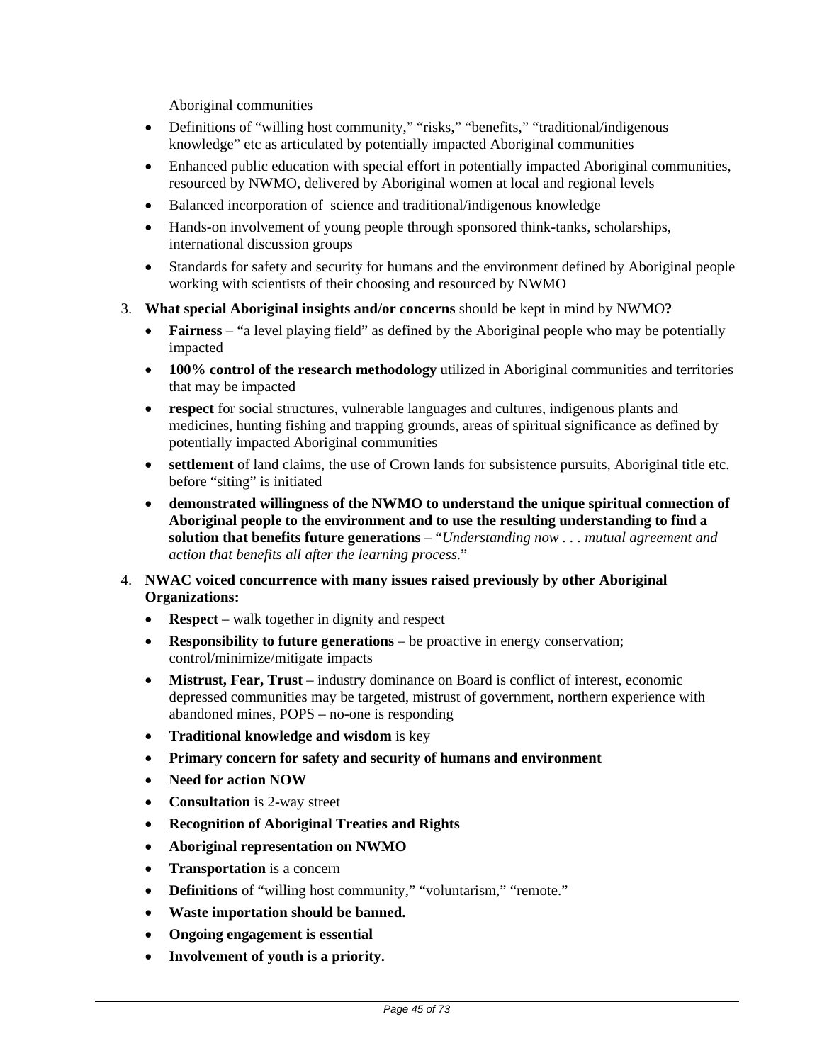Aboriginal communities

- Definitions of “willing host community,” “risks,” “benefits,” “traditional/indigenous knowledge” etc as articulated by potentially impacted Aboriginal communities
- Enhanced public education with special effort in potentially impacted Aboriginal communities, resourced by NWMO, delivered by Aboriginal women at local and regional levels
- Balanced incorporation of science and traditional/indigenous knowledge
- Hands-on involvement of young people through sponsored think-tanks, scholarships, international discussion groups
- Standards for safety and security for humans and the environment defined by Aboriginal people working with scientists of their choosing and resourced by NWMO

3. **What special Aboriginal insights and/or concerns** should be kept in mind by NWMO**?**
   - **Fairness** – “a level playing field” as defined by the Aboriginal people who may be potentially impacted
   - **100% control of the research methodology** utilized in Aboriginal communities and territories that may be impacted
   - **respect** for social structures, vulnerable languages and cultures, indigenous plants and medicines, hunting fishing and trapping grounds, areas of spiritual significance as defined by potentially impacted Aboriginal communities
   - **settlement** of land claims, the use of Crown lands for subsistence pursuits, Aboriginal title etc. before “siting” is initiated
   - **demonstrated willingness of the NWMO to understand the unique spiritual connection of Aboriginal people to the environment and to use the resulting understanding to find a solution that benefits future generations** – “*Understanding now . . . mutual agreement and action that benefits all after the learning process.*”

4. **NWAC voiced concurrence with many issues raised previously by other Aboriginal Organizations:**
   - **Respect** – walk together in dignity and respect
   - **Responsibility to future generations** – be proactive in energy conservation; control/minimize/mitigate impacts
   - **Mistrust, Fear, Trust** – industry dominance on Board is conflict of interest, economic depressed communities may be targeted, mistrust of government, northern experience with abandoned mines, POPS – no-one is responding
   - **Traditional knowledge and wisdom** is key
   - **Primary concern for safety and security of humans and environment**
   - **Need for action NOW**
   - **Consultation** is 2-way street
   - **Recognition of Aboriginal Treaties and Rights**
   - **Aboriginal representation on NWMO**
   - **Transportation** is a concern
   - **Definitions** of “willing host community,” “voluntarism,” “remote.”
   - **Waste importation should be banned.**
   - **Ongoing engagement is essential**
   - **Involvement of youth is a priority.**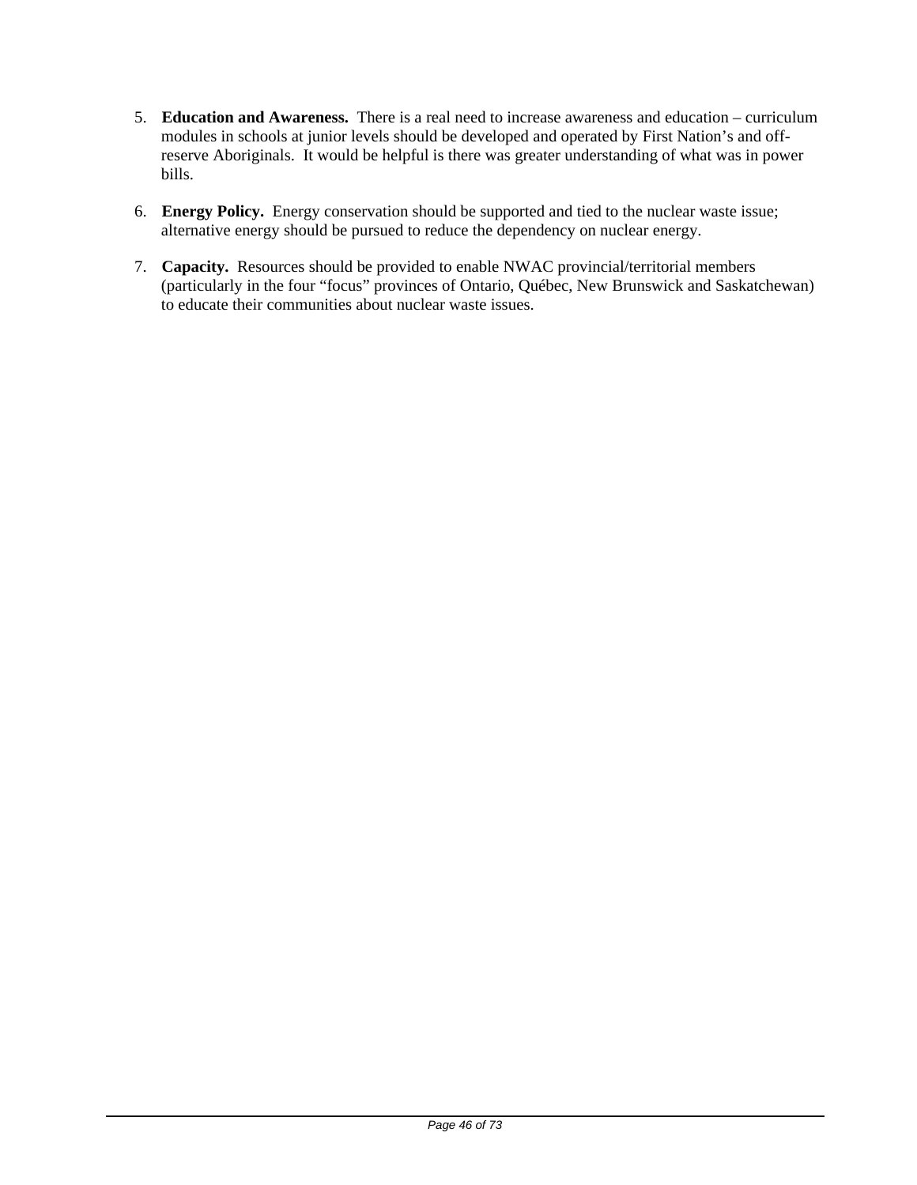5. **Education and Awareness.** There is a real need to increase awareness and education – curriculum modules in schools at junior levels should be developed and operated by First Nation's and off-reserve Aboriginals. It would be helpful is there was greater understanding of what was in power bills.

6. **Energy Policy.** Energy conservation should be supported and tied to the nuclear waste issue; alternative energy should be pursued to reduce the dependency on nuclear energy.

7. **Capacity.** Resources should be provided to enable NWAC provincial/territorial members (particularly in the four "focus" provinces of Ontario, Québec, New Brunswick and Saskatchewan) to educate their communities about nuclear waste issues.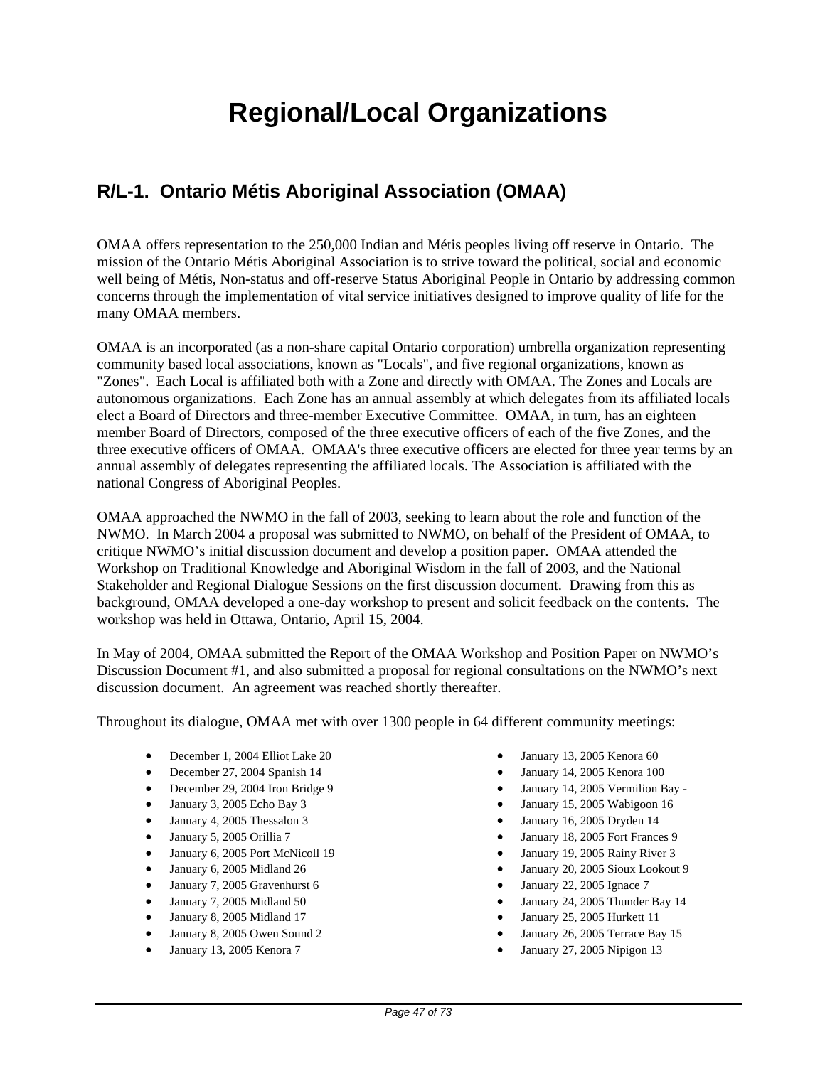# Regional/Local Organizations

## R/L-1. Ontario Métis Aboriginal Association (OMAA)

OMAA offers representation to the 250,000 Indian and Métis peoples living off reserve in Ontario. The mission of the Ontario Métis Aboriginal Association is to strive toward the political, social and economic well being of Métis, Non-status and off-reserve Status Aboriginal People in Ontario by addressing common concerns through the implementation of vital service initiatives designed to improve quality of life for the many OMAA members.

OMAA is an incorporated (as a non-share capital Ontario corporation) umbrella organization representing community based local associations, known as "Locals", and five regional organizations, known as "Zones". Each Local is affiliated both with a Zone and directly with OMAA. The Zones and Locals are autonomous organizations. Each Zone has an annual assembly at which delegates from its affiliated locals elect a Board of Directors and three-member Executive Committee. OMAA, in turn, has an eighteen member Board of Directors, composed of the three executive officers of each of the five Zones, and the three executive officers of OMAA. OMAA's three executive officers are elected for three year terms by an annual assembly of delegates representing the affiliated locals. The Association is affiliated with the national Congress of Aboriginal Peoples.

OMAA approached the NWMO in the fall of 2003, seeking to learn about the role and function of the NWMO. In March 2004 a proposal was submitted to NWMO, on behalf of the President of OMAA, to critique NWMO's initial discussion document and develop a position paper. OMAA attended the Workshop on Traditional Knowledge and Aboriginal Wisdom in the fall of 2003, and the National Stakeholder and Regional Dialogue Sessions on the first discussion document. Drawing from this as background, OMAA developed a one-day workshop to present and solicit feedback on the contents. The workshop was held in Ottawa, Ontario, April 15, 2004.

In May of 2004, OMAA submitted the Report of the OMAA Workshop and Position Paper on NWMO's Discussion Document #1, and also submitted a proposal for regional consultations on the NWMO's next discussion document. An agreement was reached shortly thereafter.

Throughout its dialogue, OMAA met with over 1300 people in 64 different community meetings:

- December 1, 2004 Elliot Lake 20
- December 27, 2004 Spanish 14
- December 29, 2004 Iron Bridge 9
- January 3, 2005 Echo Bay 3
- January 4, 2005 Thessalon 3
- January 5, 2005 Orillia 7
- January 6, 2005 Port McNicoll 19
- January 6, 2005 Midland 26
- January 7, 2005 Gravenhurst 6
- January 7, 2005 Midland 50
- January 8, 2005 Midland 17
- January 8, 2005 Owen Sound 2
- January 13, 2005 Kenora 7
- January 13, 2005 Kenora 60
- January 14, 2005 Kenora 100
- January 14, 2005 Vermilion Bay -
- January 15, 2005 Wabigoon 16
- January 16, 2005 Dryden 14
- January 18, 2005 Fort Frances 9
- January 19, 2005 Rainy River 3
- January 20, 2005 Sioux Lookout 9
- January 22, 2005 Ignace 7
- January 24, 2005 Thunder Bay 14
- January 25, 2005 Hurkett 11
- January 26, 2005 Terrace Bay 15
- January 27, 2005 Nipigon 13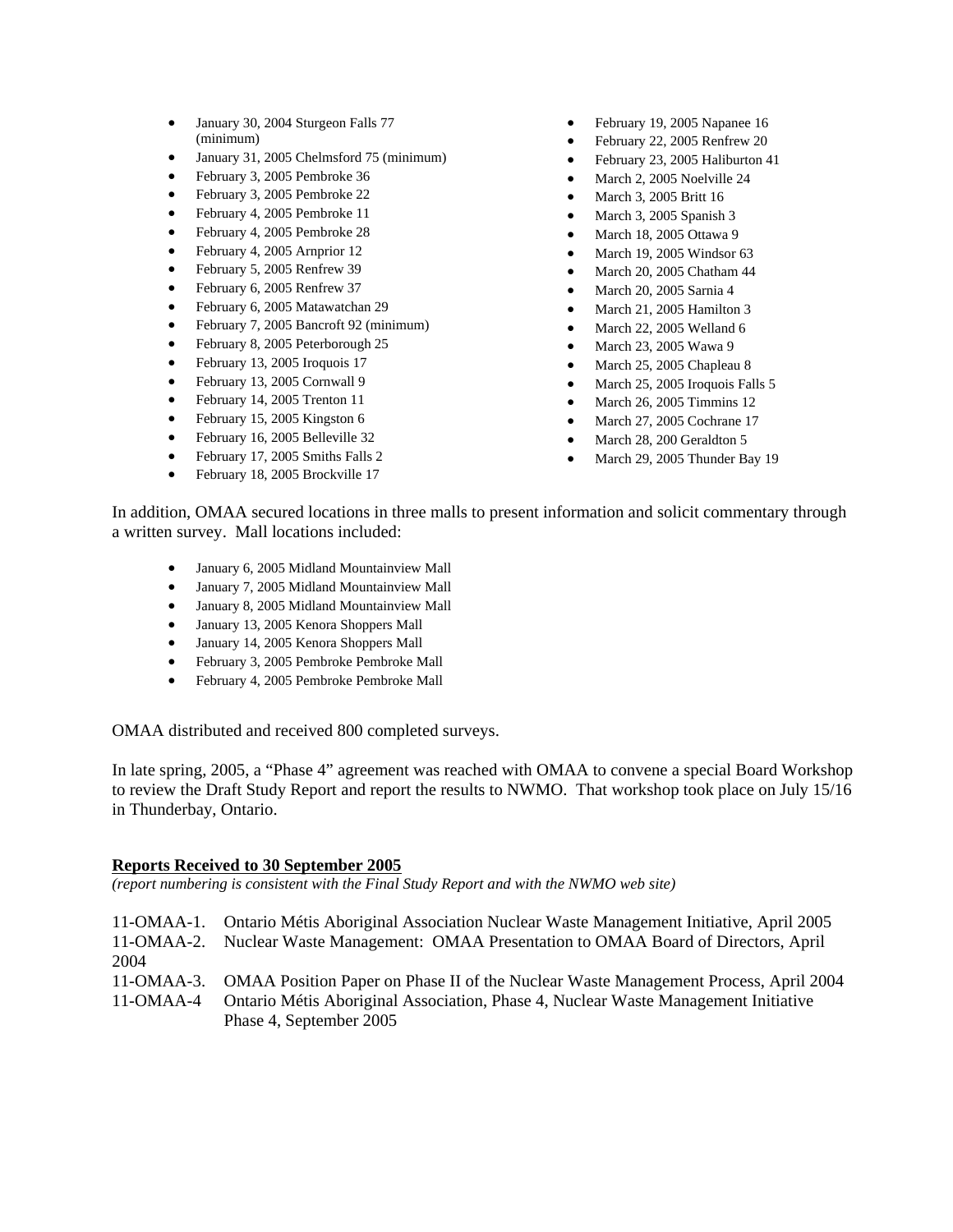- January 30, 2004 Sturgeon Falls 77 (minimum)
- January 31, 2005 Chelmsford 75 (minimum)
- February 3, 2005 Pembroke 36
- February 3, 2005 Pembroke 22
- February 4, 2005 Pembroke 11
- February 4, 2005 Pembroke 28
- February 4, 2005 Arnprior 12
- February 5, 2005 Renfrew 39
- February 6, 2005 Renfrew 37
- February 6, 2005 Matawatchan 29
- February 7, 2005 Bancroft 92 (minimum)
- February 8, 2005 Peterborough 25
- February 13, 2005 Iroquois 17
- February 13, 2005 Cornwall 9
- February 14, 2005 Trenton 11
- February 15, 2005 Kingston 6
- February 16, 2005 Belleville 32
- February 17, 2005 Smiths Falls 2
- February 18, 2005 Brockville 17
- February 19, 2005 Napanee 16
- February 22, 2005 Renfrew 20
- February 23, 2005 Haliburton 41
- March 2, 2005 Noelville 24
- March 3, 2005 Britt 16
- March 3, 2005 Spanish 3
- March 18, 2005 Ottawa 9
- March 19, 2005 Windsor 63
- March 20, 2005 Chatham 44
- March 20, 2005 Sarnia 4
- March 21, 2005 Hamilton 3
- March 22, 2005 Welland 6
- March 23, 2005 Wawa 9
- March 25, 2005 Chapleau 8
- March 25, 2005 Iroquois Falls 5
- March 26, 2005 Timmins 12
- March 27, 2005 Cochrane 17
- March 28, 200 Geraldton 5
- March 29, 2005 Thunder Bay 19

In addition, OMAA secured locations in three malls to present information and solicit commentary through a written survey. Mall locations included:

- January 6, 2005 Midland Mountainview Mall
- January 7, 2005 Midland Mountainview Mall
- January 8, 2005 Midland Mountainview Mall
- January 13, 2005 Kenora Shoppers Mall
- January 14, 2005 Kenora Shoppers Mall
- February 3, 2005 Pembroke Pembroke Mall
- February 4, 2005 Pembroke Pembroke Mall

OMAA distributed and received 800 completed surveys.

In late spring, 2005, a "Phase 4" agreement was reached with OMAA to convene a special Board Workshop to review the Draft Study Report and report the results to NWMO. That workshop took place on July 15/16 in Thunderbay, Ontario.

**Reports Received to 30 September 2005**

*(report numbering is consistent with the Final Study Report and with the NWMO web site)*

11-OMAA-1. Ontario Métis Aboriginal Association Nuclear Waste Management Initiative, April 2005

11-OMAA-2. Nuclear Waste Management: OMAA Presentation to OMAA Board of Directors, April 2004

11-OMAA-3. OMAA Position Paper on Phase II of the Nuclear Waste Management Process, April 2004

11-OMAA-4 Ontario Métis Aboriginal Association, Phase 4, Nuclear Waste Management Initiative Phase 4, September 2005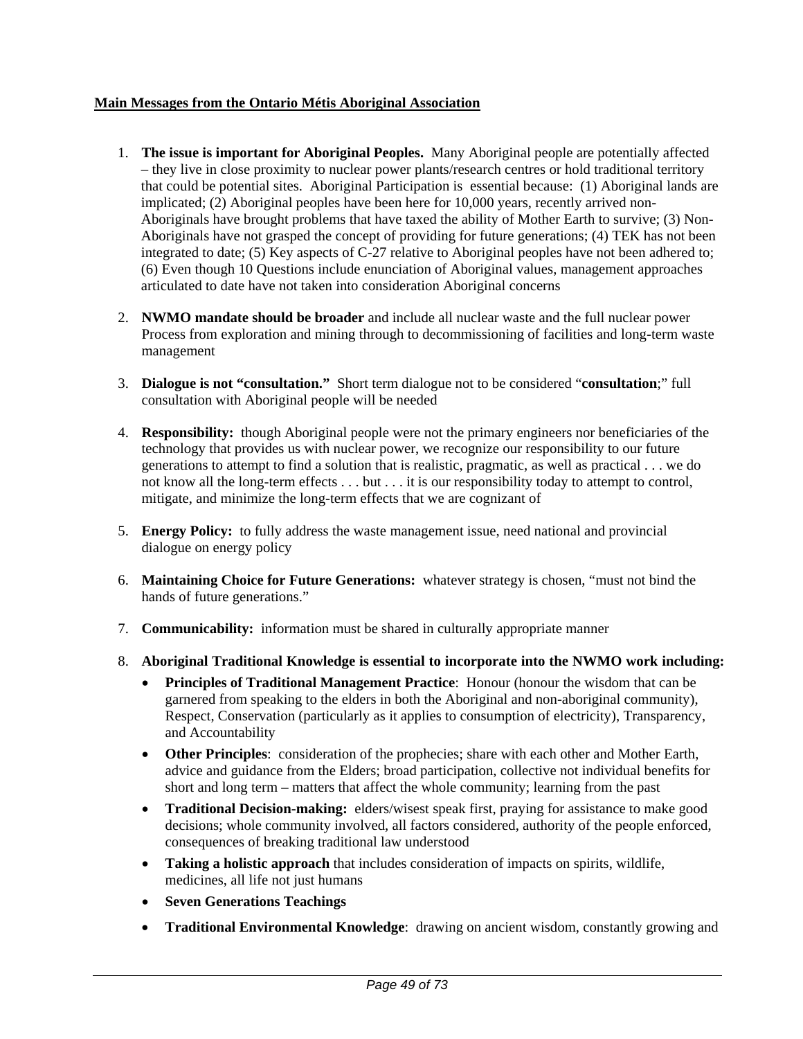**Main Messages from the Ontario Métis Aboriginal Association**

1. **The issue is important for Aboriginal Peoples.** Many Aboriginal people are potentially affected – they live in close proximity to nuclear power plants/research centres or hold traditional territory that could be potential sites. Aboriginal Participation is essential because: (1) Aboriginal lands are implicated; (2) Aboriginal peoples have been here for 10,000 years, recently arrived non-Aboriginals have brought problems that have taxed the ability of Mother Earth to survive; (3) Non-Aboriginals have not grasped the concept of providing for future generations; (4) TEK has not been integrated to date; (5) Key aspects of C-27 relative to Aboriginal peoples have not been adhered to; (6) Even though 10 Questions include enunciation of Aboriginal values, management approaches articulated to date have not taken into consideration Aboriginal concerns

2. **NWMO mandate should be broader** and include all nuclear waste and the full nuclear power Process from exploration and mining through to decommissioning of facilities and long-term waste management

3. **Dialogue is not "consultation."** Short term dialogue not to be considered "**consultation**;" full consultation with Aboriginal people will be needed

4. **Responsibility:** though Aboriginal people were not the primary engineers nor beneficiaries of the technology that provides us with nuclear power, we recognize our responsibility to our future generations to attempt to find a solution that is realistic, pragmatic, as well as practical . . . we do not know all the long-term effects . . . but . . . it is our responsibility today to attempt to control, mitigate, and minimize the long-term effects that we are cognizant of

5. **Energy Policy:** to fully address the waste management issue, need national and provincial dialogue on energy policy

6. **Maintaining Choice for Future Generations:** whatever strategy is chosen, "must not bind the hands of future generations."

7. **Communicability:** information must be shared in culturally appropriate manner

8. **Aboriginal Traditional Knowledge is essential to incorporate into the NWMO work including:**
   - **Principles of Traditional Management Practice**: Honour (honour the wisdom that can be garnered from speaking to the elders in both the Aboriginal and non-aboriginal community), Respect, Conservation (particularly as it applies to consumption of electricity), Transparency, and Accountability
   - **Other Principles**: consideration of the prophecies; share with each other and Mother Earth, advice and guidance from the Elders; broad participation, collective not individual benefits for short and long term – matters that affect the whole community; learning from the past
   - **Traditional Decision-making:** elders/wisest speak first, praying for assistance to make good decisions; whole community involved, all factors considered, authority of the people enforced, consequences of breaking traditional law understood
   - **Taking a holistic approach** that includes consideration of impacts on spirits, wildlife, medicines, all life not just humans
   - **Seven Generations Teachings**
   - **Traditional Environmental Knowledge**: drawing on ancient wisdom, constantly growing and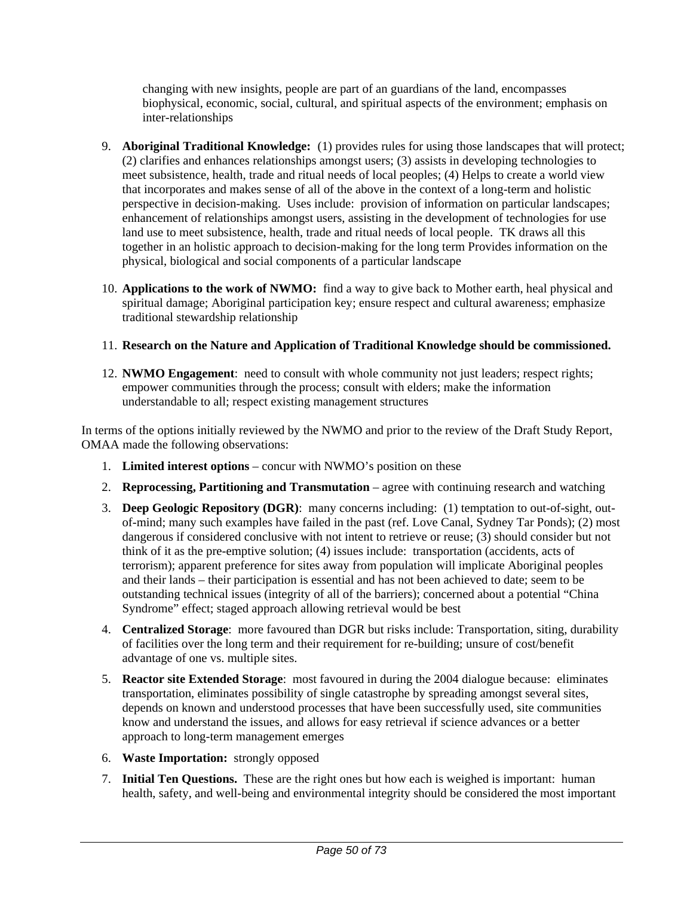changing with new insights, people are part of an guardians of the land, encompasses biophysical, economic, social, cultural, and spiritual aspects of the environment; emphasis on inter-relationships

9. **Aboriginal Traditional Knowledge:** (1) provides rules for using those landscapes that will protect; (2) clarifies and enhances relationships amongst users; (3) assists in developing technologies to meet subsistence, health, trade and ritual needs of local peoples; (4) Helps to create a world view that incorporates and makes sense of all of the above in the context of a long-term and holistic perspective in decision-making. Uses include: provision of information on particular landscapes; enhancement of relationships amongst users, assisting in the development of technologies for use land use to meet subsistence, health, trade and ritual needs of local people. TK draws all this together in an holistic approach to decision-making for the long term Provides information on the physical, biological and social components of a particular landscape

10. **Applications to the work of NWMO:** find a way to give back to Mother earth, heal physical and spiritual damage; Aboriginal participation key; ensure respect and cultural awareness; emphasize traditional stewardship relationship

11. **Research on the Nature and Application of Traditional Knowledge should be commissioned.**

12. **NWMO Engagement**: need to consult with whole community not just leaders; respect rights; empower communities through the process; consult with elders; make the information understandable to all; respect existing management structures

In terms of the options initially reviewed by the NWMO and prior to the review of the Draft Study Report, OMAA made the following observations:

1. **Limited interest options** – concur with NWMO's position on these

2. **Reprocessing, Partitioning and Transmutation** – agree with continuing research and watching

3. **Deep Geologic Repository (DGR)**: many concerns including: (1) temptation to out-of-sight, out-of-mind; many such examples have failed in the past (ref. Love Canal, Sydney Tar Ponds); (2) most dangerous if considered conclusive with not intent to retrieve or reuse; (3) should consider but not think of it as the pre-emptive solution; (4) issues include: transportation (accidents, acts of terrorism); apparent preference for sites away from population will implicate Aboriginal peoples and their lands – their participation is essential and has not been achieved to date; seem to be outstanding technical issues (integrity of all of the barriers); concerned about a potential "China Syndrome" effect; staged approach allowing retrieval would be best

4. **Centralized Storage**: more favoured than DGR but risks include: Transportation, siting, durability of facilities over the long term and their requirement for re-building; unsure of cost/benefit advantage of one vs. multiple sites.

5. **Reactor site Extended Storage**: most favoured in during the 2004 dialogue because: eliminates transportation, eliminates possibility of single catastrophe by spreading amongst several sites, depends on known and understood processes that have been successfully used, site communities know and understand the issues, and allows for easy retrieval if science advances or a better approach to long-term management emerges

6. **Waste Importation:** strongly opposed

7. **Initial Ten Questions.** These are the right ones but how each is weighed is important: human health, safety, and well-being and environmental integrity should be considered the most important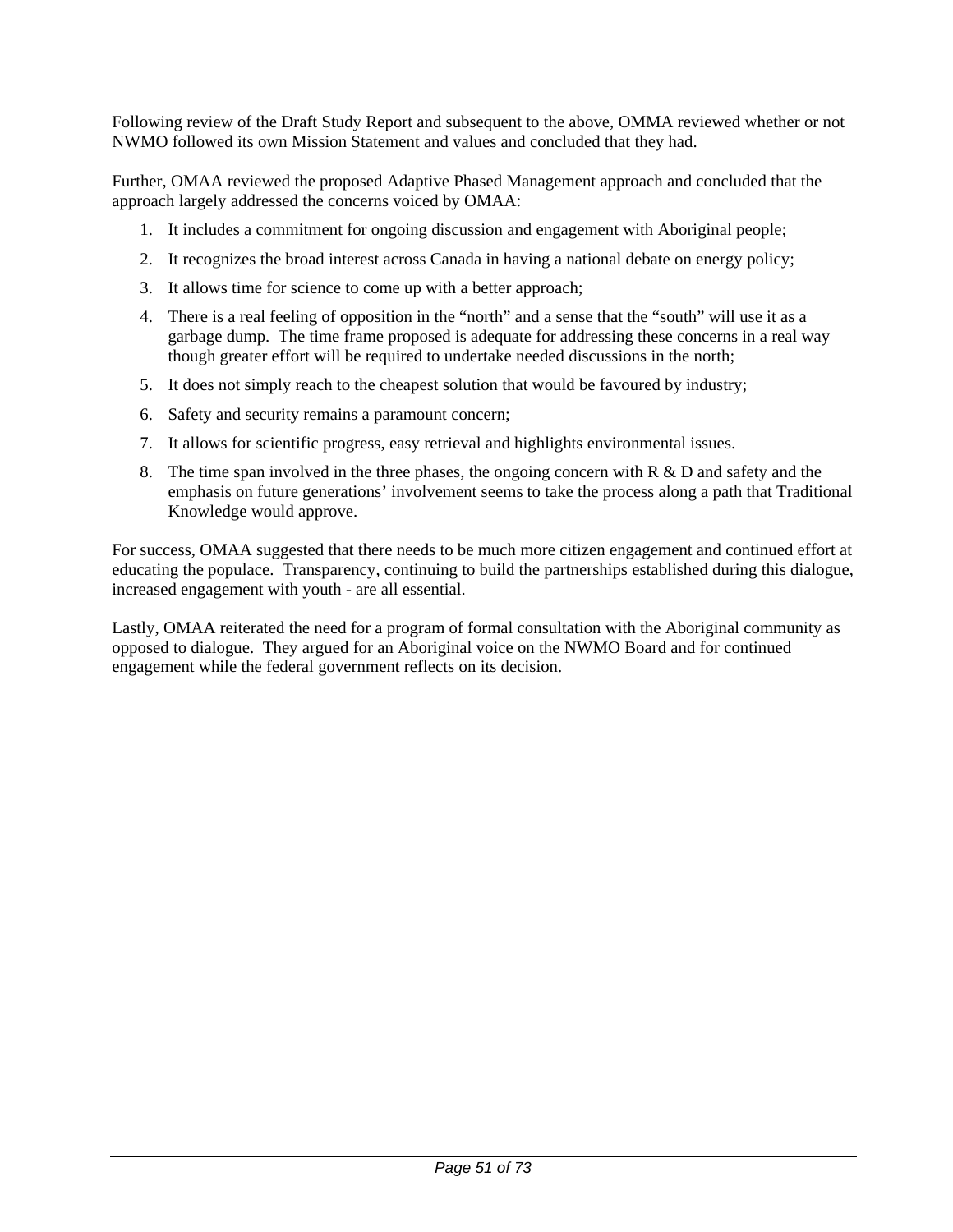Following review of the Draft Study Report and subsequent to the above, OMMA reviewed whether or not NWMO followed its own Mission Statement and values and concluded that they had.

Further, OMAA reviewed the proposed Adaptive Phased Management approach and concluded that the approach largely addressed the concerns voiced by OMAA:

1. It includes a commitment for ongoing discussion and engagement with Aboriginal people;
2. It recognizes the broad interest across Canada in having a national debate on energy policy;
3. It allows time for science to come up with a better approach;
4. There is a real feeling of opposition in the "north" and a sense that the "south" will use it as a garbage dump. The time frame proposed is adequate for addressing these concerns in a real way though greater effort will be required to undertake needed discussions in the north;
5. It does not simply reach to the cheapest solution that would be favoured by industry;
6. Safety and security remains a paramount concern;
7. It allows for scientific progress, easy retrieval and highlights environmental issues.
8. The time span involved in the three phases, the ongoing concern with R & D and safety and the emphasis on future generations' involvement seems to take the process along a path that Traditional Knowledge would approve.

For success, OMAA suggested that there needs to be much more citizen engagement and continued effort at educating the populace. Transparency, continuing to build the partnerships established during this dialogue, increased engagement with youth - are all essential.

Lastly, OMAA reiterated the need for a program of formal consultation with the Aboriginal community as opposed to dialogue. They argued for an Aboriginal voice on the NWMO Board and for continued engagement while the federal government reflects on its decision.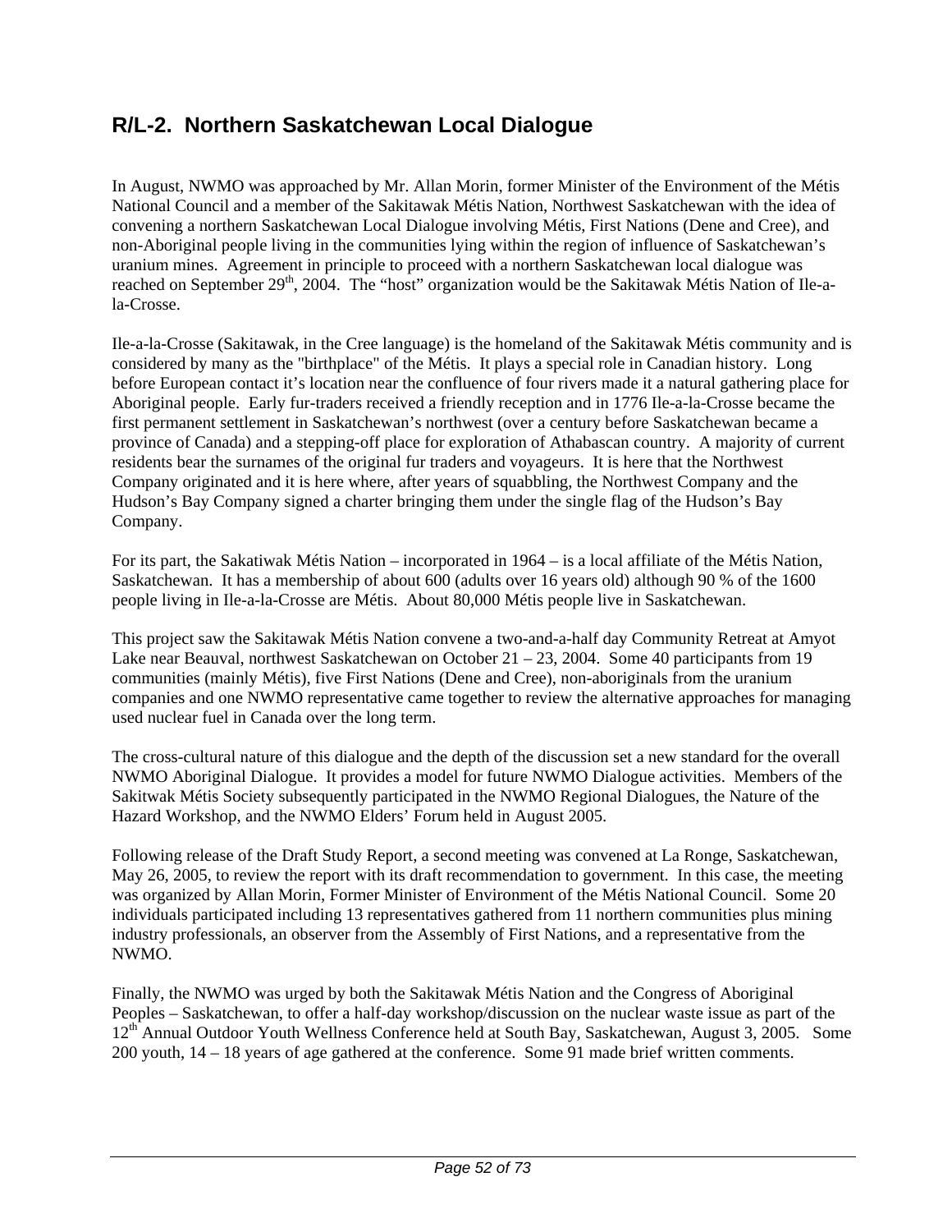## R/L-2. Northern Saskatchewan Local Dialogue

In August, NWMO was approached by Mr. Allan Morin, former Minister of the Environment of the Métis National Council and a member of the Sakitawak Métis Nation, Northwest Saskatchewan with the idea of convening a northern Saskatchewan Local Dialogue involving Métis, First Nations (Dene and Cree), and non-Aboriginal people living in the communities lying within the region of influence of Saskatchewan's uranium mines. Agreement in principle to proceed with a northern Saskatchewan local dialogue was reached on September 29th, 2004. The "host" organization would be the Sakitawak Métis Nation of Ile-a-la-Crosse.

Ile-a-la-Crosse (Sakitawak, in the Cree language) is the homeland of the Sakitawak Métis community and is considered by many as the "birthplace" of the Métis. It plays a special role in Canadian history. Long before European contact it's location near the confluence of four rivers made it a natural gathering place for Aboriginal people. Early fur-traders received a friendly reception and in 1776 Ile-a-la-Crosse became the first permanent settlement in Saskatchewan's northwest (over a century before Saskatchewan became a province of Canada) and a stepping-off place for exploration of Athabascan country. A majority of current residents bear the surnames of the original fur traders and voyageurs. It is here that the Northwest Company originated and it is here where, after years of squabbling, the Northwest Company and the Hudson's Bay Company signed a charter bringing them under the single flag of the Hudson's Bay Company.

For its part, the Sakatiwak Métis Nation – incorporated in 1964 – is a local affiliate of the Métis Nation, Saskatchewan. It has a membership of about 600 (adults over 16 years old) although 90 % of the 1600 people living in Ile-a-la-Crosse are Métis. About 80,000 Métis people live in Saskatchewan.

This project saw the Sakitawak Métis Nation convene a two-and-a-half day Community Retreat at Amyot Lake near Beauval, northwest Saskatchewan on October 21 – 23, 2004. Some 40 participants from 19 communities (mainly Métis), five First Nations (Dene and Cree), non-aboriginals from the uranium companies and one NWMO representative came together to review the alternative approaches for managing used nuclear fuel in Canada over the long term.

The cross-cultural nature of this dialogue and the depth of the discussion set a new standard for the overall NWMO Aboriginal Dialogue. It provides a model for future NWMO Dialogue activities. Members of the Sakitwak Métis Society subsequently participated in the NWMO Regional Dialogues, the Nature of the Hazard Workshop, and the NWMO Elders' Forum held in August 2005.

Following release of the Draft Study Report, a second meeting was convened at La Ronge, Saskatchewan, May 26, 2005, to review the report with its draft recommendation to government. In this case, the meeting was organized by Allan Morin, Former Minister of Environment of the Métis National Council. Some 20 individuals participated including 13 representatives gathered from 11 northern communities plus mining industry professionals, an observer from the Assembly of First Nations, and a representative from the NWMO.

Finally, the NWMO was urged by both the Sakitawak Métis Nation and the Congress of Aboriginal Peoples – Saskatchewan, to offer a half-day workshop/discussion on the nuclear waste issue as part of the 12th Annual Outdoor Youth Wellness Conference held at South Bay, Saskatchewan, August 3, 2005. Some 200 youth, 14 – 18 years of age gathered at the conference. Some 91 made brief written comments.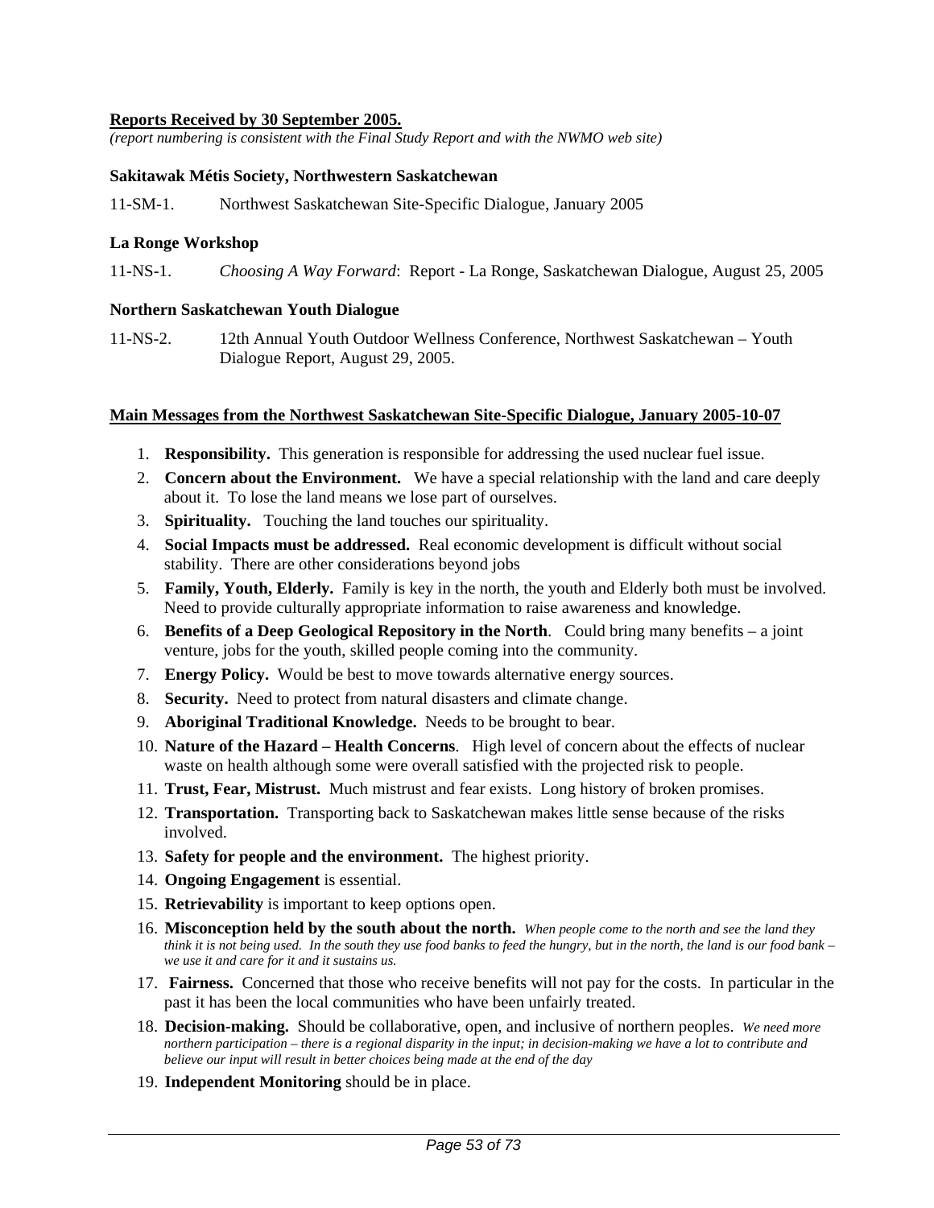**<u>Reports Received by 30 September 2005.</u>**

*(report numbering is consistent with the Final Study Report and with the NWMO web site)*

**Sakitawak Métis Society, Northwestern Saskatchewan**

11-SM-1. Northwest Saskatchewan Site-Specific Dialogue, January 2005

**La Ronge Workshop**

11-NS-1. *Choosing A Way Forward*: Report - La Ronge, Saskatchewan Dialogue, August 25, 2005

**Northern Saskatchewan Youth Dialogue**

11-NS-2. 12th Annual Youth Outdoor Wellness Conference, Northwest Saskatchewan – Youth Dialogue Report, August 29, 2005.

**<u>Main Messages from the Northwest Saskatchewan Site-Specific Dialogue, January 2005-10-07</u>**

1. **Responsibility.** This generation is responsible for addressing the used nuclear fuel issue.
2. **Concern about the Environment.** We have a special relationship with the land and care deeply about it. To lose the land means we lose part of ourselves.
3. **Spirituality.** Touching the land touches our spirituality.
4. **Social Impacts must be addressed.** Real economic development is difficult without social stability. There are other considerations beyond jobs
5. **Family, Youth, Elderly.** Family is key in the north, the youth and Elderly both must be involved. Need to provide culturally appropriate information to raise awareness and knowledge.
6. **Benefits of a Deep Geological Repository in the North**. Could bring many benefits – a joint venture, jobs for the youth, skilled people coming into the community.
7. **Energy Policy.** Would be best to move towards alternative energy sources.
8. **Security.** Need to protect from natural disasters and climate change.
9. **Aboriginal Traditional Knowledge.** Needs to be brought to bear.
10. **Nature of the Hazard – Health Concerns**. High level of concern about the effects of nuclear waste on health although some were overall satisfied with the projected risk to people.
11. **Trust, Fear, Mistrust.** Much mistrust and fear exists. Long history of broken promises.
12. **Transportation.** Transporting back to Saskatchewan makes little sense because of the risks involved.
13. **Safety for people and the environment.** The highest priority.
14. **Ongoing Engagement** is essential.
15. **Retrievability** is important to keep options open.
16. **Misconception held by the south about the north.** *When people come to the north and see the land they think it is not being used. In the south they use food banks to feed the hungry, but in the north, the land is our food bank – we use it and care for it and it sustains us.*
17. **Fairness.** Concerned that those who receive benefits will not pay for the costs. In particular in the past it has been the local communities who have been unfairly treated.
18. **Decision-making.** Should be collaborative, open, and inclusive of northern peoples. *We need more northern participation – there is a regional disparity in the input; in decision-making we have a lot to contribute and believe our input will result in better choices being made at the end of the day*
19. **Independent Monitoring** should be in place.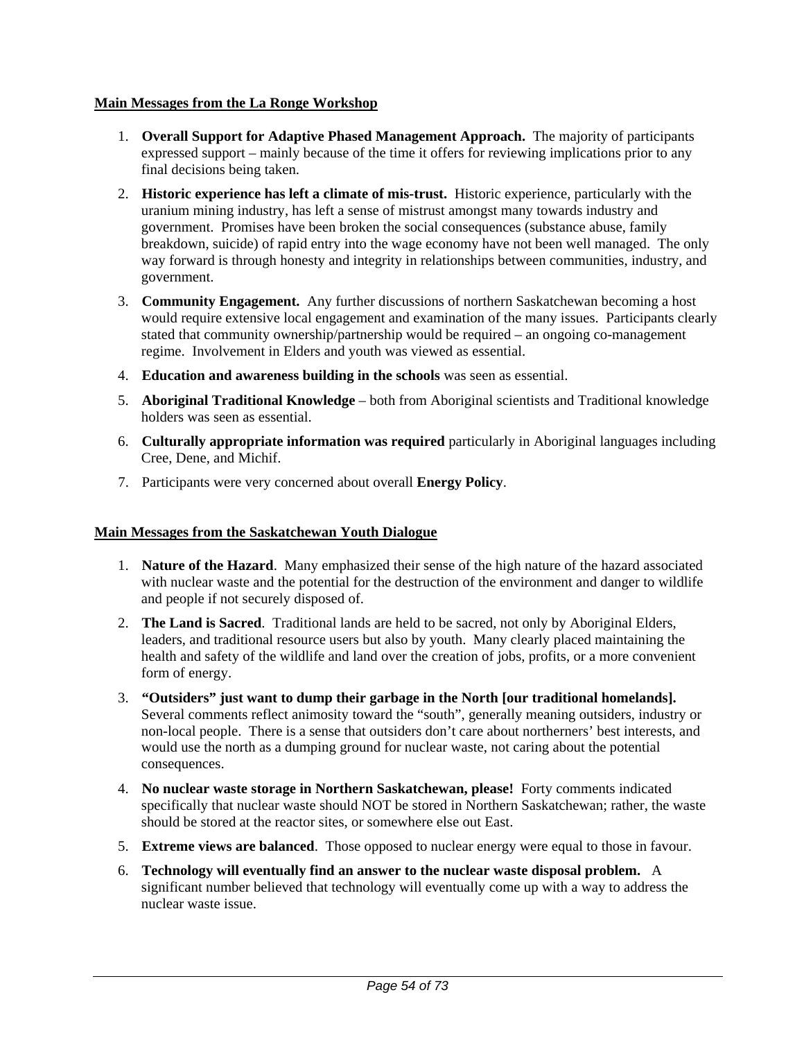**Main Messages from the La Ronge Workshop**

1. **Overall Support for Adaptive Phased Management Approach.** The majority of participants expressed support – mainly because of the time it offers for reviewing implications prior to any final decisions being taken.
2. **Historic experience has left a climate of mis-trust.** Historic experience, particularly with the uranium mining industry, has left a sense of mistrust amongst many towards industry and government. Promises have been broken the social consequences (substance abuse, family breakdown, suicide) of rapid entry into the wage economy have not been well managed. The only way forward is through honesty and integrity in relationships between communities, industry, and government.
3. **Community Engagement.** Any further discussions of northern Saskatchewan becoming a host would require extensive local engagement and examination of the many issues. Participants clearly stated that community ownership/partnership would be required – an ongoing co-management regime. Involvement in Elders and youth was viewed as essential.
4. **Education and awareness building in the schools** was seen as essential.
5. **Aboriginal Traditional Knowledge** – both from Aboriginal scientists and Traditional knowledge holders was seen as essential.
6. **Culturally appropriate information was required** particularly in Aboriginal languages including Cree, Dene, and Michif.
7. Participants were very concerned about overall **Energy Policy**.

**Main Messages from the Saskatchewan Youth Dialogue**

1. **Nature of the Hazard**. Many emphasized their sense of the high nature of the hazard associated with nuclear waste and the potential for the destruction of the environment and danger to wildlife and people if not securely disposed of.
2. **The Land is Sacred**. Traditional lands are held to be sacred, not only by Aboriginal Elders, leaders, and traditional resource users but also by youth. Many clearly placed maintaining the health and safety of the wildlife and land over the creation of jobs, profits, or a more convenient form of energy.
3. **"Outsiders" just want to dump their garbage in the North [our traditional homelands].** Several comments reflect animosity toward the "south", generally meaning outsiders, industry or non-local people. There is a sense that outsiders don't care about northerners' best interests, and would use the north as a dumping ground for nuclear waste, not caring about the potential consequences.
4. **No nuclear waste storage in Northern Saskatchewan, please!** Forty comments indicated specifically that nuclear waste should NOT be stored in Northern Saskatchewan; rather, the waste should be stored at the reactor sites, or somewhere else out East.
5. **Extreme views are balanced**. Those opposed to nuclear energy were equal to those in favour.
6. **Technology will eventually find an answer to the nuclear waste disposal problem.** A significant number believed that technology will eventually come up with a way to address the nuclear waste issue.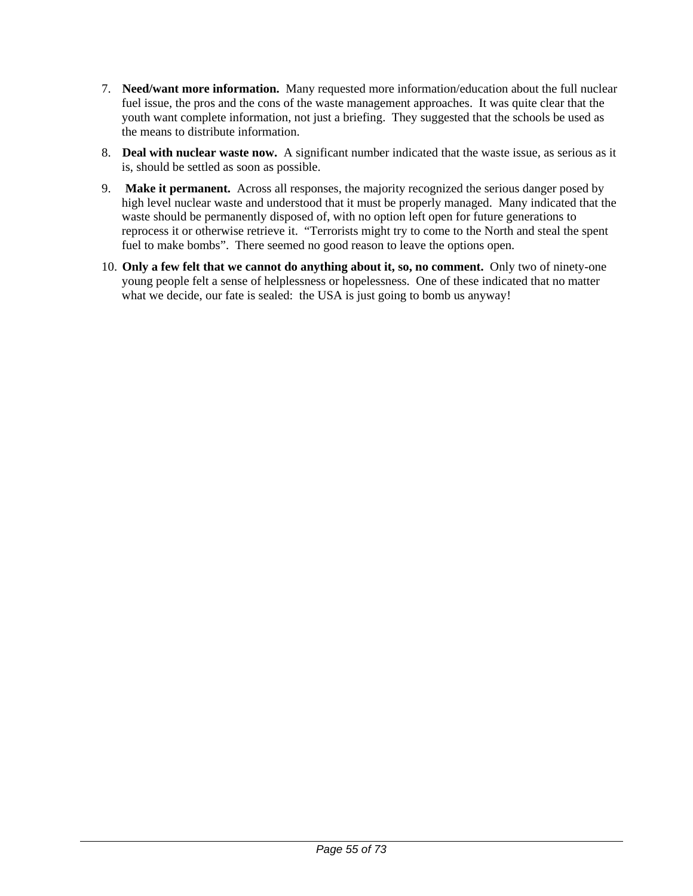7. **Need/want more information.** Many requested more information/education about the full nuclear fuel issue, the pros and the cons of the waste management approaches. It was quite clear that the youth want complete information, not just a briefing. They suggested that the schools be used as the means to distribute information.

8. **Deal with nuclear waste now.** A significant number indicated that the waste issue, as serious as it is, should be settled as soon as possible.

9. **Make it permanent.** Across all responses, the majority recognized the serious danger posed by high level nuclear waste and understood that it must be properly managed. Many indicated that the waste should be permanently disposed of, with no option left open for future generations to reprocess it or otherwise retrieve it. "Terrorists might try to come to the North and steal the spent fuel to make bombs". There seemed no good reason to leave the options open.

10. **Only a few felt that we cannot do anything about it, so, no comment.** Only two of ninety-one young people felt a sense of helplessness or hopelessness. One of these indicated that no matter what we decide, our fate is sealed: the USA is just going to bomb us anyway!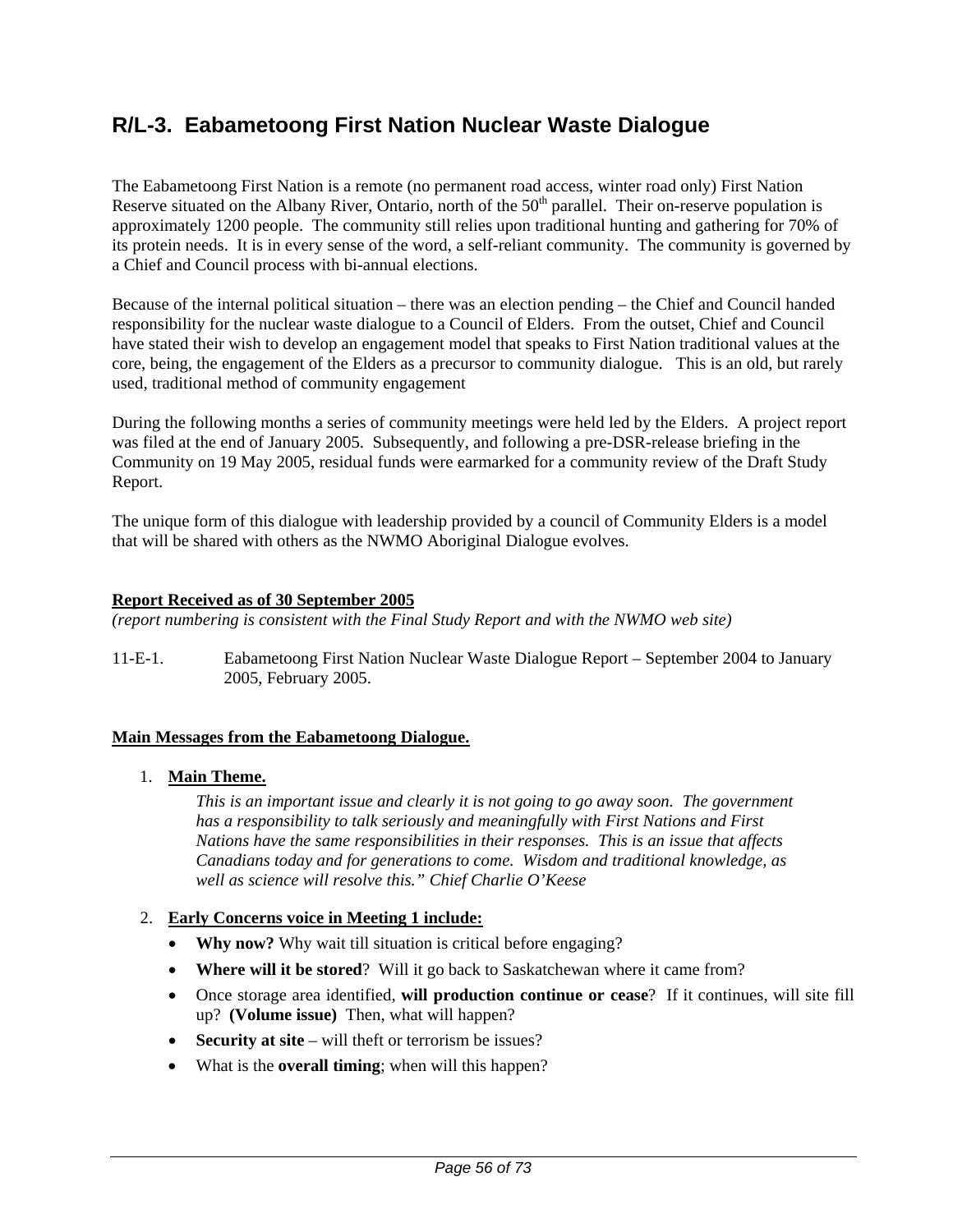## R/L-3. Eabametoong First Nation Nuclear Waste Dialogue

The Eabametoong First Nation is a remote (no permanent road access, winter road only) First Nation Reserve situated on the Albany River, Ontario, north of the 50th parallel. Their on-reserve population is approximately 1200 people. The community still relies upon traditional hunting and gathering for 70% of its protein needs. It is in every sense of the word, a self-reliant community. The community is governed by a Chief and Council process with bi-annual elections.

Because of the internal political situation – there was an election pending – the Chief and Council handed responsibility for the nuclear waste dialogue to a Council of Elders. From the outset, Chief and Council have stated their wish to develop an engagement model that speaks to First Nation traditional values at the core, being, the engagement of the Elders as a precursor to community dialogue. This is an old, but rarely used, traditional method of community engagement

During the following months a series of community meetings were held led by the Elders. A project report was filed at the end of January 2005. Subsequently, and following a pre-DSR-release briefing in the Community on 19 May 2005, residual funds were earmarked for a community review of the Draft Study Report.

The unique form of this dialogue with leadership provided by a council of Community Elders is a model that will be shared with others as the NWMO Aboriginal Dialogue evolves.

**Report Received as of 30 September 2005**

*(report numbering is consistent with the Final Study Report and with the NWMO web site)*

11-E-1. Eabametoong First Nation Nuclear Waste Dialogue Report – September 2004 to January 2005, February 2005.

**Main Messages from the Eabametoong Dialogue.**

1. **Main Theme.**

   *This is an important issue and clearly it is not going to go away soon. The government has a responsibility to talk seriously and meaningfully with First Nations and First Nations have the same responsibilities in their responses. This is an issue that affects Canadians today and for generations to come. Wisdom and traditional knowledge, as well as science will resolve this." Chief Charlie O'Keese*

2. **Early Concerns voice in Meeting 1 include:**
   - **Why now?** Why wait till situation is critical before engaging?
   - **Where will it be stored**? Will it go back to Saskatchewan where it came from?
   - Once storage area identified, **will production continue or cease**? If it continues, will site fill up? **(Volume issue)** Then, what will happen?
   - **Security at site** – will theft or terrorism be issues?
   - What is the **overall timing**; when will this happen?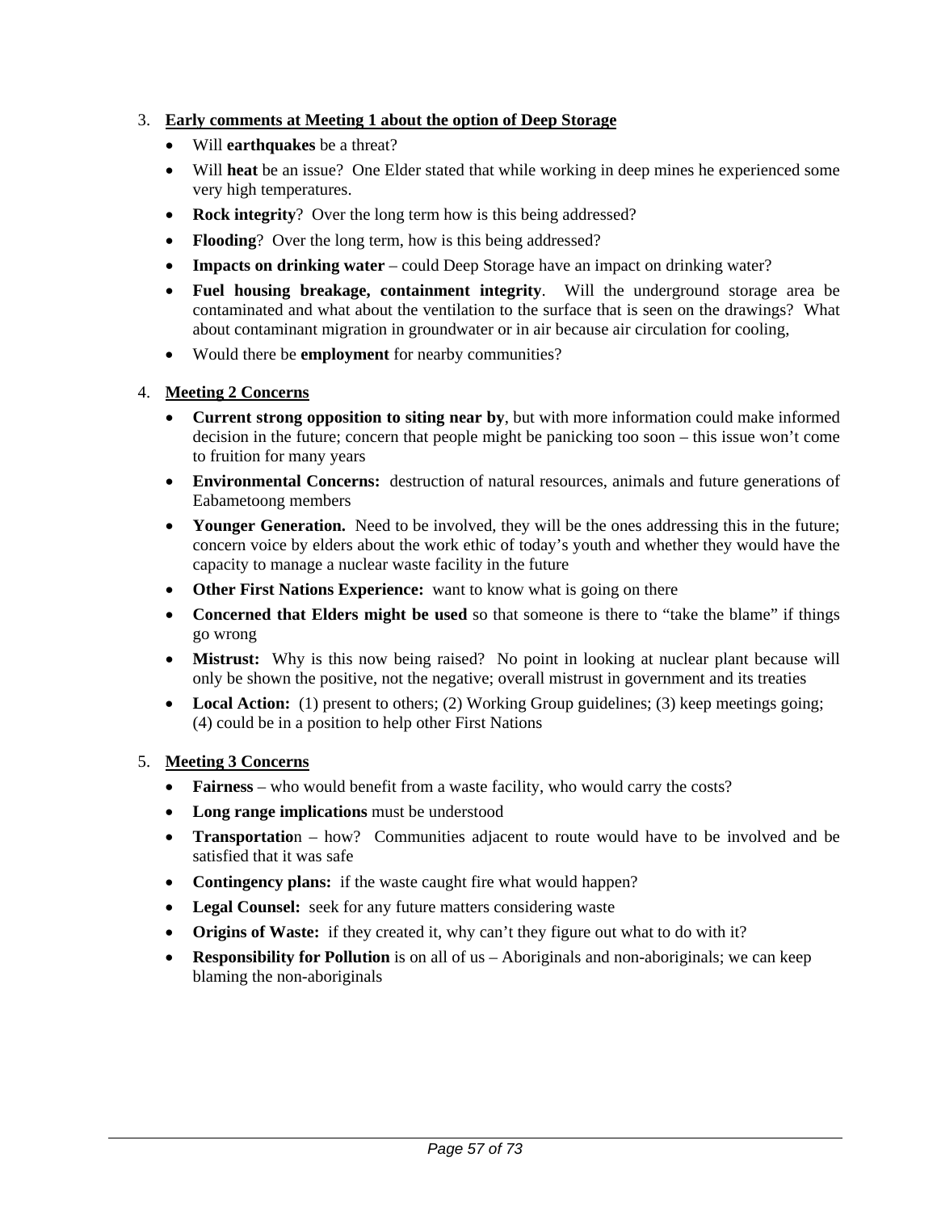3. **Early comments at Meeting 1 about the option of Deep Storage**
   - Will **earthquakes** be a threat?
   - Will **heat** be an issue? One Elder stated that while working in deep mines he experienced some very high temperatures.
   - **Rock integrity**? Over the long term how is this being addressed?
   - **Flooding**? Over the long term, how is this being addressed?
   - **Impacts on drinking water** – could Deep Storage have an impact on drinking water?
   - **Fuel housing breakage, containment integrity**. Will the underground storage area be contaminated and what about the ventilation to the surface that is seen on the drawings? What about contaminant migration in groundwater or in air because air circulation for cooling,
   - Would there be **employment** for nearby communities?

4. **Meeting 2 Concerns**
   - **Current strong opposition to siting near by**, but with more information could make informed decision in the future; concern that people might be panicking too soon – this issue won't come to fruition for many years
   - **Environmental Concerns:** destruction of natural resources, animals and future generations of Eabametoong members
   - **Younger Generation.** Need to be involved, they will be the ones addressing this in the future; concern voice by elders about the work ethic of today's youth and whether they would have the capacity to manage a nuclear waste facility in the future
   - **Other First Nations Experience:** want to know what is going on there
   - **Concerned that Elders might be used** so that someone is there to "take the blame" if things go wrong
   - **Mistrust:** Why is this now being raised? No point in looking at nuclear plant because will only be shown the positive, not the negative; overall mistrust in government and its treaties
   - **Local Action:** (1) present to others; (2) Working Group guidelines; (3) keep meetings going; (4) could be in a position to help other First Nations

5. **Meeting 3 Concerns**
   - **Fairness** – who would benefit from a waste facility, who would carry the costs?
   - **Long range implications** must be understood
   - **Transportatio**n – how? Communities adjacent to route would have to be involved and be satisfied that it was safe
   - **Contingency plans:** if the waste caught fire what would happen?
   - **Legal Counsel:** seek for any future matters considering waste
   - **Origins of Waste:** if they created it, why can't they figure out what to do with it?
   - **Responsibility for Pollution** is on all of us – Aboriginals and non-aboriginals; we can keep blaming the non-aboriginals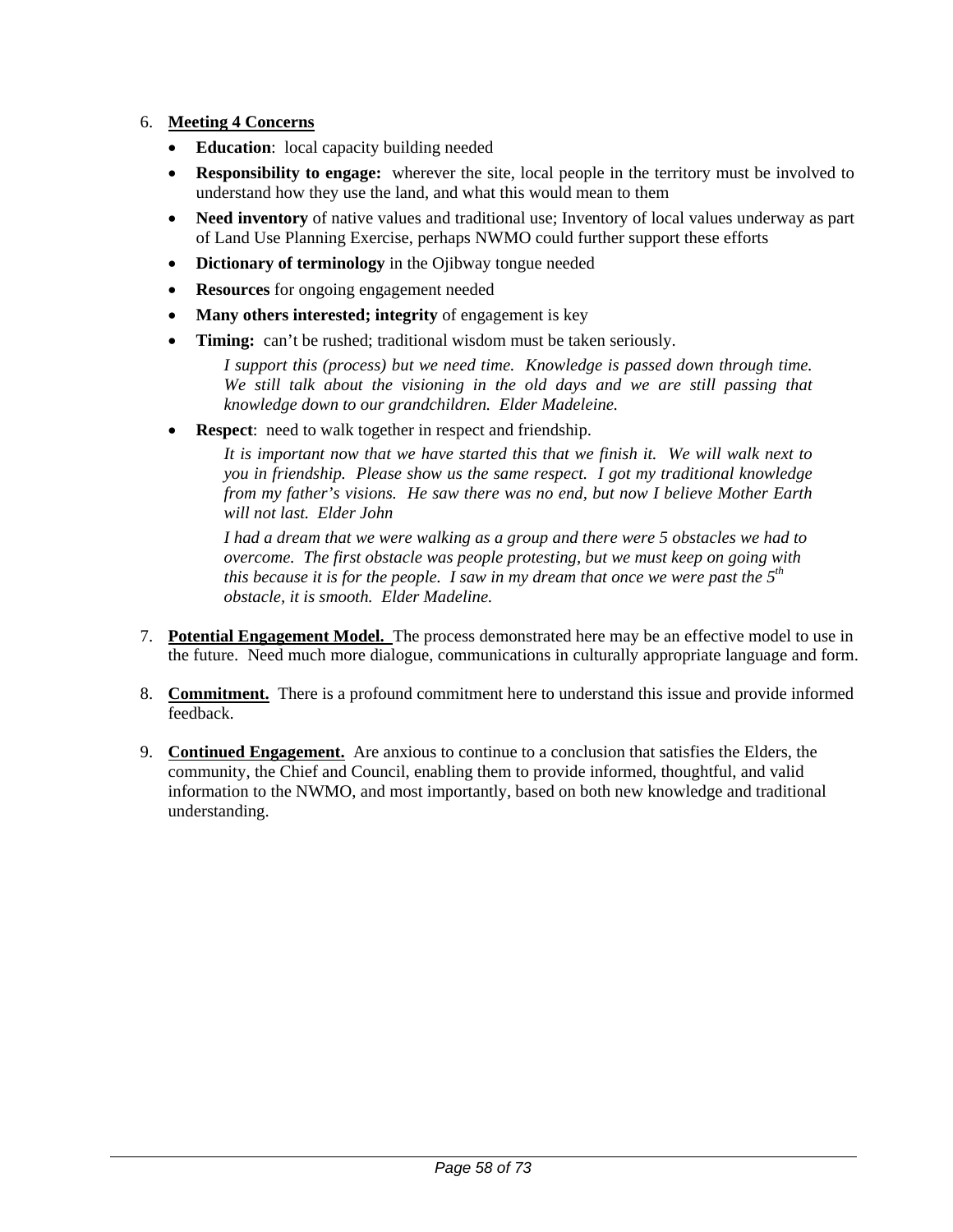6. **Meeting 4 Concerns**
   - **Education**: local capacity building needed
   - **Responsibility to engage:** wherever the site, local people in the territory must be involved to understand how they use the land, and what this would mean to them
   - **Need inventory** of native values and traditional use; Inventory of local values underway as part of Land Use Planning Exercise, perhaps NWMO could further support these efforts
   - **Dictionary of terminology** in the Ojibway tongue needed
   - **Resources** for ongoing engagement needed
   - **Many others interested; integrity** of engagement is key
   - **Timing:** can't be rushed; traditional wisdom must be taken seriously.

     *I support this (process) but we need time. Knowledge is passed down through time. We still talk about the visioning in the old days and we are still passing that knowledge down to our grandchildren. Elder Madeleine.*
   - **Respect**: need to walk together in respect and friendship.

     *It is important now that we have started this that we finish it. We will walk next to you in friendship. Please show us the same respect. I got my traditional knowledge from my father's visions. He saw there was no end, but now I believe Mother Earth will not last. Elder John*

     *I had a dream that we were walking as a group and there were 5 obstacles we had to overcome. The first obstacle was people protesting, but we must keep on going with this because it is for the people. I saw in my dream that once we were past the 5th obstacle, it is smooth. Elder Madeline.*

7. **Potential Engagement Model.** The process demonstrated here may be an effective model to use in the future. Need much more dialogue, communications in culturally appropriate language and form.

8. **Commitment.** There is a profound commitment here to understand this issue and provide informed feedback.

9. **Continued Engagement.** Are anxious to continue to a conclusion that satisfies the Elders, the community, the Chief and Council, enabling them to provide informed, thoughtful, and valid information to the NWMO, and most importantly, based on both new knowledge and traditional understanding.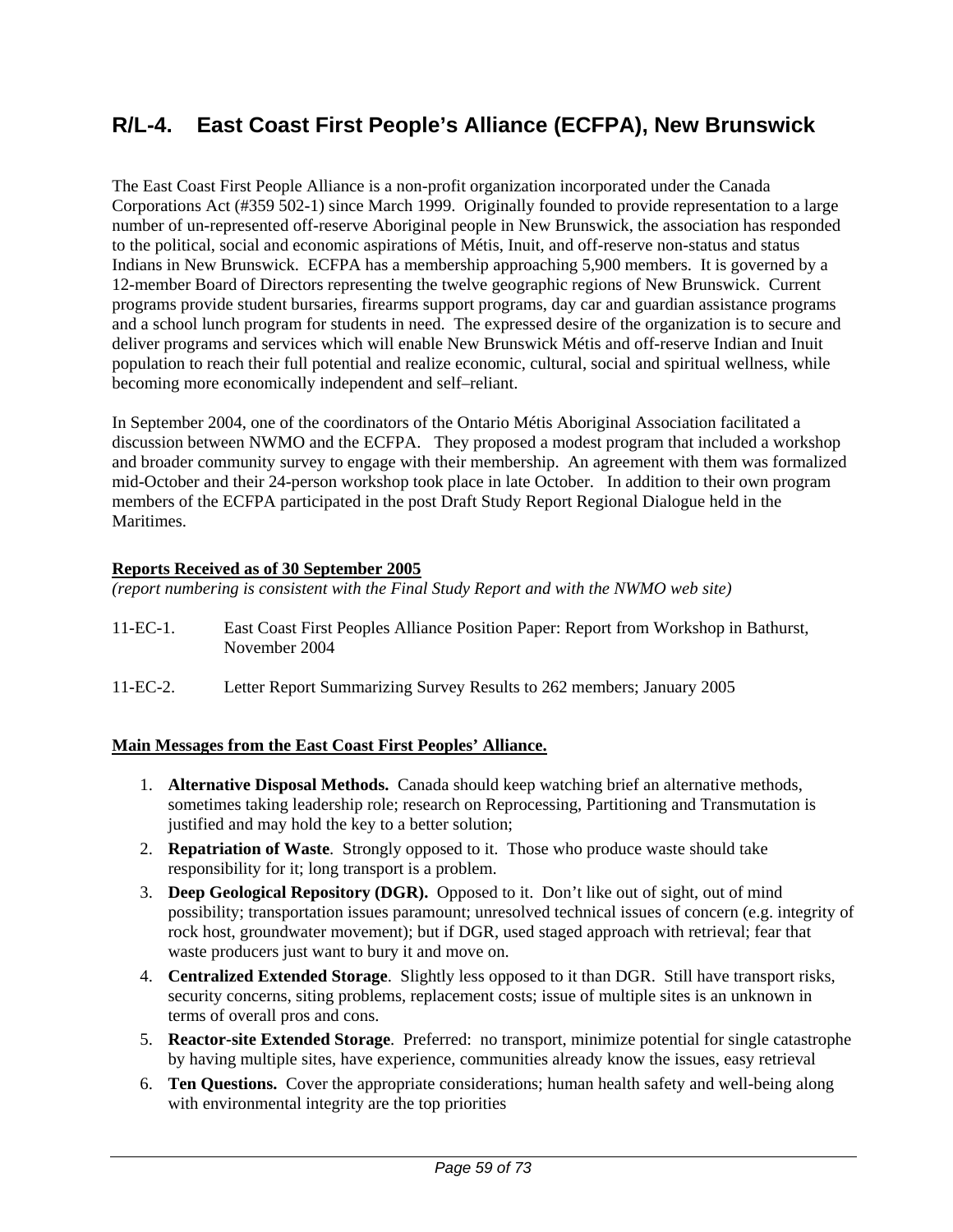## R/L-4. East Coast First People's Alliance (ECFPA), New Brunswick

The East Coast First People Alliance is a non-profit organization incorporated under the Canada Corporations Act (#359 502-1) since March 1999. Originally founded to provide representation to a large number of un-represented off-reserve Aboriginal people in New Brunswick, the association has responded to the political, social and economic aspirations of Métis, Inuit, and off-reserve non-status and status Indians in New Brunswick. ECFPA has a membership approaching 5,900 members. It is governed by a 12-member Board of Directors representing the twelve geographic regions of New Brunswick. Current programs provide student bursaries, firearms support programs, day car and guardian assistance programs and a school lunch program for students in need. The expressed desire of the organization is to secure and deliver programs and services which will enable New Brunswick Métis and off-reserve Indian and Inuit population to reach their full potential and realize economic, cultural, social and spiritual wellness, while becoming more economically independent and self–reliant.

In September 2004, one of the coordinators of the Ontario Métis Aboriginal Association facilitated a discussion between NWMO and the ECFPA. They proposed a modest program that included a workshop and broader community survey to engage with their membership. An agreement with them was formalized mid-October and their 24-person workshop took place in late October. In addition to their own program members of the ECFPA participated in the post Draft Study Report Regional Dialogue held in the Maritimes.

**Reports Received as of 30 September 2005**

*(report numbering is consistent with the Final Study Report and with the NWMO web site)*

11-EC-1. East Coast First Peoples Alliance Position Paper: Report from Workshop in Bathurst, November 2004

11-EC-2. Letter Report Summarizing Survey Results to 262 members; January 2005

**Main Messages from the East Coast First Peoples' Alliance.**

1. **Alternative Disposal Methods.** Canada should keep watching brief an alternative methods, sometimes taking leadership role; research on Reprocessing, Partitioning and Transmutation is justified and may hold the key to a better solution;
2. **Repatriation of Waste**. Strongly opposed to it. Those who produce waste should take responsibility for it; long transport is a problem.
3. **Deep Geological Repository (DGR).** Opposed to it. Don't like out of sight, out of mind possibility; transportation issues paramount; unresolved technical issues of concern (e.g. integrity of rock host, groundwater movement); but if DGR, used staged approach with retrieval; fear that waste producers just want to bury it and move on.
4. **Centralized Extended Storage**. Slightly less opposed to it than DGR. Still have transport risks, security concerns, siting problems, replacement costs; issue of multiple sites is an unknown in terms of overall pros and cons.
5. **Reactor-site Extended Storage**. Preferred: no transport, minimize potential for single catastrophe by having multiple sites, have experience, communities already know the issues, easy retrieval
6. **Ten Questions.** Cover the appropriate considerations; human health safety and well-being along with environmental integrity are the top priorities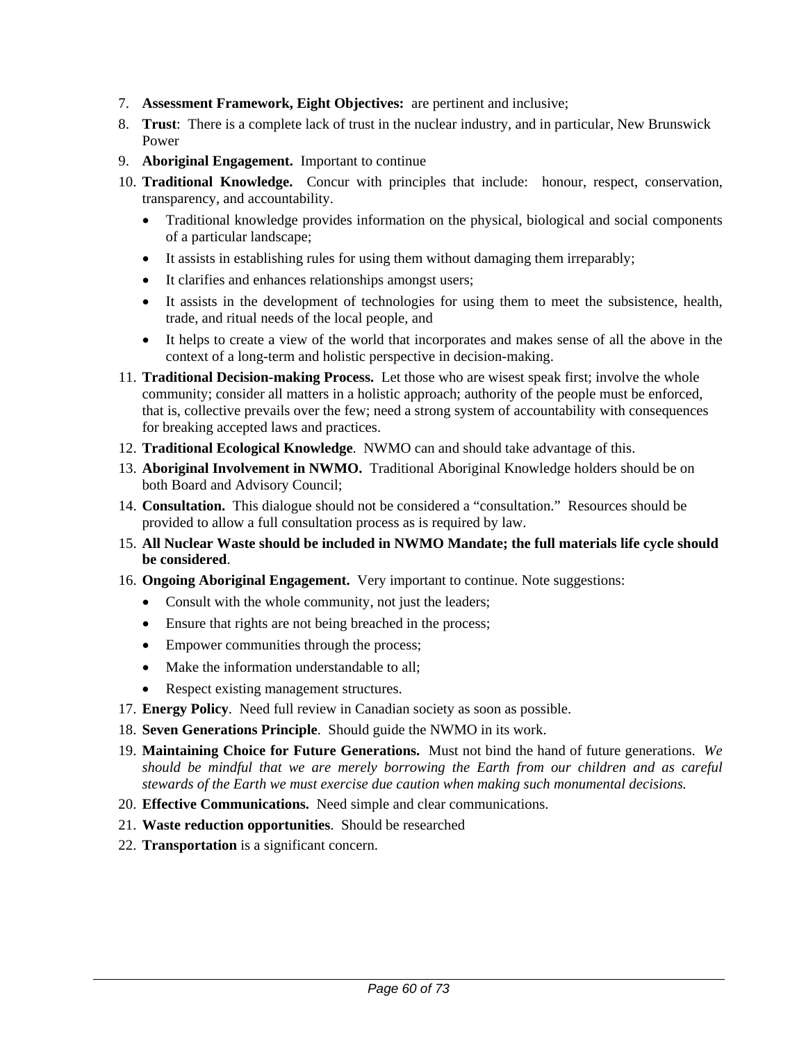7. **Assessment Framework, Eight Objectives:** are pertinent and inclusive;
8. **Trust**: There is a complete lack of trust in the nuclear industry, and in particular, New Brunswick Power
9. **Aboriginal Engagement.** Important to continue
10. **Traditional Knowledge.** Concur with principles that include: honour, respect, conservation, transparency, and accountability.
    - Traditional knowledge provides information on the physical, biological and social components of a particular landscape;
    - It assists in establishing rules for using them without damaging them irreparably;
    - It clarifies and enhances relationships amongst users;
    - It assists in the development of technologies for using them to meet the subsistence, health, trade, and ritual needs of the local people, and
    - It helps to create a view of the world that incorporates and makes sense of all the above in the context of a long-term and holistic perspective in decision-making.
11. **Traditional Decision-making Process.** Let those who are wisest speak first; involve the whole community; consider all matters in a holistic approach; authority of the people must be enforced, that is, collective prevails over the few; need a strong system of accountability with consequences for breaking accepted laws and practices.
12. **Traditional Ecological Knowledge**. NWMO can and should take advantage of this.
13. **Aboriginal Involvement in NWMO.** Traditional Aboriginal Knowledge holders should be on both Board and Advisory Council;
14. **Consultation.** This dialogue should not be considered a "consultation." Resources should be provided to allow a full consultation process as is required by law.
15. **All Nuclear Waste should be included in NWMO Mandate; the full materials life cycle should be considered**.
16. **Ongoing Aboriginal Engagement.** Very important to continue. Note suggestions:
    - Consult with the whole community, not just the leaders;
    - Ensure that rights are not being breached in the process;
    - Empower communities through the process;
    - Make the information understandable to all;
    - Respect existing management structures.
17. **Energy Policy**. Need full review in Canadian society as soon as possible.
18. **Seven Generations Principle**. Should guide the NWMO in its work.
19. **Maintaining Choice for Future Generations.** Must not bind the hand of future generations. *We should be mindful that we are merely borrowing the Earth from our children and as careful stewards of the Earth we must exercise due caution when making such monumental decisions.*
20. **Effective Communications.** Need simple and clear communications.
21. **Waste reduction opportunities**. Should be researched
22. **Transportation** is a significant concern.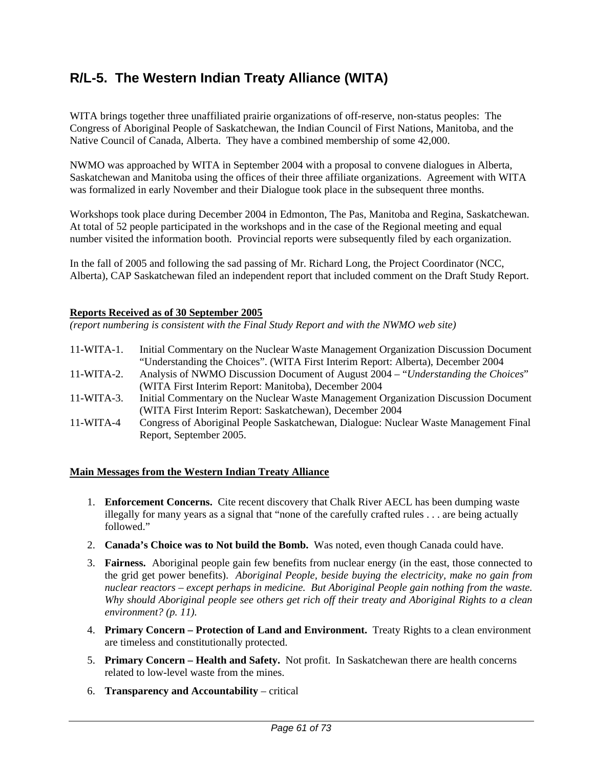## R/L-5. The Western Indian Treaty Alliance (WITA)

WITA brings together three unaffiliated prairie organizations of off-reserve, non-status peoples: The Congress of Aboriginal People of Saskatchewan, the Indian Council of First Nations, Manitoba, and the Native Council of Canada, Alberta. They have a combined membership of some 42,000.

NWMO was approached by WITA in September 2004 with a proposal to convene dialogues in Alberta, Saskatchewan and Manitoba using the offices of their three affiliate organizations. Agreement with WITA was formalized in early November and their Dialogue took place in the subsequent three months.

Workshops took place during December 2004 in Edmonton, The Pas, Manitoba and Regina, Saskatchewan. At total of 52 people participated in the workshops and in the case of the Regional meeting and equal number visited the information booth. Provincial reports were subsequently filed by each organization.

In the fall of 2005 and following the sad passing of Mr. Richard Long, the Project Coordinator (NCC, Alberta), CAP Saskatchewan filed an independent report that included comment on the Draft Study Report.

**Reports Received as of 30 September 2005**
*(report numbering is consistent with the Final Study Report and with the NWMO web site)*

11-WITA-1. Initial Commentary on the Nuclear Waste Management Organization Discussion Document "Understanding the Choices". (WITA First Interim Report: Alberta), December 2004

11-WITA-2. Analysis of NWMO Discussion Document of August 2004 – "*Understanding the Choices*" (WITA First Interim Report: Manitoba), December 2004

11-WITA-3. Initial Commentary on the Nuclear Waste Management Organization Discussion Document (WITA First Interim Report: Saskatchewan), December 2004

11-WITA-4 Congress of Aboriginal People Saskatchewan, Dialogue: Nuclear Waste Management Final Report, September 2005.

**Main Messages from the Western Indian Treaty Alliance**

1. **Enforcement Concerns.** Cite recent discovery that Chalk River AECL has been dumping waste illegally for many years as a signal that "none of the carefully crafted rules . . . are being actually followed."
2. **Canada's Choice was to Not build the Bomb.** Was noted, even though Canada could have.
3. **Fairness.** Aboriginal people gain few benefits from nuclear energy (in the east, those connected to the grid get power benefits). *Aboriginal People, beside buying the electricity, make no gain from nuclear reactors – except perhaps in medicine. But Aboriginal People gain nothing from the waste. Why should Aboriginal people see others get rich off their treaty and Aboriginal Rights to a clean environment? (p. 11).*
4. **Primary Concern – Protection of Land and Environment.** Treaty Rights to a clean environment are timeless and constitutionally protected.
5. **Primary Concern – Health and Safety.** Not profit. In Saskatchewan there are health concerns related to low-level waste from the mines.
6. **Transparency and Accountability** – critical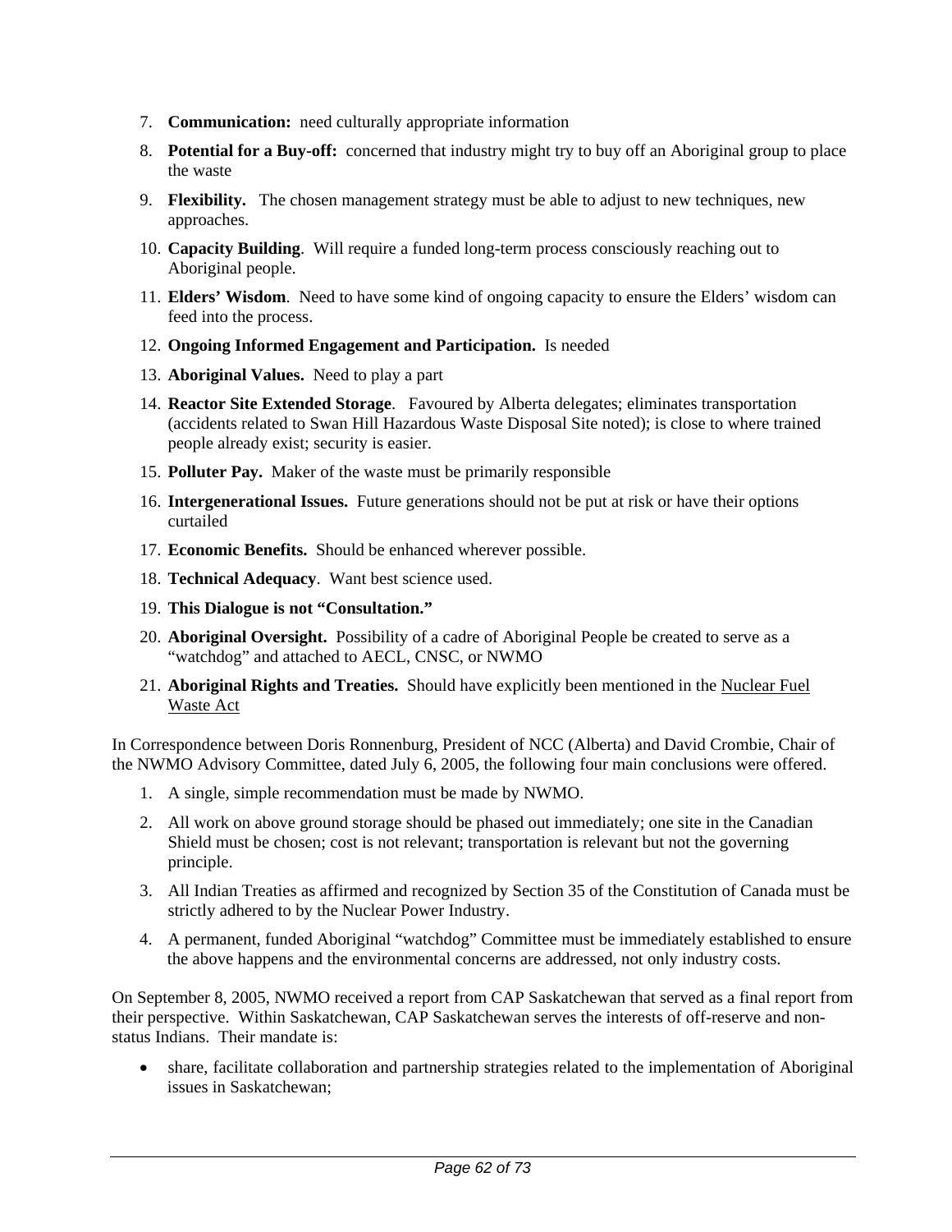7. **Communication:** need culturally appropriate information
8. **Potential for a Buy-off:** concerned that industry might try to buy off an Aboriginal group to place the waste
9. **Flexibility.** The chosen management strategy must be able to adjust to new techniques, new approaches.
10. **Capacity Building**. Will require a funded long-term process consciously reaching out to Aboriginal people.
11. **Elders' Wisdom**. Need to have some kind of ongoing capacity to ensure the Elders' wisdom can feed into the process.
12. **Ongoing Informed Engagement and Participation.** Is needed
13. **Aboriginal Values.** Need to play a part
14. **Reactor Site Extended Storage**. Favoured by Alberta delegates; eliminates transportation (accidents related to Swan Hill Hazardous Waste Disposal Site noted); is close to where trained people already exist; security is easier.
15. **Polluter Pay.** Maker of the waste must be primarily responsible
16. **Intergenerational Issues.** Future generations should not be put at risk or have their options curtailed
17. **Economic Benefits.** Should be enhanced wherever possible.
18. **Technical Adequacy**. Want best science used.
19. **This Dialogue is not "Consultation."**
20. **Aboriginal Oversight.** Possibility of a cadre of Aboriginal People be created to serve as a "watchdog" and attached to AECL, CNSC, or NWMO
21. **Aboriginal Rights and Treaties.** Should have explicitly been mentioned in the Nuclear Fuel Waste Act

In Correspondence between Doris Ronnenburg, President of NCC (Alberta) and David Crombie, Chair of the NWMO Advisory Committee, dated July 6, 2005, the following four main conclusions were offered.

1. A single, simple recommendation must be made by NWMO.
2. All work on above ground storage should be phased out immediately; one site in the Canadian Shield must be chosen; cost is not relevant; transportation is relevant but not the governing principle.
3. All Indian Treaties as affirmed and recognized by Section 35 of the Constitution of Canada must be strictly adhered to by the Nuclear Power Industry.
4. A permanent, funded Aboriginal "watchdog" Committee must be immediately established to ensure the above happens and the environmental concerns are addressed, not only industry costs.

On September 8, 2005, NWMO received a report from CAP Saskatchewan that served as a final report from their perspective. Within Saskatchewan, CAP Saskatchewan serves the interests of off-reserve and non-status Indians. Their mandate is:

- share, facilitate collaboration and partnership strategies related to the implementation of Aboriginal issues in Saskatchewan;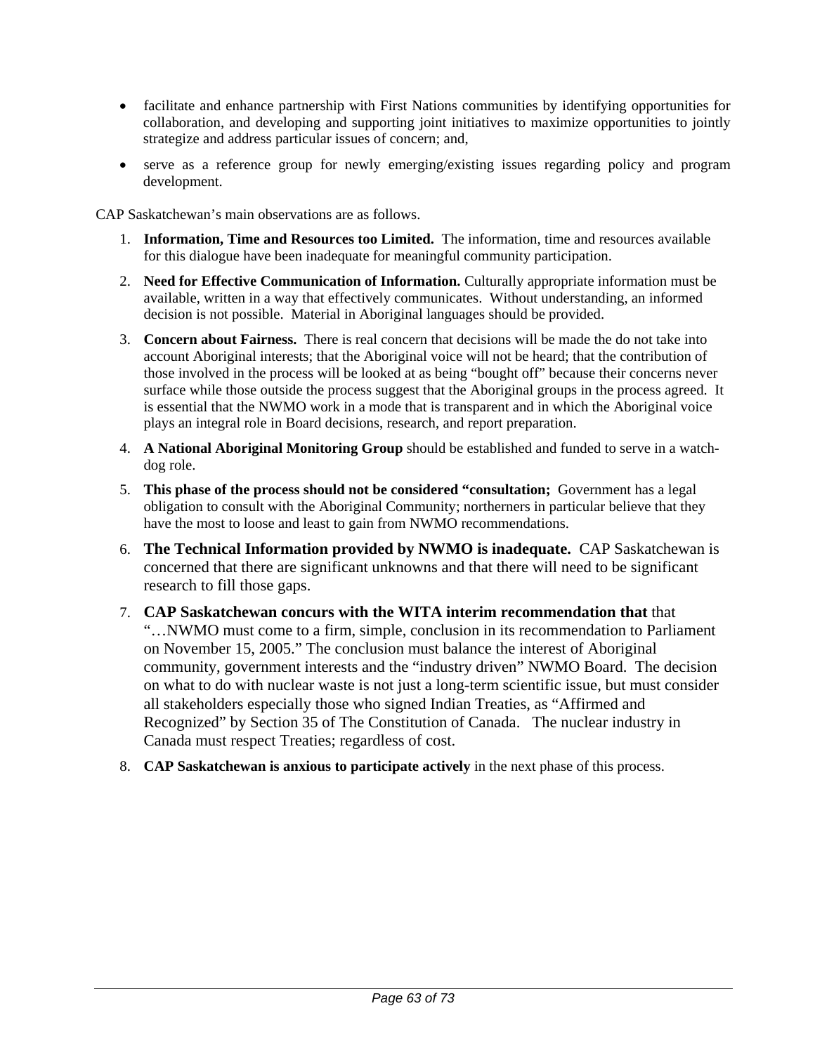- facilitate and enhance partnership with First Nations communities by identifying opportunities for collaboration, and developing and supporting joint initiatives to maximize opportunities to jointly strategize and address particular issues of concern; and,
- serve as a reference group for newly emerging/existing issues regarding policy and program development.

CAP Saskatchewan's main observations are as follows.

1. **Information, Time and Resources too Limited.** The information, time and resources available for this dialogue have been inadequate for meaningful community participation.
2. **Need for Effective Communication of Information.** Culturally appropriate information must be available, written in a way that effectively communicates. Without understanding, an informed decision is not possible. Material in Aboriginal languages should be provided.
3. **Concern about Fairness.** There is real concern that decisions will be made the do not take into account Aboriginal interests; that the Aboriginal voice will not be heard; that the contribution of those involved in the process will be looked at as being "bought off" because their concerns never surface while those outside the process suggest that the Aboriginal groups in the process agreed. It is essential that the NWMO work in a mode that is transparent and in which the Aboriginal voice plays an integral role in Board decisions, research, and report preparation.
4. **A National Aboriginal Monitoring Group** should be established and funded to serve in a watch-dog role.
5. **This phase of the process should not be considered "consultation;** Government has a legal obligation to consult with the Aboriginal Community; northerners in particular believe that they have the most to loose and least to gain from NWMO recommendations.
6. **The Technical Information provided by NWMO is inadequate.** CAP Saskatchewan is concerned that there are significant unknowns and that there will need to be significant research to fill those gaps.
7. **CAP Saskatchewan concurs with the WITA interim recommendation that** that "…NWMO must come to a firm, simple, conclusion in its recommendation to Parliament on November 15, 2005." The conclusion must balance the interest of Aboriginal community, government interests and the "industry driven" NWMO Board. The decision on what to do with nuclear waste is not just a long-term scientific issue, but must consider all stakeholders especially those who signed Indian Treaties, as "Affirmed and Recognized" by Section 35 of The Constitution of Canada. The nuclear industry in Canada must respect Treaties; regardless of cost.
8. **CAP Saskatchewan is anxious to participate actively** in the next phase of this process.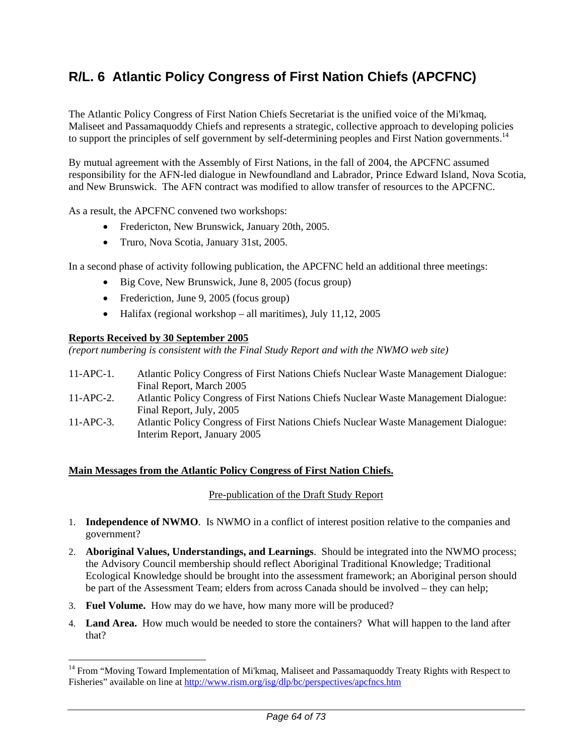## R/L. 6 Atlantic Policy Congress of First Nation Chiefs (APCFNC)

The Atlantic Policy Congress of First Nation Chiefs Secretariat is the unified voice of the Mi'kmaq, Maliseet and Passamaquoddy Chiefs and represents a strategic, collective approach to developing policies to support the principles of self government by self-determining peoples and First Nation governments.[14]

By mutual agreement with the Assembly of First Nations, in the fall of 2004, the APCFNC assumed responsibility for the AFN-led dialogue in Newfoundland and Labrador, Prince Edward Island, Nova Scotia, and New Brunswick. The AFN contract was modified to allow transfer of resources to the APCFNC.

As a result, the APCFNC convened two workshops:

- Fredericton, New Brunswick, January 20th, 2005.
- Truro, Nova Scotia, January 31st, 2005.

In a second phase of activity following publication, the APCFNC held an additional three meetings:

- Big Cove, New Brunswick, June 8, 2005 (focus group)
- Frederiction, June 9, 2005 (focus group)
- Halifax (regional workshop – all maritimes), July 11,12, 2005

**Reports Received by 30 September 2005**

*(report numbering is consistent with the Final Study Report and with the NWMO web site)*

11-APC-1. Atlantic Policy Congress of First Nations Chiefs Nuclear Waste Management Dialogue: Final Report, March 2005

11-APC-2. Atlantic Policy Congress of First Nations Chiefs Nuclear Waste Management Dialogue: Final Report, July, 2005

11-APC-3. Atlantic Policy Congress of First Nations Chiefs Nuclear Waste Management Dialogue: Interim Report, January 2005

**Main Messages from the Atlantic Policy Congress of First Nation Chiefs.**

Pre-publication of the Draft Study Report

1. **Independence of NWMO**. Is NWMO in a conflict of interest position relative to the companies and government?
2. **Aboriginal Values, Understandings, and Learnings**. Should be integrated into the NWMO process; the Advisory Council membership should reflect Aboriginal Traditional Knowledge; Traditional Ecological Knowledge should be brought into the assessment framework; an Aboriginal person should be part of the Assessment Team; elders from across Canada should be involved – they can help;
3. **Fuel Volume.** How may do we have, how many more will be produced?
4. **Land Area.** How much would be needed to store the containers? What will happen to the land after that?

[14] From "Moving Toward Implementation of Mi'kmaq, Maliseet and Passamaquoddy Treaty Rights with Respect to Fisheries" available on line at http://www.rism.org/isg/dlp/bc/perspectives/apcfncs.htm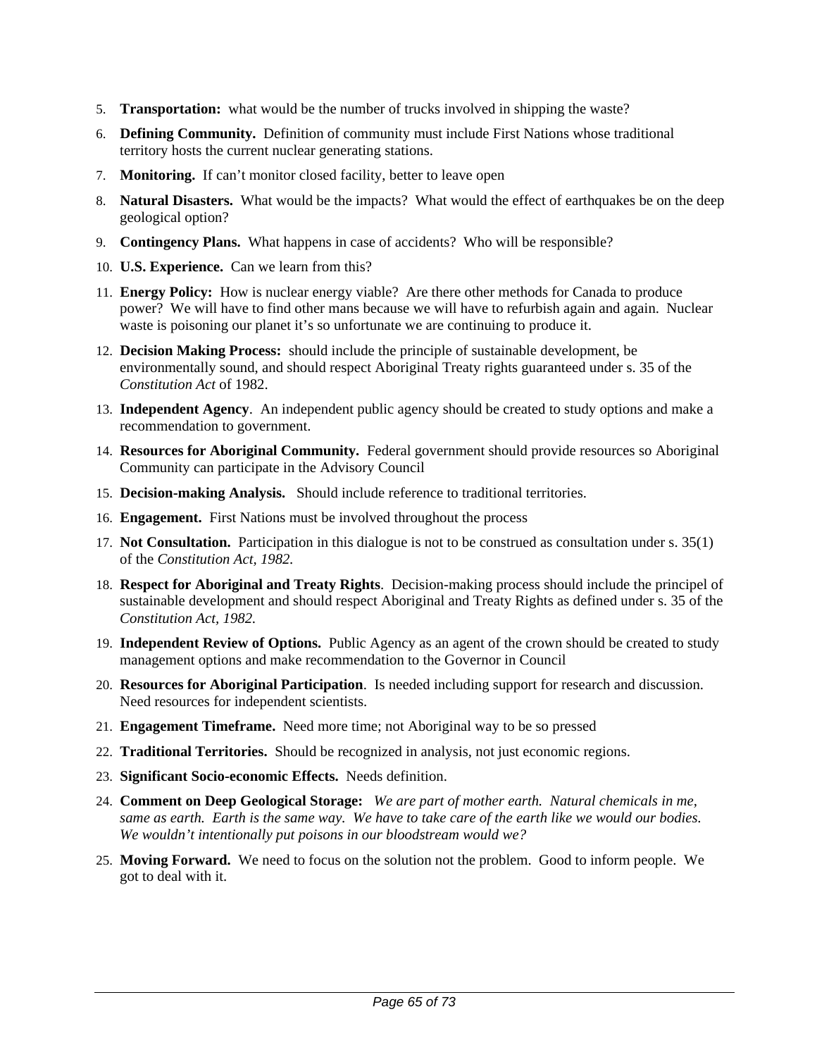5. **Transportation:** what would be the number of trucks involved in shipping the waste?
6. **Defining Community.** Definition of community must include First Nations whose traditional territory hosts the current nuclear generating stations.
7. **Monitoring.** If can't monitor closed facility, better to leave open
8. **Natural Disasters.** What would be the impacts? What would the effect of earthquakes be on the deep geological option?
9. **Contingency Plans.** What happens in case of accidents? Who will be responsible?
10. **U.S. Experience.** Can we learn from this?
11. **Energy Policy:** How is nuclear energy viable? Are there other methods for Canada to produce power? We will have to find other mans because we will have to refurbish again and again. Nuclear waste is poisoning our planet it's so unfortunate we are continuing to produce it.
12. **Decision Making Process:** should include the principle of sustainable development, be environmentally sound, and should respect Aboriginal Treaty rights guaranteed under s. 35 of the *Constitution Act* of 1982.
13. **Independent Agency**. An independent public agency should be created to study options and make a recommendation to government.
14. **Resources for Aboriginal Community.** Federal government should provide resources so Aboriginal Community can participate in the Advisory Council
15. **Decision-making Analysis.** Should include reference to traditional territories.
16. **Engagement.** First Nations must be involved throughout the process
17. **Not Consultation.** Participation in this dialogue is not to be construed as consultation under s. 35(1) of the *Constitution Act, 1982.*
18. **Respect for Aboriginal and Treaty Rights**. Decision-making process should include the principel of sustainable development and should respect Aboriginal and Treaty Rights as defined under s. 35 of the *Constitution Act, 1982.*
19. **Independent Review of Options.** Public Agency as an agent of the crown should be created to study management options and make recommendation to the Governor in Council
20. **Resources for Aboriginal Participation**. Is needed including support for research and discussion. Need resources for independent scientists.
21. **Engagement Timeframe.** Need more time; not Aboriginal way to be so pressed
22. **Traditional Territories.** Should be recognized in analysis, not just economic regions.
23. **Significant Socio-economic Effects.** Needs definition.
24. **Comment on Deep Geological Storage:** *We are part of mother earth. Natural chemicals in me, same as earth. Earth is the same way. We have to take care of the earth like we would our bodies. We wouldn't intentionally put poisons in our bloodstream would we?*
25. **Moving Forward.** We need to focus on the solution not the problem. Good to inform people. We got to deal with it.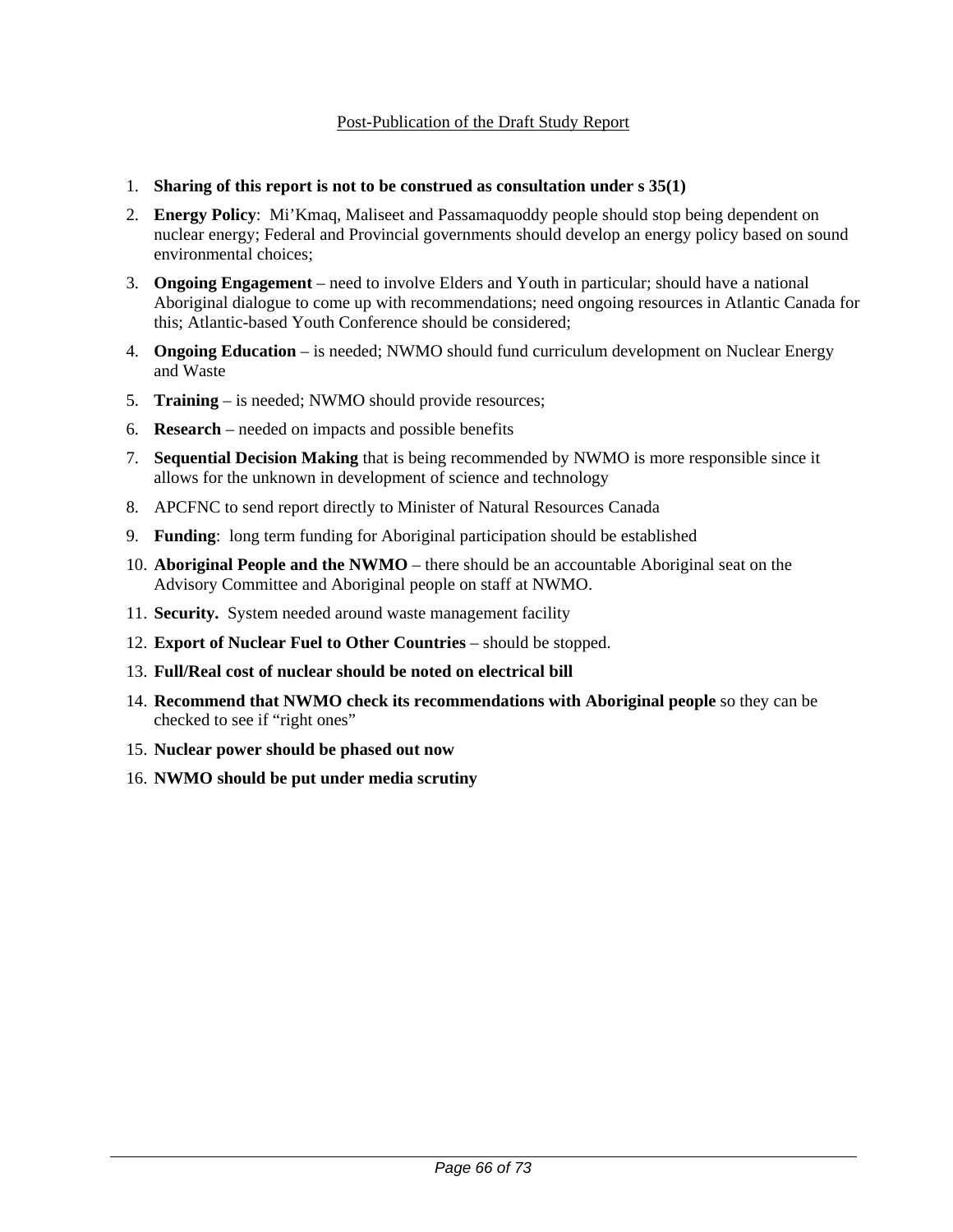Post-Publication of the Draft Study Report

1. **Sharing of this report is not to be construed as consultation under s 35(1)**
2. **Energy Policy**: Mi'Kmaq, Maliseet and Passamaquoddy people should stop being dependent on nuclear energy; Federal and Provincial governments should develop an energy policy based on sound environmental choices;
3. **Ongoing Engagement** – need to involve Elders and Youth in particular; should have a national Aboriginal dialogue to come up with recommendations; need ongoing resources in Atlantic Canada for this; Atlantic-based Youth Conference should be considered;
4. **Ongoing Education** – is needed; NWMO should fund curriculum development on Nuclear Energy and Waste
5. **Training** – is needed; NWMO should provide resources;
6. **Research** – needed on impacts and possible benefits
7. **Sequential Decision Making** that is being recommended by NWMO is more responsible since it allows for the unknown in development of science and technology
8. APCFNC to send report directly to Minister of Natural Resources Canada
9. **Funding**: long term funding for Aboriginal participation should be established
10. **Aboriginal People and the NWMO** – there should be an accountable Aboriginal seat on the Advisory Committee and Aboriginal people on staff at NWMO.
11. **Security.** System needed around waste management facility
12. **Export of Nuclear Fuel to Other Countries** – should be stopped.
13. **Full/Real cost of nuclear should be noted on electrical bill**
14. **Recommend that NWMO check its recommendations with Aboriginal people** so they can be checked to see if "right ones"
15. **Nuclear power should be phased out now**
16. **NWMO should be put under media scrutiny**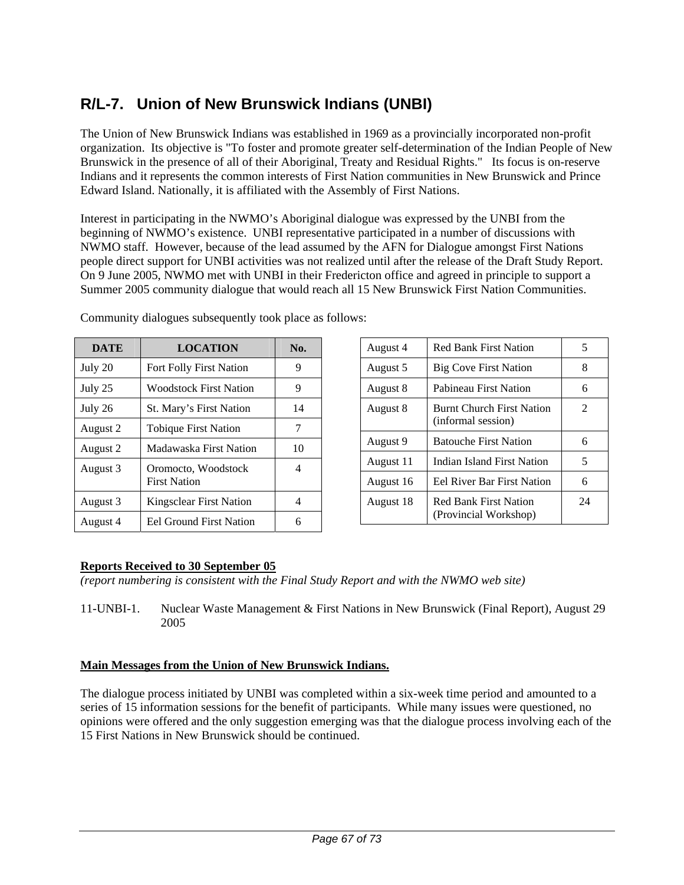## R/L-7. Union of New Brunswick Indians (UNBI)

The Union of New Brunswick Indians was established in 1969 as a provincially incorporated non-profit organization. Its objective is "To foster and promote greater self-determination of the Indian People of New Brunswick in the presence of all of their Aboriginal, Treaty and Residual Rights." Its focus is on-reserve Indians and it represents the common interests of First Nation communities in New Brunswick and Prince Edward Island. Nationally, it is affiliated with the Assembly of First Nations.

Interest in participating in the NWMO's Aboriginal dialogue was expressed by the UNBI from the beginning of NWMO's existence. UNBI representative participated in a number of discussions with NWMO staff. However, because of the lead assumed by the AFN for Dialogue amongst First Nations people direct support for UNBI activities was not realized until after the release of the Draft Study Report. On 9 June 2005, NWMO met with UNBI in their Fredericton office and agreed in principle to support a Summer 2005 community dialogue that would reach all 15 New Brunswick First Nation Communities.

Community dialogues subsequently took place as follows:

| DATE | LOCATION | No. |
|---|---|---|
| July 20 | Fort Folly First Nation | 9 |
| July 25 | Woodstock First Nation | 9 |
| July 26 | St. Mary's First Nation | 14 |
| August 2 | Tobique First Nation | 7 |
| August 2 | Madawaska First Nation | 10 |
| August 3 | Oromocto, Woodstock First Nation | 4 |
| August 3 | Kingsclear First Nation | 4 |
| August 4 | Eel Ground First Nation | 6 |
| August 4 | Red Bank First Nation | 5 |
| August 5 | Big Cove First Nation | 8 |
| August 8 | Pabineau First Nation | 6 |
| August 8 | Burnt Church First Nation (informal session) | 2 |
| August 9 | Batouche First Nation | 6 |
| August 11 | Indian Island First Nation | 5 |
| August 16 | Eel River Bar First Nation | 6 |
| August 18 | Red Bank First Nation (Provincial Workshop) | 24 |

**Reports Received to 30 September 05**
*(report numbering is consistent with the Final Study Report and with the NWMO web site)*

11-UNBI-1. Nuclear Waste Management & First Nations in New Brunswick (Final Report), August 29 2005

**Main Messages from the Union of New Brunswick Indians.**

The dialogue process initiated by UNBI was completed within a six-week time period and amounted to a series of 15 information sessions for the benefit of participants. While many issues were questioned, no opinions were offered and the only suggestion emerging was that the dialogue process involving each of the 15 First Nations in New Brunswick should be continued.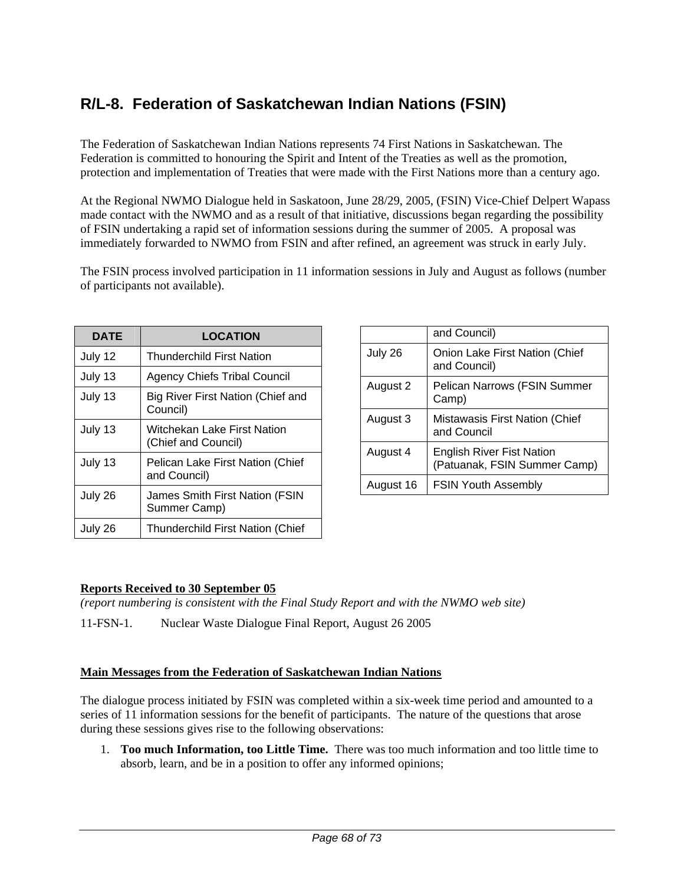## R/L-8. Federation of Saskatchewan Indian Nations (FSIN)

The Federation of Saskatchewan Indian Nations represents 74 First Nations in Saskatchewan. The Federation is committed to honouring the Spirit and Intent of the Treaties as well as the promotion, protection and implementation of Treaties that were made with the First Nations more than a century ago.

At the Regional NWMO Dialogue held in Saskatoon, June 28/29, 2005, (FSIN) Vice-Chief Delpert Wapass made contact with the NWMO and as a result of that initiative, discussions began regarding the possibility of FSIN undertaking a rapid set of information sessions during the summer of 2005. A proposal was immediately forwarded to NWMO from FSIN and after refined, an agreement was struck in early July.

The FSIN process involved participation in 11 information sessions in July and August as follows (number of participants not available).

| DATE | LOCATION |
|---|---|
| July 12 | Thunderchild First Nation |
| July 13 | Agency Chiefs Tribal Council |
| July 13 | Big River First Nation (Chief and Council) |
| July 13 | Witchekan Lake First Nation (Chief and Council) |
| July 13 | Pelican Lake First Nation (Chief and Council) |
| July 26 | James Smith First Nation (FSIN Summer Camp) |
| July 26 | Thunderchild First Nation (Chief and Council) |
| July 26 | Onion Lake First Nation (Chief and Council) |
| August 2 | Pelican Narrows (FSIN Summer Camp) |
| August 3 | Mistawasis First Nation (Chief and Council |
| August 4 | English River Fist Nation (Patuanak, FSIN Summer Camp) |
| August 16 | FSIN Youth Assembly |

**Reports Received to 30 September 05**

*(report numbering is consistent with the Final Study Report and with the NWMO web site)*

11-FSN-1. Nuclear Waste Dialogue Final Report, August 26 2005

**Main Messages from the Federation of Saskatchewan Indian Nations**

The dialogue process initiated by FSIN was completed within a six-week time period and amounted to a series of 11 information sessions for the benefit of participants. The nature of the questions that arose during these sessions gives rise to the following observations:

1. **Too much Information, too Little Time.** There was too much information and too little time to absorb, learn, and be in a position to offer any informed opinions;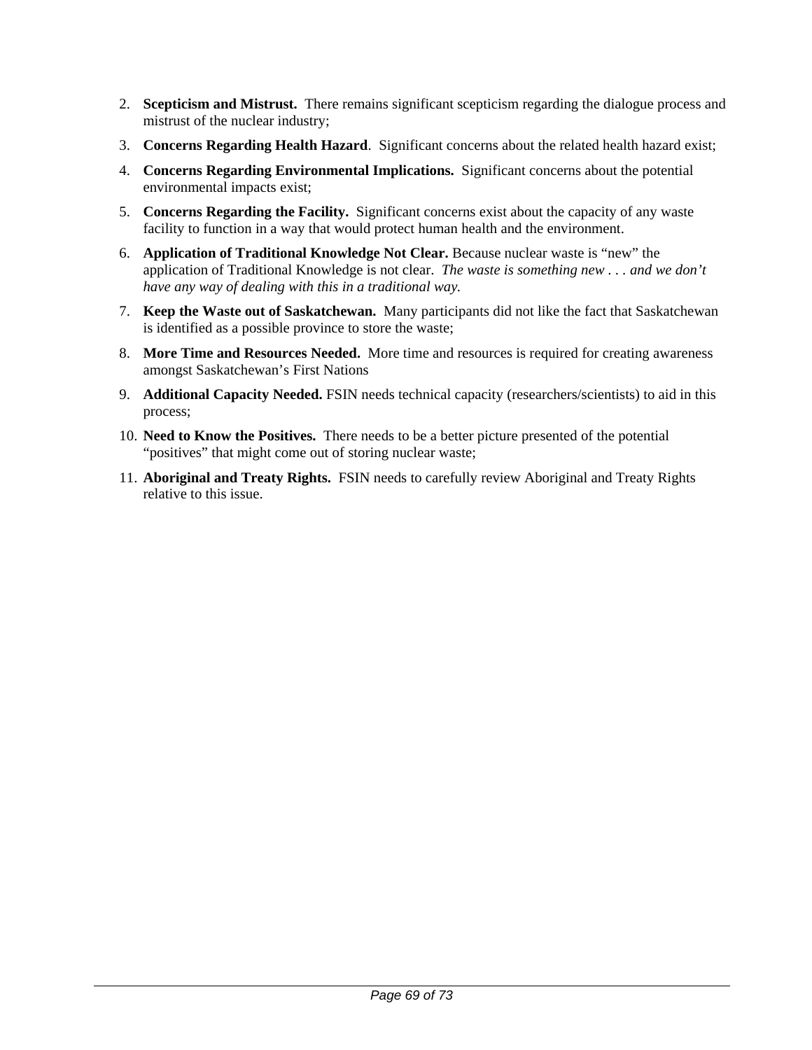2. **Scepticism and Mistrust.** There remains significant scepticism regarding the dialogue process and mistrust of the nuclear industry;
3. **Concerns Regarding Health Hazard**. Significant concerns about the related health hazard exist;
4. **Concerns Regarding Environmental Implications.** Significant concerns about the potential environmental impacts exist;
5. **Concerns Regarding the Facility.** Significant concerns exist about the capacity of any waste facility to function in a way that would protect human health and the environment.
6. **Application of Traditional Knowledge Not Clear.** Because nuclear waste is "new" the application of Traditional Knowledge is not clear. *The waste is something new . . . and we don't have any way of dealing with this in a traditional way.*
7. **Keep the Waste out of Saskatchewan.** Many participants did not like the fact that Saskatchewan is identified as a possible province to store the waste;
8. **More Time and Resources Needed.** More time and resources is required for creating awareness amongst Saskatchewan's First Nations
9. **Additional Capacity Needed.** FSIN needs technical capacity (researchers/scientists) to aid in this process;
10. **Need to Know the Positives.** There needs to be a better picture presented of the potential "positives" that might come out of storing nuclear waste;
11. **Aboriginal and Treaty Rights.** FSIN needs to carefully review Aboriginal and Treaty Rights relative to this issue.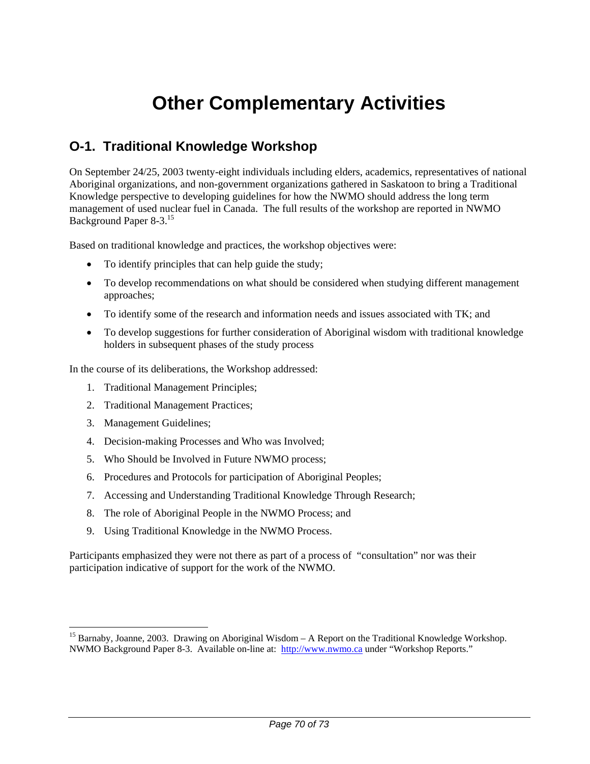# Other Complementary Activities

## O-1. Traditional Knowledge Workshop

On September 24/25, 2003 twenty-eight individuals including elders, academics, representatives of national Aboriginal organizations, and non-government organizations gathered in Saskatoon to bring a Traditional Knowledge perspective to developing guidelines for how the NWMO should address the long term management of used nuclear fuel in Canada. The full results of the workshop are reported in NWMO Background Paper 8-3.[15]

Based on traditional knowledge and practices, the workshop objectives were:

- To identify principles that can help guide the study;
- To develop recommendations on what should be considered when studying different management approaches;
- To identify some of the research and information needs and issues associated with TK; and
- To develop suggestions for further consideration of Aboriginal wisdom with traditional knowledge holders in subsequent phases of the study process

In the course of its deliberations, the Workshop addressed:

1. Traditional Management Principles;
2. Traditional Management Practices;
3. Management Guidelines;
4. Decision-making Processes and Who was Involved;
5. Who Should be Involved in Future NWMO process;
6. Procedures and Protocols for participation of Aboriginal Peoples;
7. Accessing and Understanding Traditional Knowledge Through Research;
8. The role of Aboriginal People in the NWMO Process; and
9. Using Traditional Knowledge in the NWMO Process.

Participants emphasized they were not there as part of a process of "consultation" nor was their participation indicative of support for the work of the NWMO.

[15] Barnaby, Joanne, 2003. Drawing on Aboriginal Wisdom – A Report on the Traditional Knowledge Workshop. NWMO Background Paper 8-3. Available on-line at: http://www.nwmo.ca under "Workshop Reports."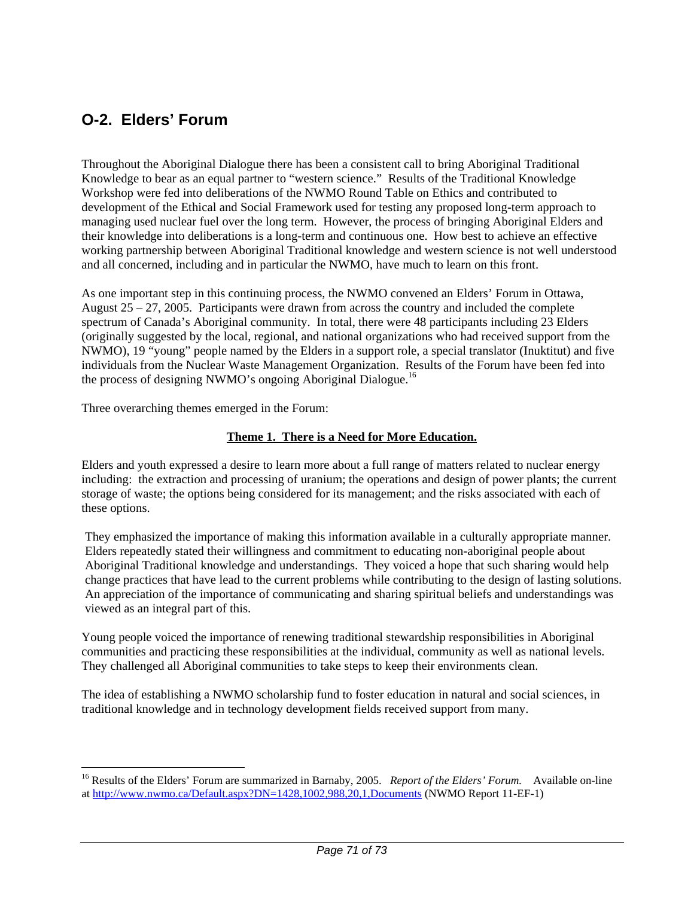## O-2. Elders' Forum

Throughout the Aboriginal Dialogue there has been a consistent call to bring Aboriginal Traditional Knowledge to bear as an equal partner to "western science." Results of the Traditional Knowledge Workshop were fed into deliberations of the NWMO Round Table on Ethics and contributed to development of the Ethical and Social Framework used for testing any proposed long-term approach to managing used nuclear fuel over the long term. However, the process of bringing Aboriginal Elders and their knowledge into deliberations is a long-term and continuous one. How best to achieve an effective working partnership between Aboriginal Traditional knowledge and western science is not well understood and all concerned, including and in particular the NWMO, have much to learn on this front.

As one important step in this continuing process, the NWMO convened an Elders' Forum in Ottawa, August 25 – 27, 2005. Participants were drawn from across the country and included the complete spectrum of Canada's Aboriginal community. In total, there were 48 participants including 23 Elders (originally suggested by the local, regional, and national organizations who had received support from the NWMO), 19 "young" people named by the Elders in a support role, a special translator (Inuktitut) and five individuals from the Nuclear Waste Management Organization. Results of the Forum have been fed into the process of designing NWMO's ongoing Aboriginal Dialogue.[16]

Three overarching themes emerged in the Forum:

**Theme 1. There is a Need for More Education.**

Elders and youth expressed a desire to learn more about a full range of matters related to nuclear energy including: the extraction and processing of uranium; the operations and design of power plants; the current storage of waste; the options being considered for its management; and the risks associated with each of these options.

They emphasized the importance of making this information available in a culturally appropriate manner. Elders repeatedly stated their willingness and commitment to educating non-aboriginal people about Aboriginal Traditional knowledge and understandings. They voiced a hope that such sharing would help change practices that have lead to the current problems while contributing to the design of lasting solutions. An appreciation of the importance of communicating and sharing spiritual beliefs and understandings was viewed as an integral part of this.

Young people voiced the importance of renewing traditional stewardship responsibilities in Aboriginal communities and practicing these responsibilities at the individual, community as well as national levels. They challenged all Aboriginal communities to take steps to keep their environments clean.

The idea of establishing a NWMO scholarship fund to foster education in natural and social sciences, in traditional knowledge and in technology development fields received support from many.

---

[16] Results of the Elders' Forum are summarized in Barnaby, 2005. *Report of the Elders' Forum.* Available on-line at http://www.nwmo.ca/Default.aspx?DN=1428,1002,988,20,1,Documents (NWMO Report 11-EF-1)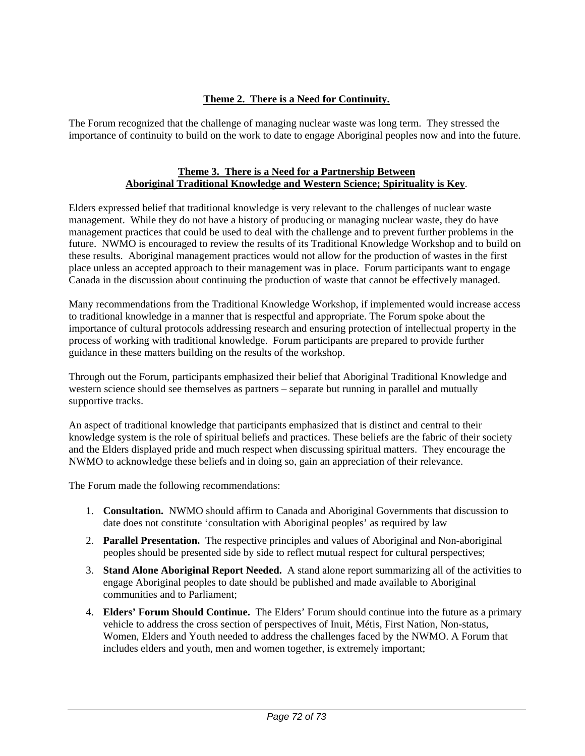### Theme 2. There is a Need for Continuity.

The Forum recognized that the challenge of managing nuclear waste was long term. They stressed the importance of continuity to build on the work to date to engage Aboriginal peoples now and into the future.

### Theme 3. There is a Need for a Partnership Between Aboriginal Traditional Knowledge and Western Science; Spirituality is Key.

Elders expressed belief that traditional knowledge is very relevant to the challenges of nuclear waste management. While they do not have a history of producing or managing nuclear waste, they do have management practices that could be used to deal with the challenge and to prevent further problems in the future. NWMO is encouraged to review the results of its Traditional Knowledge Workshop and to build on these results. Aboriginal management practices would not allow for the production of wastes in the first place unless an accepted approach to their management was in place. Forum participants want to engage Canada in the discussion about continuing the production of waste that cannot be effectively managed.

Many recommendations from the Traditional Knowledge Workshop, if implemented would increase access to traditional knowledge in a manner that is respectful and appropriate. The Forum spoke about the importance of cultural protocols addressing research and ensuring protection of intellectual property in the process of working with traditional knowledge. Forum participants are prepared to provide further guidance in these matters building on the results of the workshop.

Through out the Forum, participants emphasized their belief that Aboriginal Traditional Knowledge and western science should see themselves as partners – separate but running in parallel and mutually supportive tracks.

An aspect of traditional knowledge that participants emphasized that is distinct and central to their knowledge system is the role of spiritual beliefs and practices. These beliefs are the fabric of their society and the Elders displayed pride and much respect when discussing spiritual matters. They encourage the NWMO to acknowledge these beliefs and in doing so, gain an appreciation of their relevance.

The Forum made the following recommendations:

1. **Consultation.** NWMO should affirm to Canada and Aboriginal Governments that discussion to date does not constitute 'consultation with Aboriginal peoples' as required by law
2. **Parallel Presentation.** The respective principles and values of Aboriginal and Non-aboriginal peoples should be presented side by side to reflect mutual respect for cultural perspectives;
3. **Stand Alone Aboriginal Report Needed.** A stand alone report summarizing all of the activities to engage Aboriginal peoples to date should be published and made available to Aboriginal communities and to Parliament;
4. **Elders' Forum Should Continue.** The Elders' Forum should continue into the future as a primary vehicle to address the cross section of perspectives of Inuit, Métis, First Nation, Non-status, Women, Elders and Youth needed to address the challenges faced by the NWMO. A Forum that includes elders and youth, men and women together, is extremely important;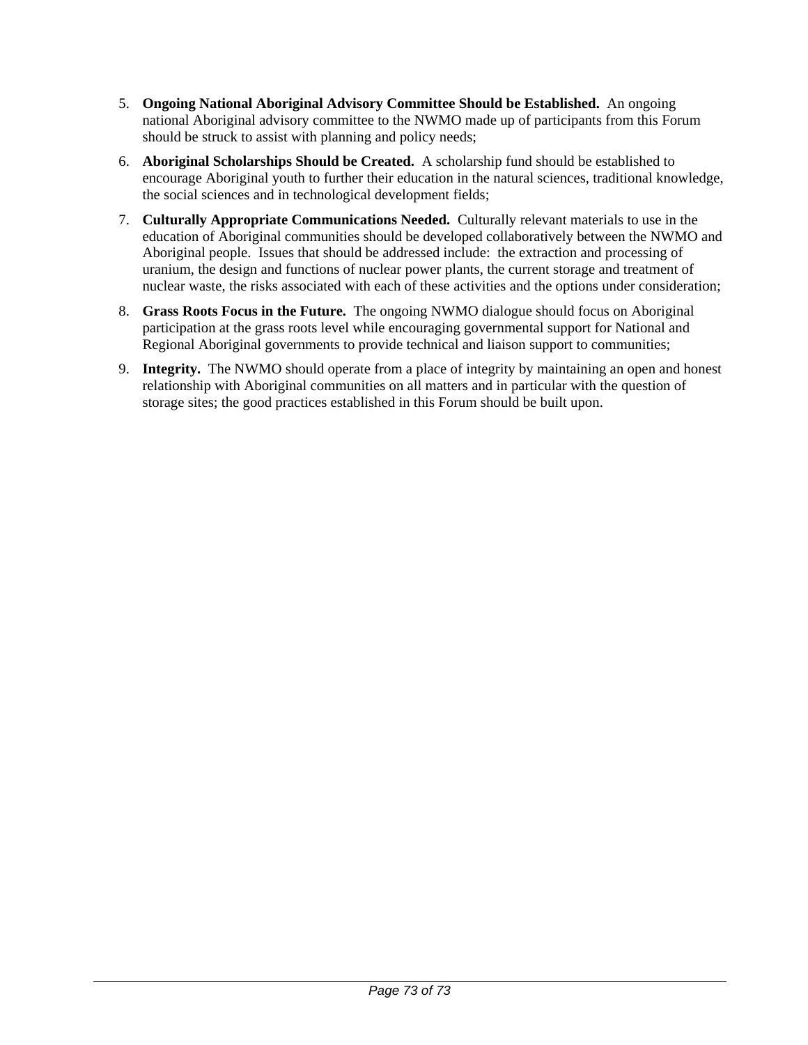5. **Ongoing National Aboriginal Advisory Committee Should be Established.** An ongoing national Aboriginal advisory committee to the NWMO made up of participants from this Forum should be struck to assist with planning and policy needs;
6. **Aboriginal Scholarships Should be Created.** A scholarship fund should be established to encourage Aboriginal youth to further their education in the natural sciences, traditional knowledge, the social sciences and in technological development fields;
7. **Culturally Appropriate Communications Needed.** Culturally relevant materials to use in the education of Aboriginal communities should be developed collaboratively between the NWMO and Aboriginal people. Issues that should be addressed include: the extraction and processing of uranium, the design and functions of nuclear power plants, the current storage and treatment of nuclear waste, the risks associated with each of these activities and the options under consideration;
8. **Grass Roots Focus in the Future.** The ongoing NWMO dialogue should focus on Aboriginal participation at the grass roots level while encouraging governmental support for National and Regional Aboriginal governments to provide technical and liaison support to communities;
9. **Integrity.** The NWMO should operate from a place of integrity by maintaining an open and honest relationship with Aboriginal communities on all matters and in particular with the question of storage sites; the good practices established in this Forum should be built upon.